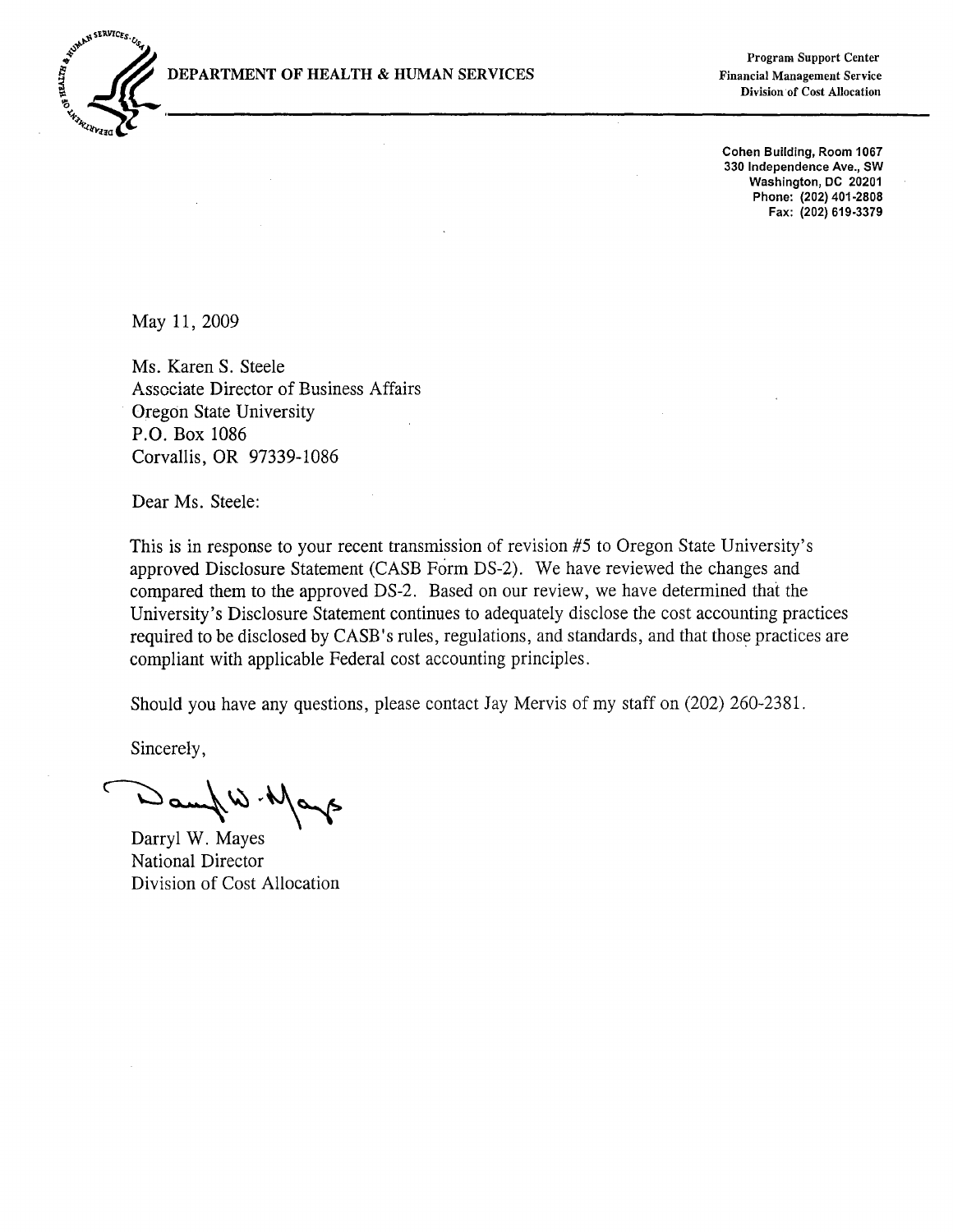DEPARTMENT OF HEALTH & HUMAN SERVICES

Program Support Center
Financial Management Service
Division of Cost Allocation

Cohen Building, Room 1067
330 Independence Ave., SW
Washington, DC 20201
Phone: (202) 401-2808
Fax: (202) 619-3379

May 11, 2009

Ms. Karen S. Steele
Associate Director of Business Affairs
Oregon State University
P.O. Box 1086
Corvallis, OR 97339-1086

Dear Ms. Steele:

This is in response to your recent transmission of revision #5 to Oregon State University's approved Disclosure Statement (CASB Form DS-2). We have reviewed the changes and compared them to the approved DS-2. Based on our review, we have determined that the University's Disclosure Statement continues to adequately disclose the cost accounting practices required to be disclosed by CASB's rules, regulations, and standards, and that those practices are compliant with applicable Federal cost accounting principles.

Should you have any questions, please contact Jay Mervis of my staff on (202) 260-2381.

Sincerely,

Darryl W. Mayes
National Director
Division of Cost Allocation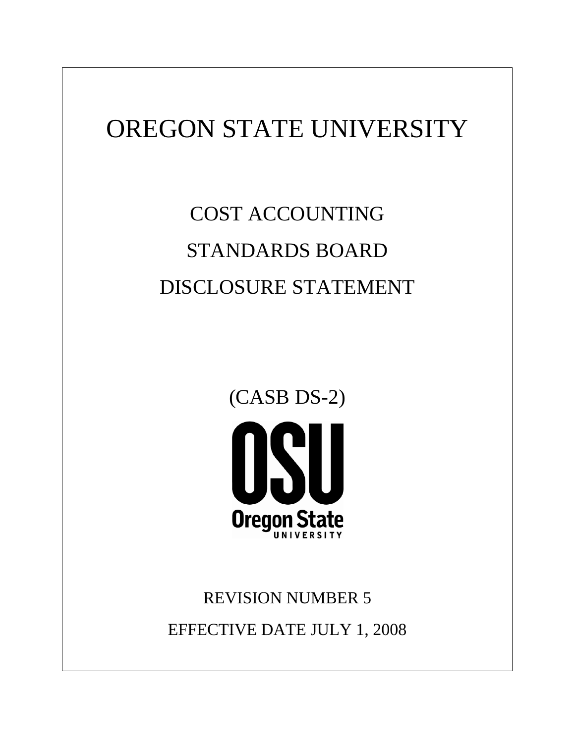# OREGON STATE UNIVERSITY

## COST ACCOUNTING

## STANDARDS BOARD

## DISCLOSURE STATEMENT

(CASB DS-2)

REVISION NUMBER 5

EFFECTIVE DATE JULY 1, 2008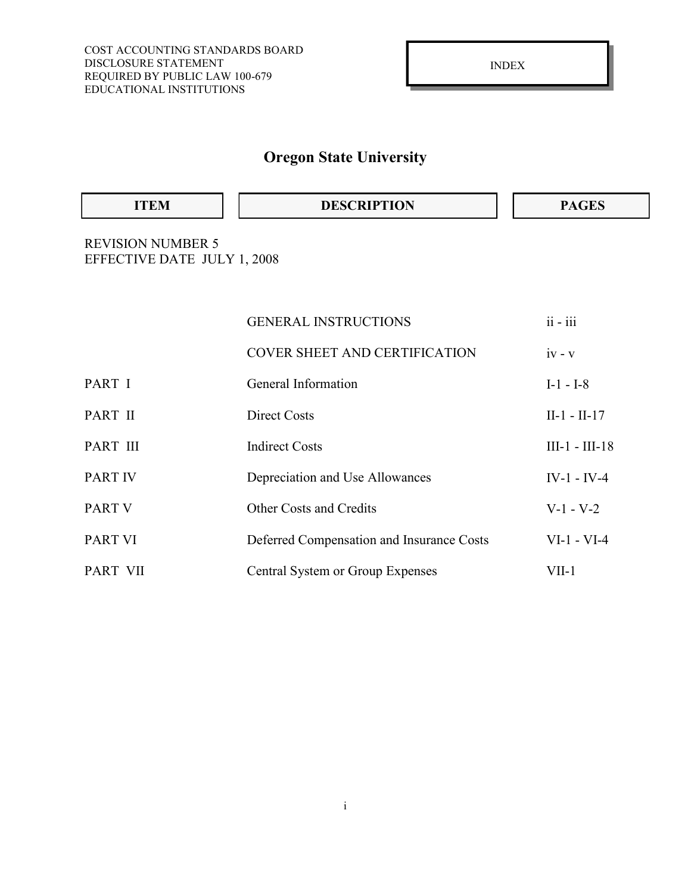COST ACCOUNTING STANDARDS BOARD
DISCLOSURE STATEMENT
REQUIRED BY PUBLIC LAW 100-679
EDUCATIONAL INSTITUTIONS

INDEX

# Oregon State University

REVISION NUMBER 5
EFFECTIVE DATE JULY 1, 2008

| ITEM | DESCRIPTION | PAGES |
| --- | --- | --- |
| | GENERAL INSTRUCTIONS | ii - iii |
| | COVER SHEET AND CERTIFICATION | iv - v |
| PART I | General Information | I-1 - I-8 |
| PART II | Direct Costs | II-1 - II-17 |
| PART III | Indirect Costs | III-1 - III-18 |
| PART IV | Depreciation and Use Allowances | IV-1 - IV-4 |
| PART V | Other Costs and Credits | V-1 - V-2 |
| PART VI | Deferred Compensation and Insurance Costs | VI-1 - VI-4 |
| PART VII | Central System or Group Expenses | VII-1 |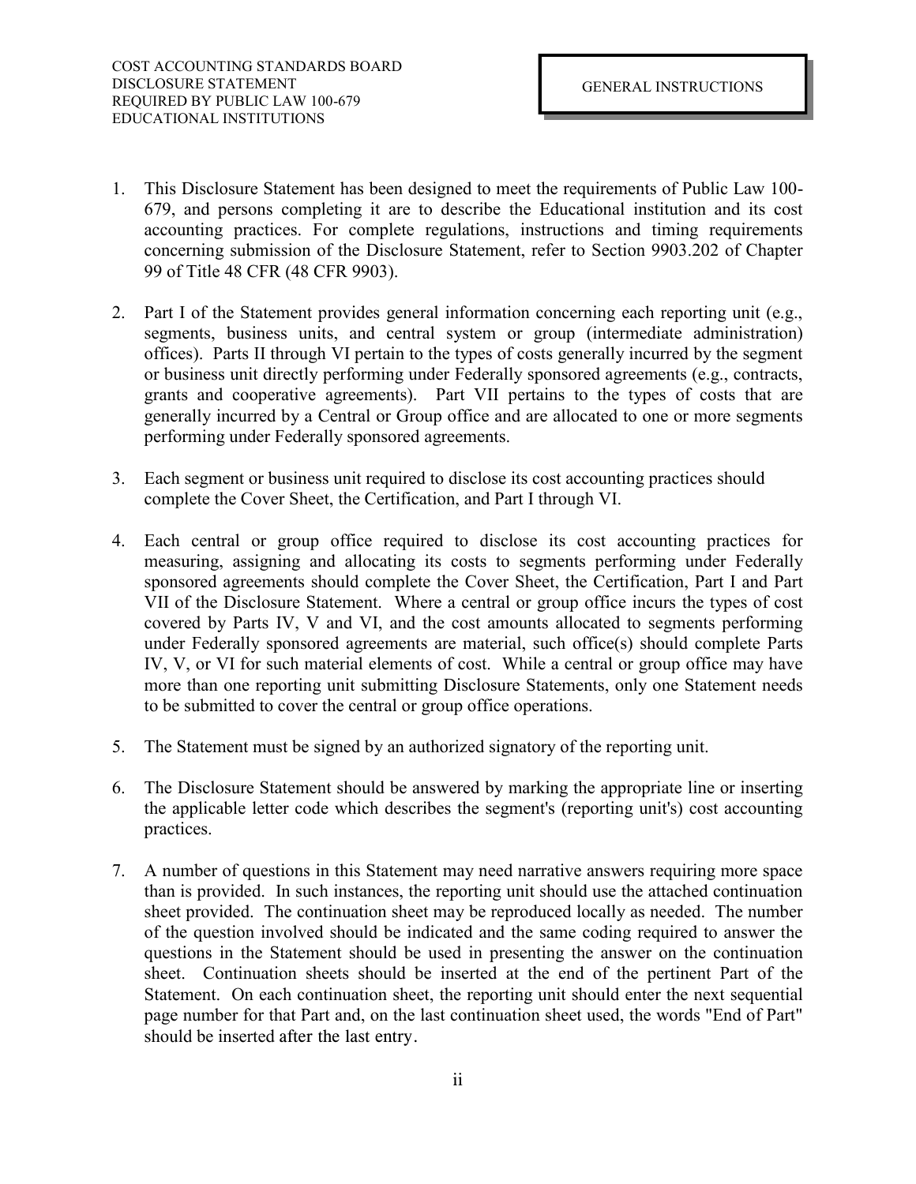COST ACCOUNTING STANDARDS BOARD
DISCLOSURE STATEMENT
REQUIRED BY PUBLIC LAW 100-679
EDUCATIONAL INSTITUTIONS

GENERAL INSTRUCTIONS

1. This Disclosure Statement has been designed to meet the requirements of Public Law 100-679, and persons completing it are to describe the Educational institution and its cost accounting practices. For complete regulations, instructions and timing requirements concerning submission of the Disclosure Statement, refer to Section 9903.202 of Chapter 99 of Title 48 CFR (48 CFR 9903).

2. Part I of the Statement provides general information concerning each reporting unit (e.g., segments, business units, and central system or group (intermediate administration) offices). Parts II through VI pertain to the types of costs generally incurred by the segment or business unit directly performing under Federally sponsored agreements (e.g., contracts, grants and cooperative agreements). Part VII pertains to the types of costs that are generally incurred by a Central or Group office and are allocated to one or more segments performing under Federally sponsored agreements.

3. Each segment or business unit required to disclose its cost accounting practices should complete the Cover Sheet, the Certification, and Part I through VI.

4. Each central or group office required to disclose its cost accounting practices for measuring, assigning and allocating its costs to segments performing under Federally sponsored agreements should complete the Cover Sheet, the Certification, Part I and Part VII of the Disclosure Statement. Where a central or group office incurs the types of cost covered by Parts IV, V and VI, and the cost amounts allocated to segments performing under Federally sponsored agreements are material, such office(s) should complete Parts IV, V, or VI for such material elements of cost. While a central or group office may have more than one reporting unit submitting Disclosure Statements, only one Statement needs to be submitted to cover the central or group office operations.

5. The Statement must be signed by an authorized signatory of the reporting unit.

6. The Disclosure Statement should be answered by marking the appropriate line or inserting the applicable letter code which describes the segment's (reporting unit's) cost accounting practices.

7. A number of questions in this Statement may need narrative answers requiring more space than is provided. In such instances, the reporting unit should use the attached continuation sheet provided. The continuation sheet may be reproduced locally as needed. The number of the question involved should be indicated and the same coding required to answer the questions in the Statement should be used in presenting the answer on the continuation sheet. Continuation sheets should be inserted at the end of the pertinent Part of the Statement. On each continuation sheet, the reporting unit should enter the next sequential page number for that Part and, on the last continuation sheet used, the words "End of Part" should be inserted after the last entry.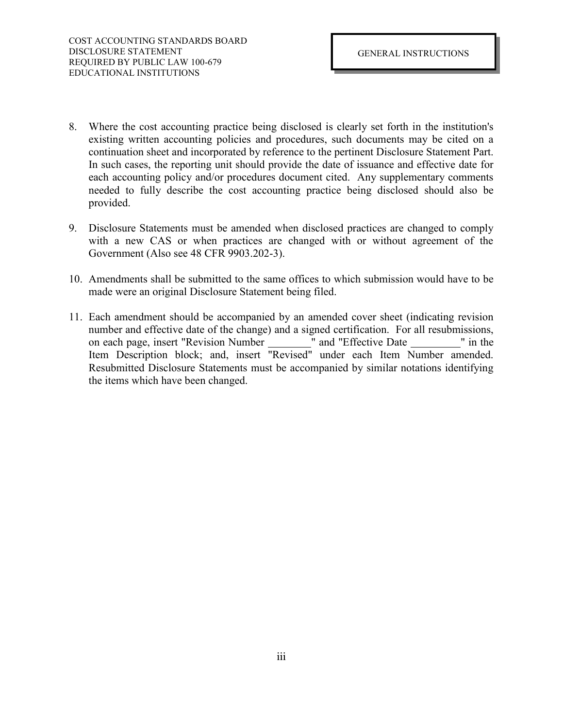8. Where the cost accounting practice being disclosed is clearly set forth in the institution's existing written accounting policies and procedures, such documents may be cited on a continuation sheet and incorporated by reference to the pertinent Disclosure Statement Part. In such cases, the reporting unit should provide the date of issuance and effective date for each accounting policy and/or procedures document cited. Any supplementary comments needed to fully describe the cost accounting practice being disclosed should also be provided.

9. Disclosure Statements must be amended when disclosed practices are changed to comply with a new CAS or when practices are changed with or without agreement of the Government (Also see 48 CFR 9903.202-3).

10. Amendments shall be submitted to the same offices to which submission would have to be made were an original Disclosure Statement being filed.

11. Each amendment should be accompanied by an amended cover sheet (indicating revision number and effective date of the change) and a signed certification. For all resubmissions, on each page, insert "Revision Number ________" and "Effective Date _________" in the Item Description block; and, insert "Revised" under each Item Number amended. Resubmitted Disclosure Statements must be accompanied by similar notations identifying the items which have been changed.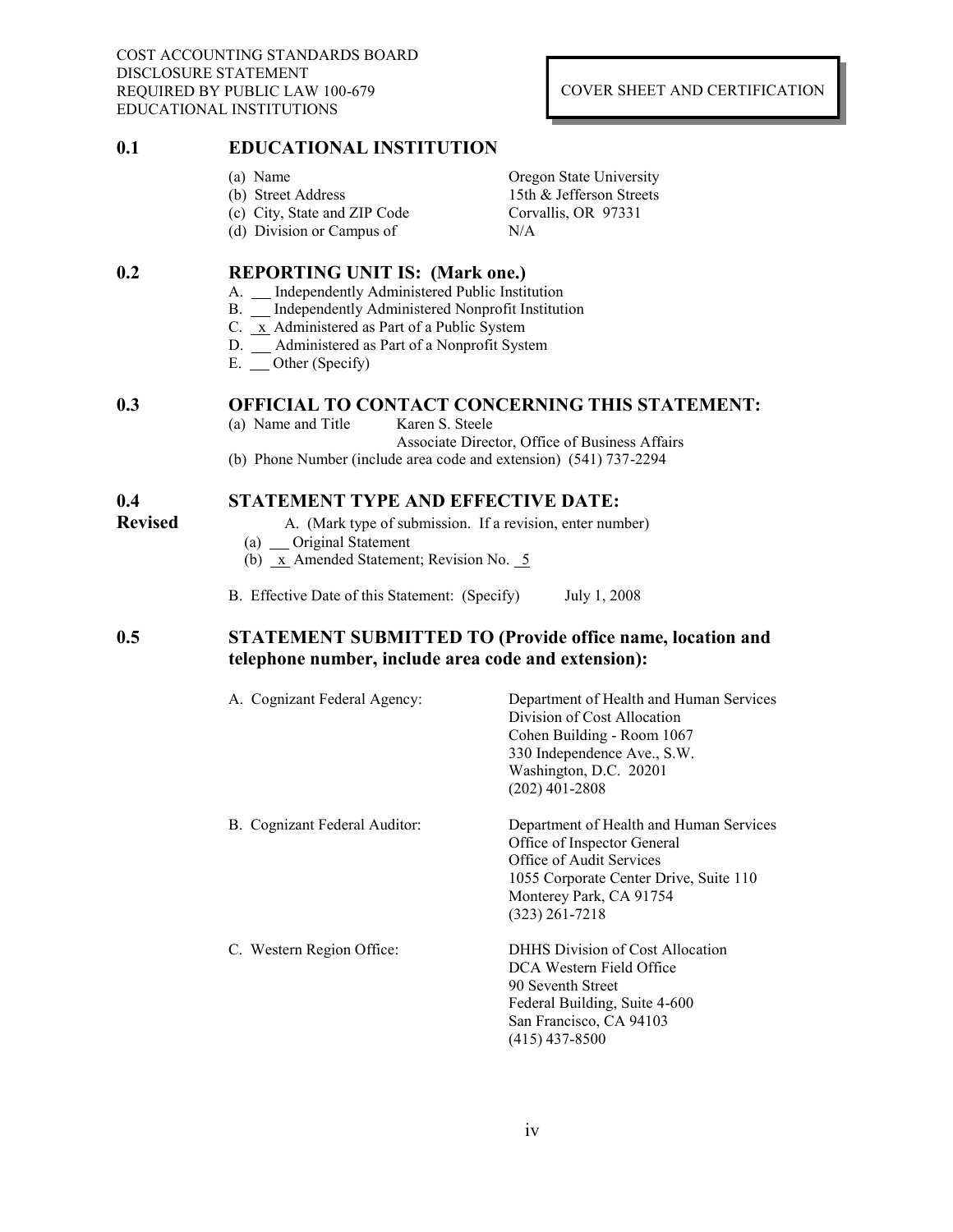COST ACCOUNTING STANDARDS BOARD
DISCLOSURE STATEMENT
REQUIRED BY PUBLIC LAW 100-679
EDUCATIONAL INSTITUTIONS

COVER SHEET AND CERTIFICATION

## 0.1 EDUCATIONAL INSTITUTION

| | |
|---|---|
| (a) Name | Oregon State University |
| (b) Street Address | 15th & Jefferson Streets |
| (c) City, State and ZIP Code | Corvallis, OR 97331 |
| (d) Division or Campus of | N/A |

## 0.2 REPORTING UNIT IS: (Mark one.)

A. __ Independently Administered Public Institution
B. __ Independently Administered Nonprofit Institution
C. _x_ Administered as Part of a Public System
D. __ Administered as Part of a Nonprofit System
E. __ Other (Specify)

## 0.3 OFFICIAL TO CONTACT CONCERNING THIS STATEMENT:

(a) Name and Title Karen S. Steele
Associate Director, Office of Business Affairs
(b) Phone Number (include area code and extension) (541) 737-2294

## 0.4 STATEMENT TYPE AND EFFECTIVE DATE:

**Revised**

A. (Mark type of submission. If a revision, enter number)
(a) __ Original Statement
(b) _x_ Amended Statement; Revision No. _5_

B. Effective Date of this Statement: (Specify) July 1, 2008

## 0.5 STATEMENT SUBMITTED TO (Provide office name, location and telephone number, include area code and extension):

A. Cognizant Federal Agency:
Department of Health and Human Services
Division of Cost Allocation
Cohen Building - Room 1067
330 Independence Ave., S.W.
Washington, D.C. 20201
(202) 401-2808

B. Cognizant Federal Auditor:
Department of Health and Human Services
Office of Inspector General
Office of Audit Services
1055 Corporate Center Drive, Suite 110
Monterey Park, CA 91754
(323) 261-7218

C. Western Region Office:
DHHS Division of Cost Allocation
DCA Western Field Office
90 Seventh Street
Federal Building, Suite 4-600
San Francisco, CA 94103
(415) 437-8500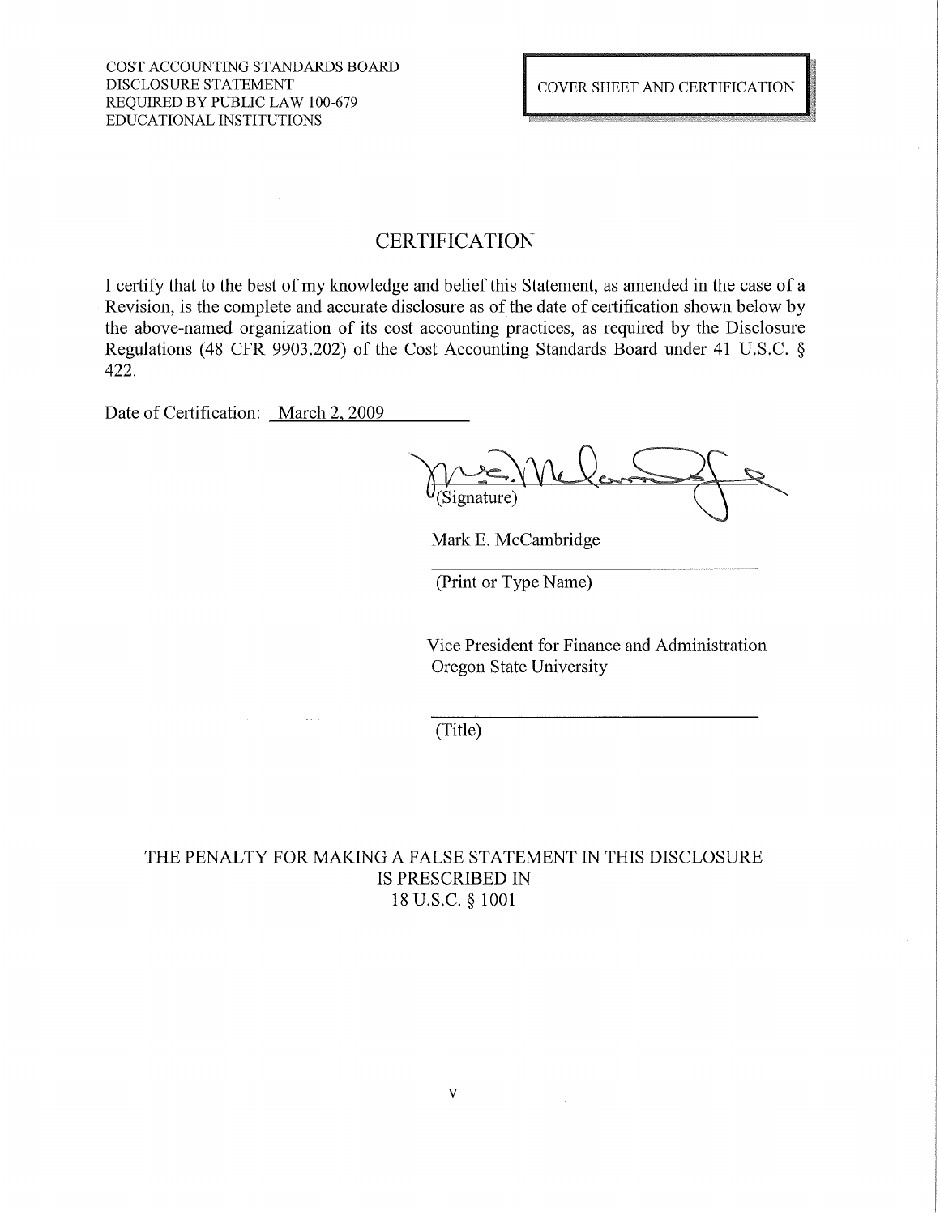COST ACCOUNTING STANDARDS BOARD
DISCLOSURE STATEMENT
REQUIRED BY PUBLIC LAW 100-679
EDUCATIONAL INSTITUTIONS

COVER SHEET AND CERTIFICATION

# CERTIFICATION

I certify that to the best of my knowledge and belief this Statement, as amended in the case of a Revision, is the complete and accurate disclosure as of the date of certification shown below by the above-named organization of its cost accounting practices, as required by the Disclosure Regulations (48 CFR 9903.202) of the Cost Accounting Standards Board under 41 U.S.C. § 422.

Date of Certification: March 2, 2009

(Signature)

Mark E. McCambridge

(Print or Type Name)

Vice President for Finance and Administration
Oregon State University

(Title)

THE PENALTY FOR MAKING A FALSE STATEMENT IN THIS DISCLOSURE IS PRESCRIBED IN 18 U.S.C. § 1001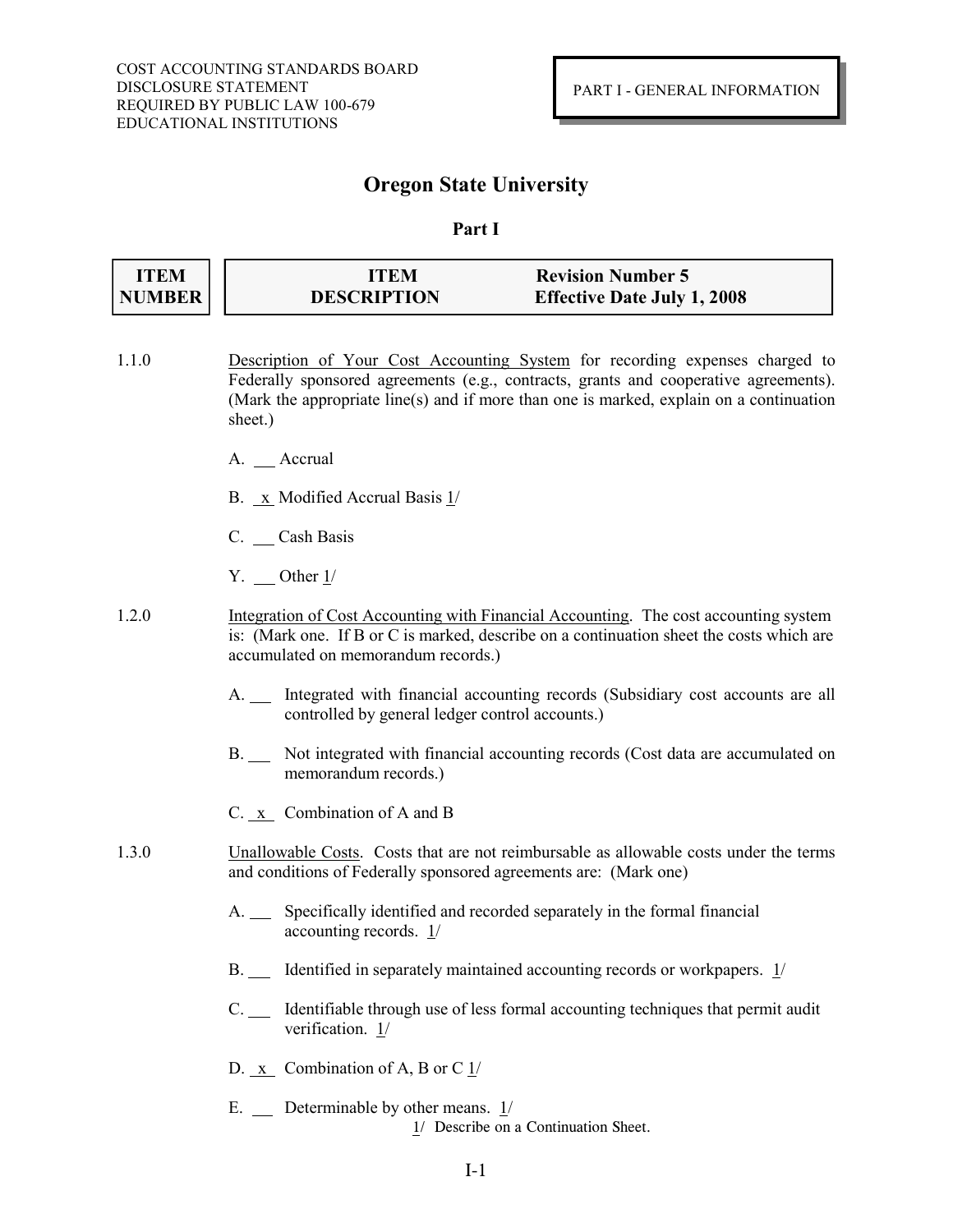COST ACCOUNTING STANDARDS BOARD
DISCLOSURE STATEMENT
REQUIRED BY PUBLIC LAW 100-679
EDUCATIONAL INSTITUTIONS

PART I - GENERAL INFORMATION

# Oregon State University

## Part I

| ITEM NUMBER | ITEM DESCRIPTION | Revision Number 5 Effective Date July 1, 2008 |
|---|---|---|

1.1.0 Description of Your Cost Accounting System for recording expenses charged to Federally sponsored agreements (e.g., contracts, grants and cooperative agreements). (Mark the appropriate line(s) and if more than one is marked, explain on a continuation sheet.)

A. ___ Accrual

B. _x_ Modified Accrual Basis 1/

C. ___ Cash Basis

Y. ___ Other 1/

1.2.0 Integration of Cost Accounting with Financial Accounting. The cost accounting system is: (Mark one. If B or C is marked, describe on a continuation sheet the costs which are accumulated on memorandum records.)

A. ___ Integrated with financial accounting records (Subsidiary cost accounts are all controlled by general ledger control accounts.)

B. ___ Not integrated with financial accounting records (Cost data are accumulated on memorandum records.)

C. _x_ Combination of A and B

1.3.0 Unallowable Costs. Costs that are not reimbursable as allowable costs under the terms and conditions of Federally sponsored agreements are: (Mark one)

A. ___ Specifically identified and recorded separately in the formal financial accounting records. 1/

B. ___ Identified in separately maintained accounting records or workpapers. 1/

C. ___ Identifiable through use of less formal accounting techniques that permit audit verification. 1/

D. _x_ Combination of A, B or C 1/

E. ___ Determinable by other means. 1/

1/ Describe on a Continuation Sheet.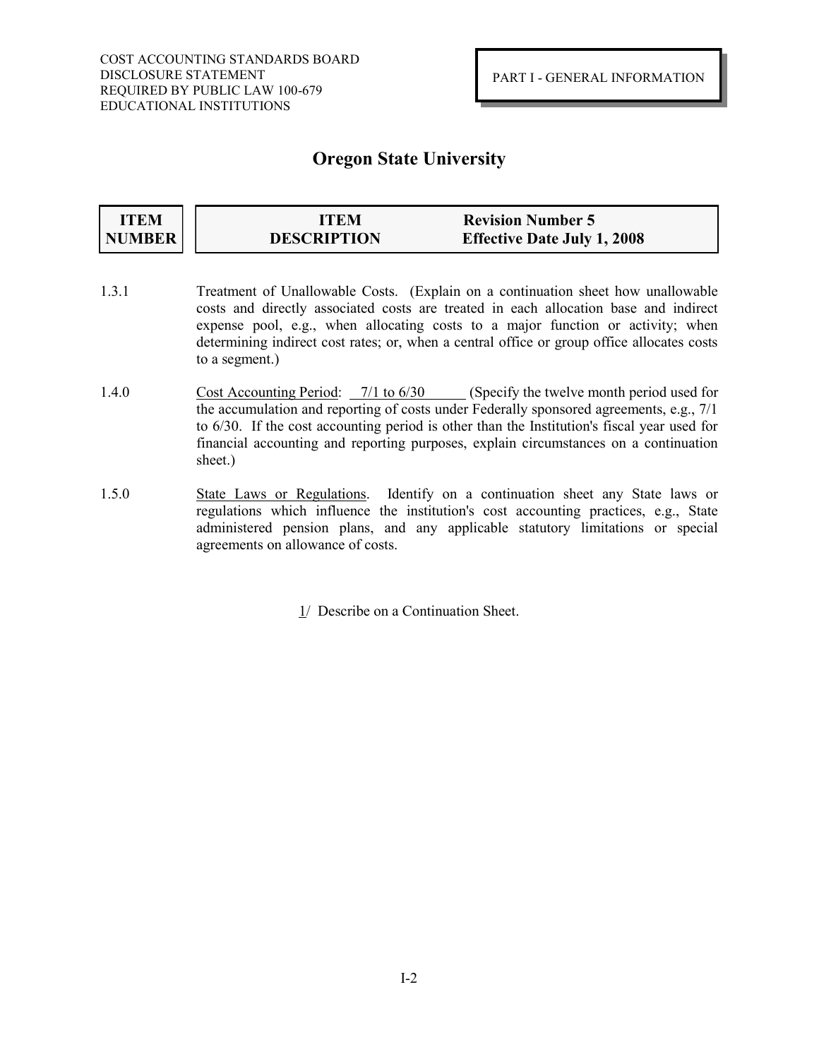COST ACCOUNTING STANDARDS BOARD
DISCLOSURE STATEMENT
REQUIRED BY PUBLIC LAW 100-679
EDUCATIONAL INSTITUTIONS

PART I - GENERAL INFORMATION

# Oregon State University

| ITEM NUMBER | ITEM DESCRIPTION | Revision Number 5 Effective Date July 1, 2008 |
|---|---|---|

1.3.1 Treatment of Unallowable Costs. (Explain on a continuation sheet how unallowable costs and directly associated costs are treated in each allocation base and indirect expense pool, e.g., when allocating costs to a major function or activity; when determining indirect cost rates; or, when a central office or group office allocates costs to a segment.)

1.4.0 Cost Accounting Period: 7/1 to 6/30 (Specify the twelve month period used for the accumulation and reporting of costs under Federally sponsored agreements, e.g., 7/1 to 6/30. If the cost accounting period is other than the Institution's fiscal year used for financial accounting and reporting purposes, explain circumstances on a continuation sheet.)

1.5.0 State Laws or Regulations. Identify on a continuation sheet any State laws or regulations which influence the institution's cost accounting practices, e.g., State administered pension plans, and any applicable statutory limitations or special agreements on allowance of costs.

1/ Describe on a Continuation Sheet.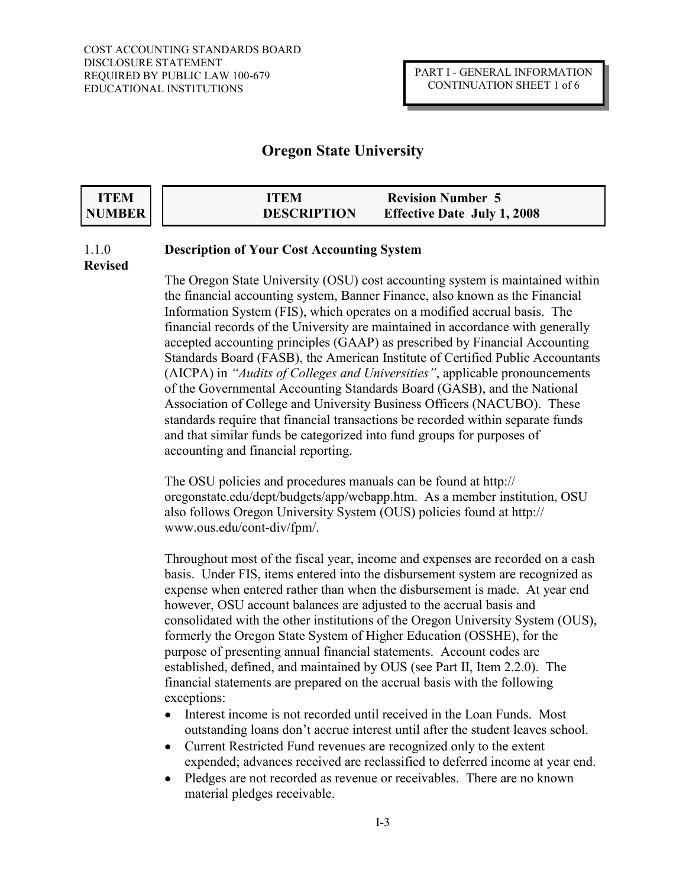# Oregon State University

| ITEM NUMBER | ITEM DESCRIPTION | Revision Number 5 Effective Date July 1, 2008 |
|---|---|---|

1.1.0 **Revised**

**Description of Your Cost Accounting System**

The Oregon State University (OSU) cost accounting system is maintained within the financial accounting system, Banner Finance, also known as the Financial Information System (FIS), which operates on a modified accrual basis. The financial records of the University are maintained in accordance with generally accepted accounting principles (GAAP) as prescribed by Financial Accounting Standards Board (FASB), the American Institute of Certified Public Accountants (AICPA) in *"Audits of Colleges and Universities"*, applicable pronouncements of the Governmental Accounting Standards Board (GASB), and the National Association of College and University Business Officers (NACUBO). These standards require that financial transactions be recorded within separate funds and that similar funds be categorized into fund groups for purposes of accounting and financial reporting.

The OSU policies and procedures manuals can be found at http:// oregonstate.edu/dept/budgets/app/webapp.htm. As a member institution, OSU also follows Oregon University System (OUS) policies found at http:// www.ous.edu/cont-div/fpm/.

Throughout most of the fiscal year, income and expenses are recorded on a cash basis. Under FIS, items entered into the disbursement system are recognized as expense when entered rather than when the disbursement is made. At year end however, OSU account balances are adjusted to the accrual basis and consolidated with the other institutions of the Oregon University System (OUS), formerly the Oregon State System of Higher Education (OSSHE), for the purpose of presenting annual financial statements. Account codes are established, defined, and maintained by OUS (see Part II, Item 2.2.0). The financial statements are prepared on the accrual basis with the following exceptions:

- Interest income is not recorded until received in the Loan Funds. Most outstanding loans don't accrue interest until after the student leaves school.
- Current Restricted Fund revenues are recognized only to the extent expended; advances received are reclassified to deferred income at year end.
- Pledges are not recorded as revenue or receivables. There are no known material pledges receivable.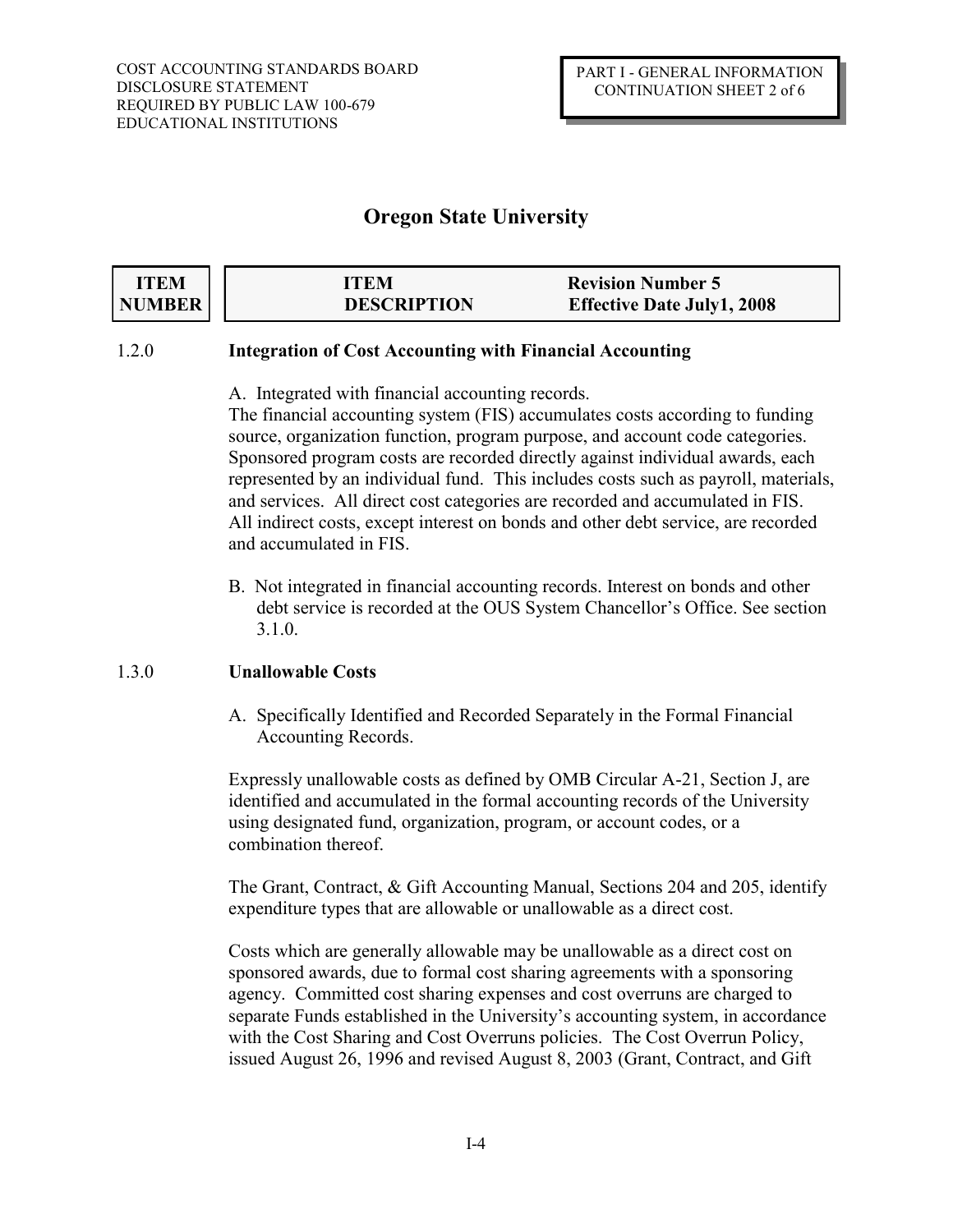# Oregon State University

| ITEM NUMBER | ITEM DESCRIPTION | Revision Number 5 Effective Date July1, 2008 |
|---|---|---|

1.2.0 **Integration of Cost Accounting with Financial Accounting**

A. Integrated with financial accounting records.
The financial accounting system (FIS) accumulates costs according to funding source, organization function, program purpose, and account code categories. Sponsored program costs are recorded directly against individual awards, each represented by an individual fund. This includes costs such as payroll, materials, and services. All direct cost categories are recorded and accumulated in FIS. All indirect costs, except interest on bonds and other debt service, are recorded and accumulated in FIS.

B. Not integrated in financial accounting records. Interest on bonds and other debt service is recorded at the OUS System Chancellor's Office. See section 3.1.0.

1.3.0 **Unallowable Costs**

A. Specifically Identified and Recorded Separately in the Formal Financial Accounting Records.

Expressly unallowable costs as defined by OMB Circular A-21, Section J, are identified and accumulated in the formal accounting records of the University using designated fund, organization, program, or account codes, or a combination thereof.

The Grant, Contract, & Gift Accounting Manual, Sections 204 and 205, identify expenditure types that are allowable or unallowable as a direct cost.

Costs which are generally allowable may be unallowable as a direct cost on sponsored awards, due to formal cost sharing agreements with a sponsoring agency. Committed cost sharing expenses and cost overruns are charged to separate Funds established in the University's accounting system, in accordance with the Cost Sharing and Cost Overruns policies. The Cost Overrun Policy, issued August 26, 1996 and revised August 8, 2003 (Grant, Contract, and Gift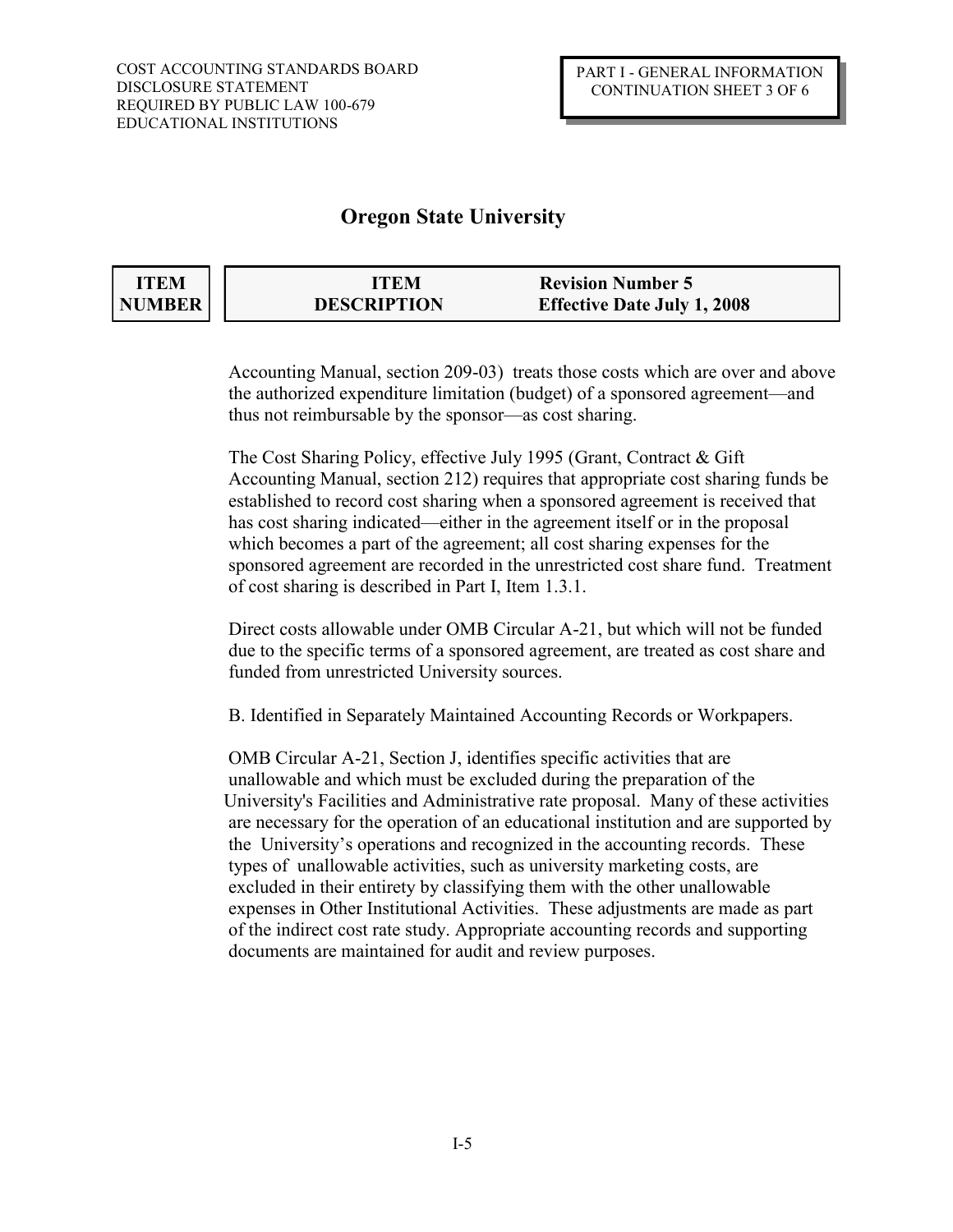# Oregon State University

| ITEM NUMBER | ITEM DESCRIPTION | Revision Number 5 Effective Date July 1, 2008 |
|---|---|---|

Accounting Manual, section 209-03) treats those costs which are over and above the authorized expenditure limitation (budget) of a sponsored agreement—and thus not reimbursable by the sponsor—as cost sharing.

The Cost Sharing Policy, effective July 1995 (Grant, Contract & Gift Accounting Manual, section 212) requires that appropriate cost sharing funds be established to record cost sharing when a sponsored agreement is received that has cost sharing indicated—either in the agreement itself or in the proposal which becomes a part of the agreement; all cost sharing expenses for the sponsored agreement are recorded in the unrestricted cost share fund. Treatment of cost sharing is described in Part I, Item 1.3.1.

Direct costs allowable under OMB Circular A-21, but which will not be funded due to the specific terms of a sponsored agreement, are treated as cost share and funded from unrestricted University sources.

B. Identified in Separately Maintained Accounting Records or Workpapers.

OMB Circular A-21, Section J, identifies specific activities that are unallowable and which must be excluded during the preparation of the University's Facilities and Administrative rate proposal. Many of these activities are necessary for the operation of an educational institution and are supported by the University's operations and recognized in the accounting records. These types of unallowable activities, such as university marketing costs, are excluded in their entirety by classifying them with the other unallowable expenses in Other Institutional Activities. These adjustments are made as part of the indirect cost rate study. Appropriate accounting records and supporting documents are maintained for audit and review purposes.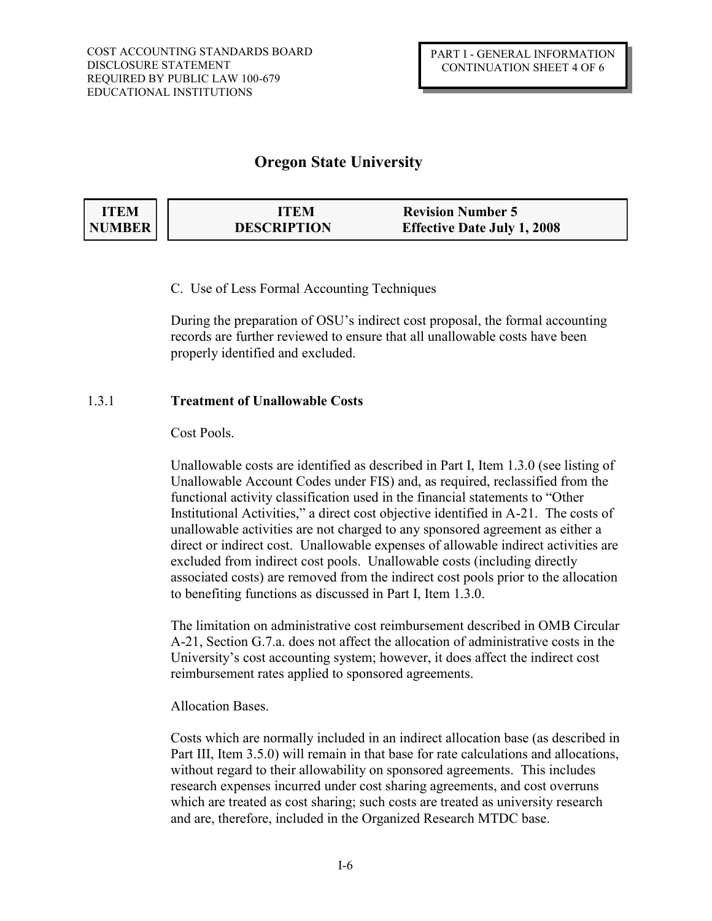# Oregon State University

| ITEM NUMBER | ITEM DESCRIPTION | Revision Number 5 Effective Date July 1, 2008 |
|---|---|---|

C. Use of Less Formal Accounting Techniques

During the preparation of OSU's indirect cost proposal, the formal accounting records are further reviewed to ensure that all unallowable costs have been properly identified and excluded.

## 1.3.1 **Treatment of Unallowable Costs**

Cost Pools.

Unallowable costs are identified as described in Part I, Item 1.3.0 (see listing of Unallowable Account Codes under FIS) and, as required, reclassified from the functional activity classification used in the financial statements to "Other Institutional Activities," a direct cost objective identified in A-21. The costs of unallowable activities are not charged to any sponsored agreement as either a direct or indirect cost. Unallowable expenses of allowable indirect activities are excluded from indirect cost pools. Unallowable costs (including directly associated costs) are removed from the indirect cost pools prior to the allocation to benefiting functions as discussed in Part I, Item 1.3.0.

The limitation on administrative cost reimbursement described in OMB Circular A-21, Section G.7.a. does not affect the allocation of administrative costs in the University's cost accounting system; however, it does affect the indirect cost reimbursement rates applied to sponsored agreements.

Allocation Bases.

Costs which are normally included in an indirect allocation base (as described in Part III, Item 3.5.0) will remain in that base for rate calculations and allocations, without regard to their allowability on sponsored agreements. This includes research expenses incurred under cost sharing agreements, and cost overruns which are treated as cost sharing; such costs are treated as university research and are, therefore, included in the Organized Research MTDC base.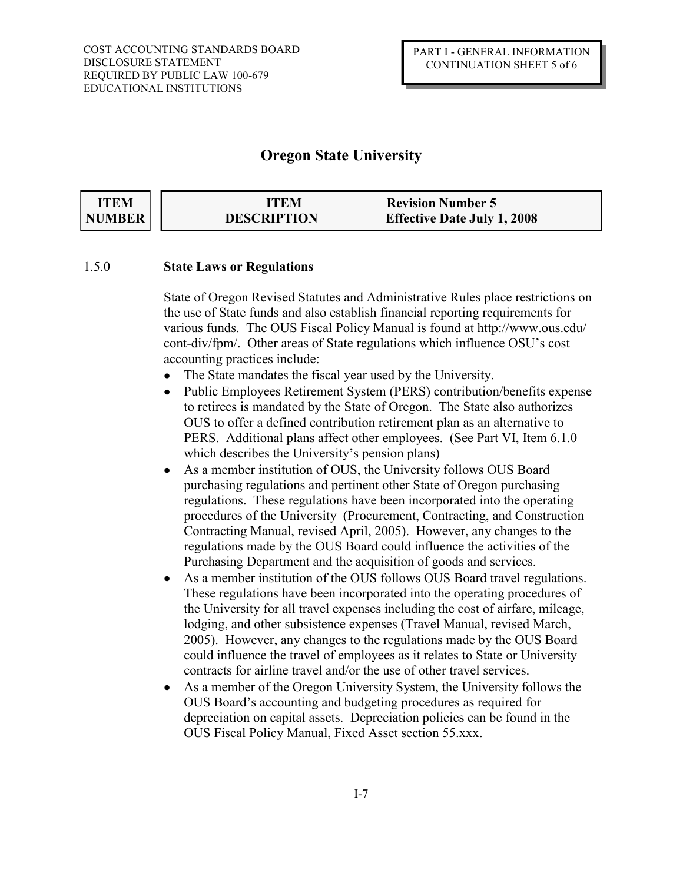# Oregon State University

| ITEM NUMBER | ITEM DESCRIPTION | Revision Number 5 Effective Date July 1, 2008 |
|---|---|---|

1.5.0 **State Laws or Regulations**

State of Oregon Revised Statutes and Administrative Rules place restrictions on the use of State funds and also establish financial reporting requirements for various funds. The OUS Fiscal Policy Manual is found at http://www.ous.edu/cont-div/fpm/. Other areas of State regulations which influence OSU's cost accounting practices include:

- The State mandates the fiscal year used by the University.
- Public Employees Retirement System (PERS) contribution/benefits expense to retirees is mandated by the State of Oregon. The State also authorizes OUS to offer a defined contribution retirement plan as an alternative to PERS. Additional plans affect other employees. (See Part VI, Item 6.1.0 which describes the University's pension plans)
- As a member institution of OUS, the University follows OUS Board purchasing regulations and pertinent other State of Oregon purchasing regulations. These regulations have been incorporated into the operating procedures of the University (Procurement, Contracting, and Construction Contracting Manual, revised April, 2005). However, any changes to the regulations made by the OUS Board could influence the activities of the Purchasing Department and the acquisition of goods and services.
- As a member institution of the OUS follows OUS Board travel regulations. These regulations have been incorporated into the operating procedures of the University for all travel expenses including the cost of airfare, mileage, lodging, and other subsistence expenses (Travel Manual, revised March, 2005). However, any changes to the regulations made by the OUS Board could influence the travel of employees as it relates to State or University contracts for airline travel and/or the use of other travel services.
- As a member of the Oregon University System, the University follows the OUS Board's accounting and budgeting procedures as required for depreciation on capital assets. Depreciation policies can be found in the OUS Fiscal Policy Manual, Fixed Asset section 55.xxx.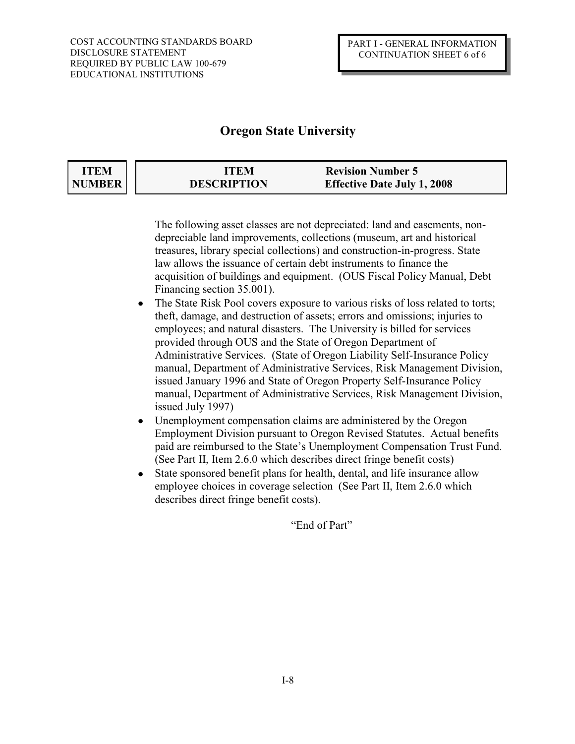# Oregon State University

| ITEM NUMBER | ITEM DESCRIPTION | Revision Number 5 Effective Date July 1, 2008 |
|---|---|---|

The following asset classes are not depreciated: land and easements, non-depreciable land improvements, collections (museum, art and historical treasures, library special collections) and construction-in-progress. State law allows the issuance of certain debt instruments to finance the acquisition of buildings and equipment. (OUS Fiscal Policy Manual, Debt Financing section 35.001).

- The State Risk Pool covers exposure to various risks of loss related to torts; theft, damage, and destruction of assets; errors and omissions; injuries to employees; and natural disasters. The University is billed for services provided through OUS and the State of Oregon Department of Administrative Services. (State of Oregon Liability Self-Insurance Policy manual, Department of Administrative Services, Risk Management Division, issued January 1996 and State of Oregon Property Self-Insurance Policy manual, Department of Administrative Services, Risk Management Division, issued July 1997)
- Unemployment compensation claims are administered by the Oregon Employment Division pursuant to Oregon Revised Statutes. Actual benefits paid are reimbursed to the State's Unemployment Compensation Trust Fund. (See Part II, Item 2.6.0 which describes direct fringe benefit costs)
- State sponsored benefit plans for health, dental, and life insurance allow employee choices in coverage selection (See Part II, Item 2.6.0 which describes direct fringe benefit costs).

"End of Part"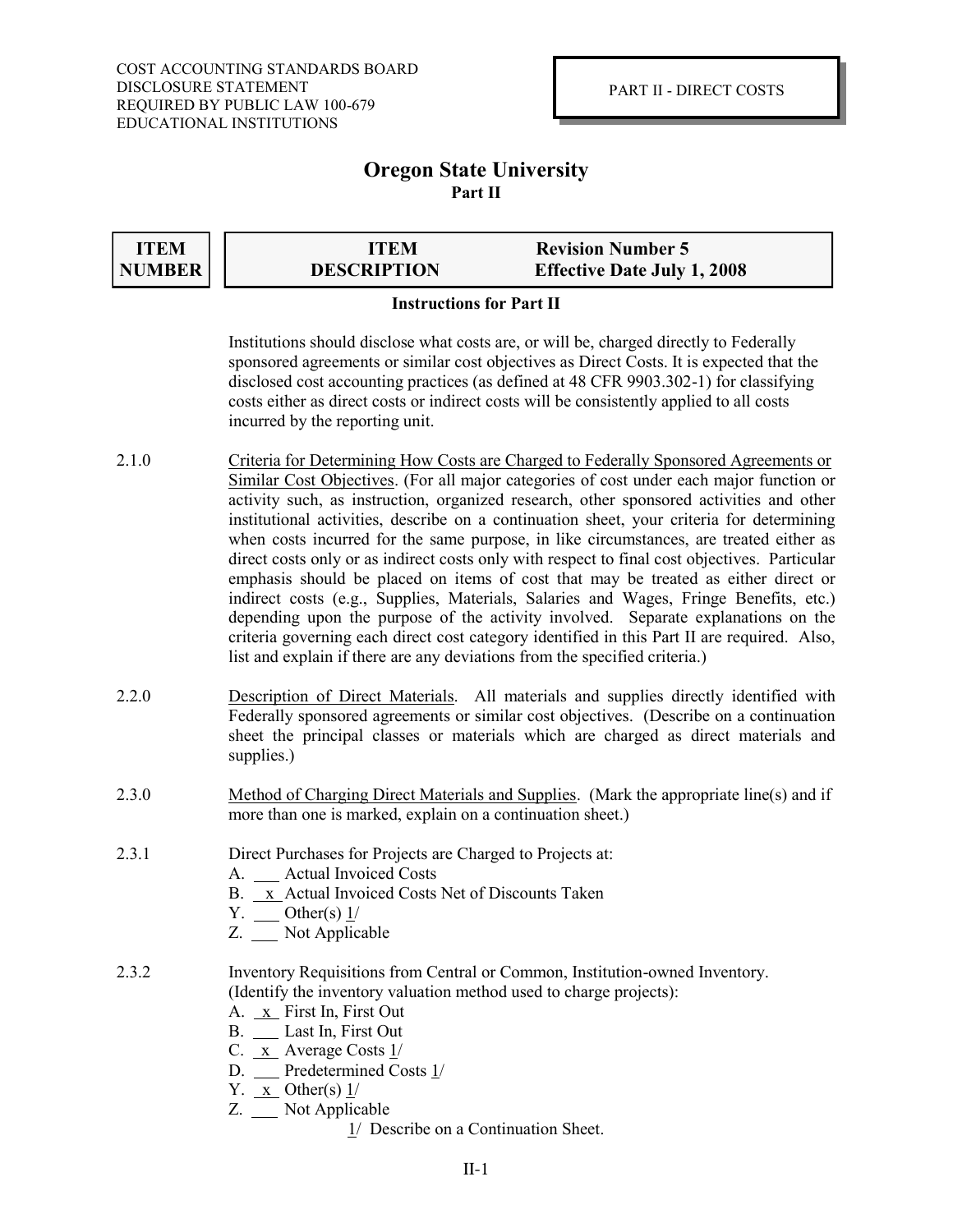COST ACCOUNTING STANDARDS BOARD
DISCLOSURE STATEMENT
REQUIRED BY PUBLIC LAW 100-679
EDUCATIONAL INSTITUTIONS

PART II - DIRECT COSTS

# Oregon State University

## Part II

| ITEM NUMBER | ITEM DESCRIPTION | Revision Number 5 Effective Date July 1, 2008 |
|---|---|---|

### Instructions for Part II

Institutions should disclose what costs are, or will be, charged directly to Federally sponsored agreements or similar cost objectives as Direct Costs. It is expected that the disclosed cost accounting practices (as defined at 48 CFR 9903.302-1) for classifying costs either as direct costs or indirect costs will be consistently applied to all costs incurred by the reporting unit.

2.1.0 Criteria for Determining How Costs are Charged to Federally Sponsored Agreements or Similar Cost Objectives. (For all major categories of cost under each major function or activity such, as instruction, organized research, other sponsored activities and other institutional activities, describe on a continuation sheet, your criteria for determining when costs incurred for the same purpose, in like circumstances, are treated either as direct costs only or as indirect costs only with respect to final cost objectives. Particular emphasis should be placed on items of cost that may be treated as either direct or indirect costs (e.g., Supplies, Materials, Salaries and Wages, Fringe Benefits, etc.) depending upon the purpose of the activity involved. Separate explanations on the criteria governing each direct cost category identified in this Part II are required. Also, list and explain if there are any deviations from the specified criteria.)

2.2.0 Description of Direct Materials. All materials and supplies directly identified with Federally sponsored agreements or similar cost objectives. (Describe on a continuation sheet the principal classes or materials which are charged as direct materials and supplies.)

2.3.0 Method of Charging Direct Materials and Supplies. (Mark the appropriate line(s) and if more than one is marked, explain on a continuation sheet.)

2.3.1 Direct Purchases for Projects are Charged to Projects at:

A. ___ Actual Invoiced Costs
B. _x_ Actual Invoiced Costs Net of Discounts Taken
Y. ___ Other(s) 1/
Z. ___ Not Applicable

2.3.2 Inventory Requisitions from Central or Common, Institution-owned Inventory. (Identify the inventory valuation method used to charge projects):

A. _x_ First In, First Out
B. ___ Last In, First Out
C. _x_ Average Costs 1/
D. ___ Predetermined Costs 1/
Y. _x_ Other(s) 1/
Z. ___ Not Applicable

1/ Describe on a Continuation Sheet.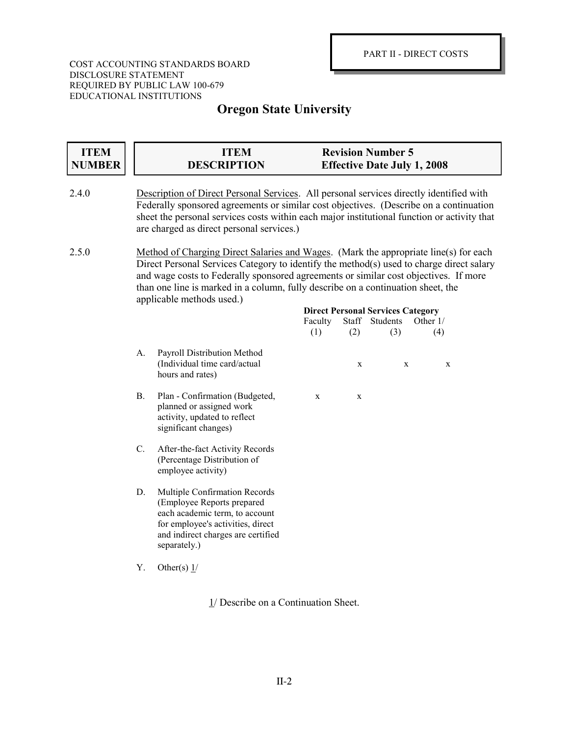COST ACCOUNTING STANDARDS BOARD
DISCLOSURE STATEMENT
REQUIRED BY PUBLIC LAW 100-679
EDUCATIONAL INSTITUTIONS

PART II - DIRECT COSTS

# Oregon State University

| ITEM NUMBER | ITEM DESCRIPTION | Revision Number 5 Effective Date July 1, 2008 |
|---|---|---|

2.4.0 <u>Description of Direct Personal Services</u>. All personal services directly identified with Federally sponsored agreements or similar cost objectives. (Describe on a continuation sheet the personal services costs within each major institutional function or activity that are charged as direct personal services.)

2.5.0 <u>Method of Charging Direct Salaries and Wages</u>. (Mark the appropriate line(s) for each Direct Personal Services Category to identify the method(s) used to charge direct salary and wage costs to Federally sponsored agreements or similar cost objectives. If more than one line is marked in a column, fully describe on a continuation sheet, the applicable methods used.)

| | | Direct Personal Services Category | | | |
|---|---|---|---|---|---|
| | | Faculty (1) | Staff (2) | Students (3) | Other 1/ (4) |
| A. | Payroll Distribution Method (Individual time card/actual hours and rates) | | x | x | x |
| B. | Plan - Confirmation (Budgeted, planned or assigned work activity, updated to reflect significant changes) | x | x | | |
| C. | After-the-fact Activity Records (Percentage Distribution of employee activity) | | | | |
| D. | Multiple Confirmation Records (Employee Reports prepared each academic term, to account for employee's activities, direct and indirect charges are certified separately.) | | | | |
| Y. | Other(s) 1/ | | | | |

1/ Describe on a Continuation Sheet.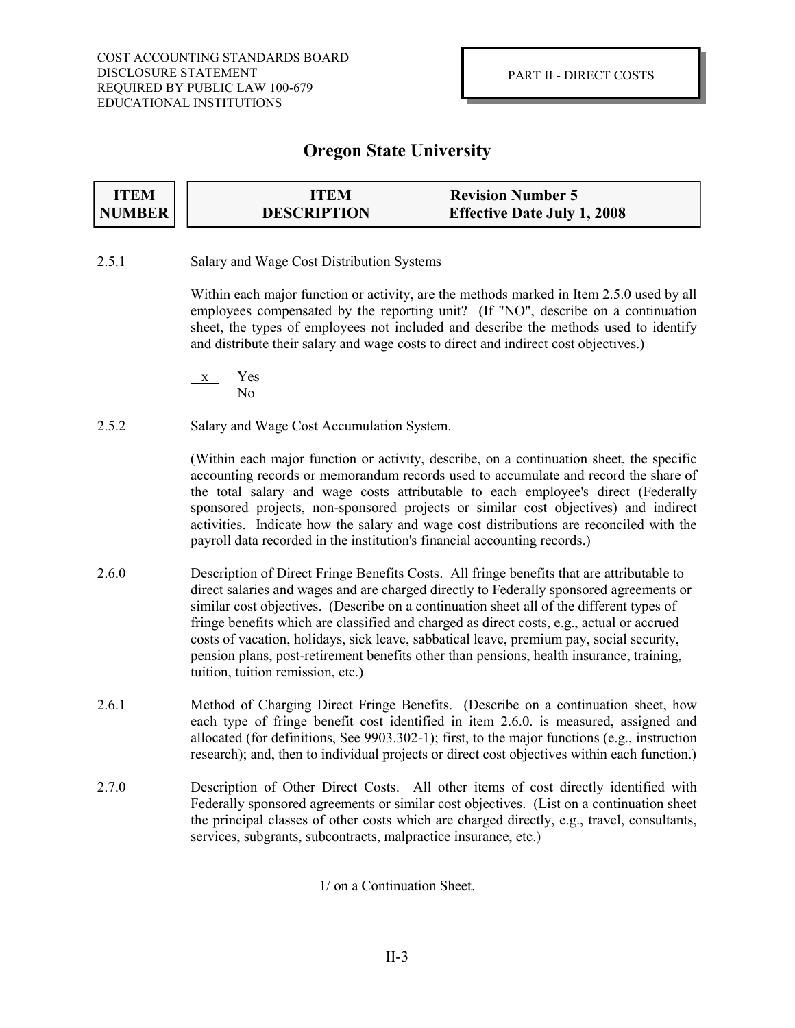COST ACCOUNTING STANDARDS BOARD
DISCLOSURE STATEMENT
REQUIRED BY PUBLIC LAW 100-679
EDUCATIONAL INSTITUTIONS

PART II - DIRECT COSTS

# Oregon State University

| ITEM NUMBER | ITEM DESCRIPTION | Revision Number 5 Effective Date July 1, 2008 |
|---|---|---|

2.5.1 Salary and Wage Cost Distribution Systems

Within each major function or activity, are the methods marked in Item 2.5.0 used by all employees compensated by the reporting unit? (If "NO", describe on a continuation sheet, the types of employees not included and describe the methods used to identify and distribute their salary and wage costs to direct and indirect cost objectives.)

\_x\_ Yes
\_\_\_\_ No

2.5.2 Salary and Wage Cost Accumulation System.

(Within each major function or activity, describe, on a continuation sheet, the specific accounting records or memorandum records used to accumulate and record the share of the total salary and wage costs attributable to each employee's direct (Federally sponsored projects, non-sponsored projects or similar cost objectives) and indirect activities. Indicate how the salary and wage cost distributions are reconciled with the payroll data recorded in the institution's financial accounting records.)

2.6.0 Description of Direct Fringe Benefits Costs. All fringe benefits that are attributable to direct salaries and wages and are charged directly to Federally sponsored agreements or similar cost objectives. (Describe on a continuation sheet all of the different types of fringe benefits which are classified and charged as direct costs, e.g., actual or accrued costs of vacation, holidays, sick leave, sabbatical leave, premium pay, social security, pension plans, post-retirement benefits other than pensions, health insurance, training, tuition, tuition remission, etc.)

2.6.1 Method of Charging Direct Fringe Benefits. (Describe on a continuation sheet, how each type of fringe benefit cost identified in item 2.6.0. is measured, assigned and allocated (for definitions, See 9903.302-1); first, to the major functions (e.g., instruction research); and, then to individual projects or direct cost objectives within each function.)

2.7.0 Description of Other Direct Costs. All other items of cost directly identified with Federally sponsored agreements or similar cost objectives. (List on a continuation sheet the principal classes of other costs which are charged directly, e.g., travel, consultants, services, subgrants, subcontracts, malpractice insurance, etc.)

1/ on a Continuation Sheet.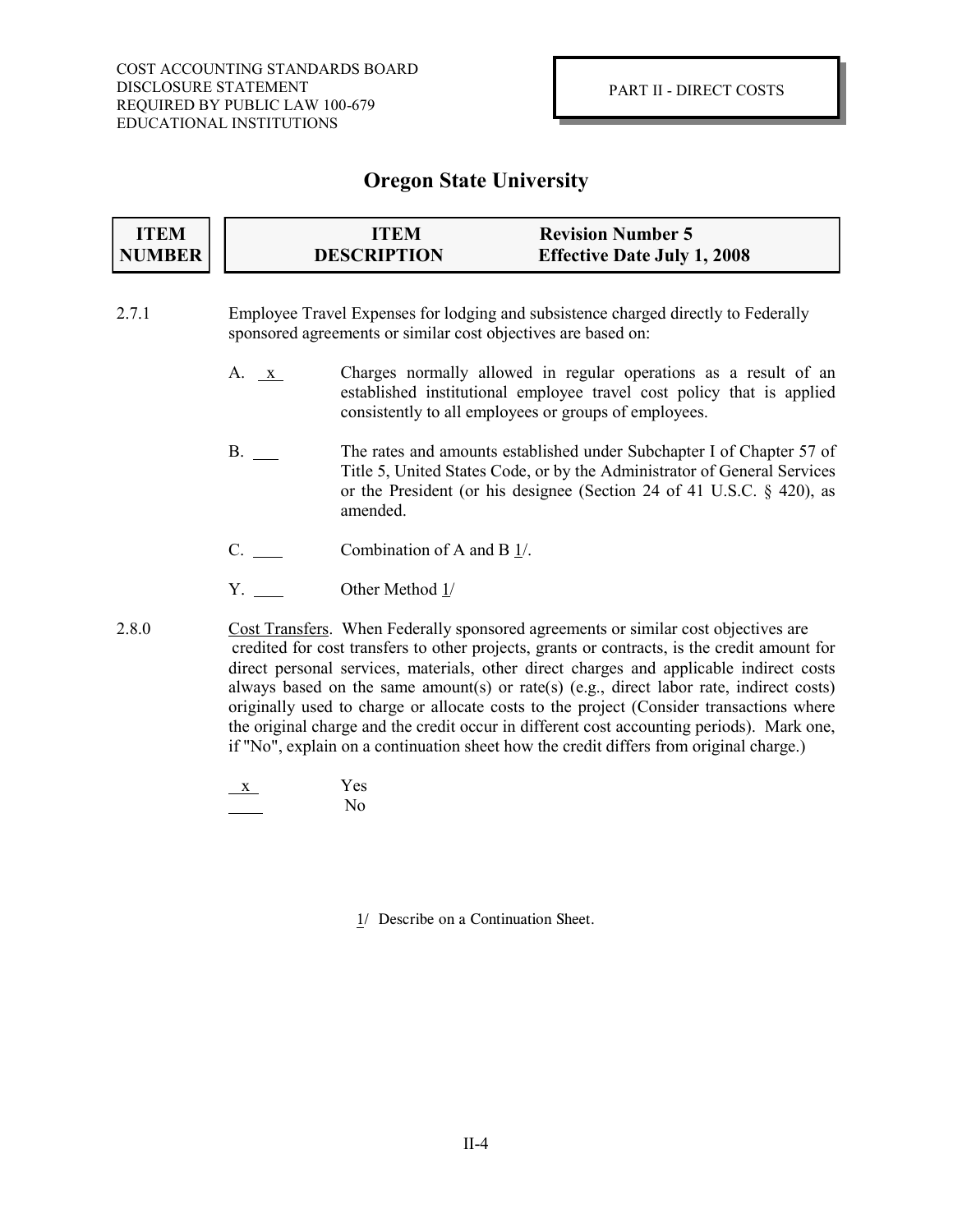COST ACCOUNTING STANDARDS BOARD
DISCLOSURE STATEMENT
REQUIRED BY PUBLIC LAW 100-679
EDUCATIONAL INSTITUTIONS

PART II - DIRECT COSTS

# Oregon State University

| ITEM NUMBER | ITEM DESCRIPTION | Revision Number 5 Effective Date July 1, 2008 |
|---|---|---|

2.7.1 Employee Travel Expenses for lodging and subsistence charged directly to Federally sponsored agreements or similar cost objectives are based on:

A. x Charges normally allowed in regular operations as a result of an established institutional employee travel cost policy that is applied consistently to all employees or groups of employees.

B. ___ The rates and amounts established under Subchapter I of Chapter 57 of Title 5, United States Code, or by the Administrator of General Services or the President (or his designee (Section 24 of 41 U.S.C. § 420), as amended.

C. ___ Combination of A and B 1/.

Y. ___ Other Method 1/

2.8.0 Cost Transfers. When Federally sponsored agreements or similar cost objectives are credited for cost transfers to other projects, grants or contracts, is the credit amount for direct personal services, materials, other direct charges and applicable indirect costs always based on the same amount(s) or rate(s) (e.g., direct labor rate, indirect costs) originally used to charge or allocate costs to the project (Consider transactions where the original charge and the credit occur in different cost accounting periods). Mark one, if "No", explain on a continuation sheet how the credit differs from original charge.)

x Yes
___ No

1/ Describe on a Continuation Sheet.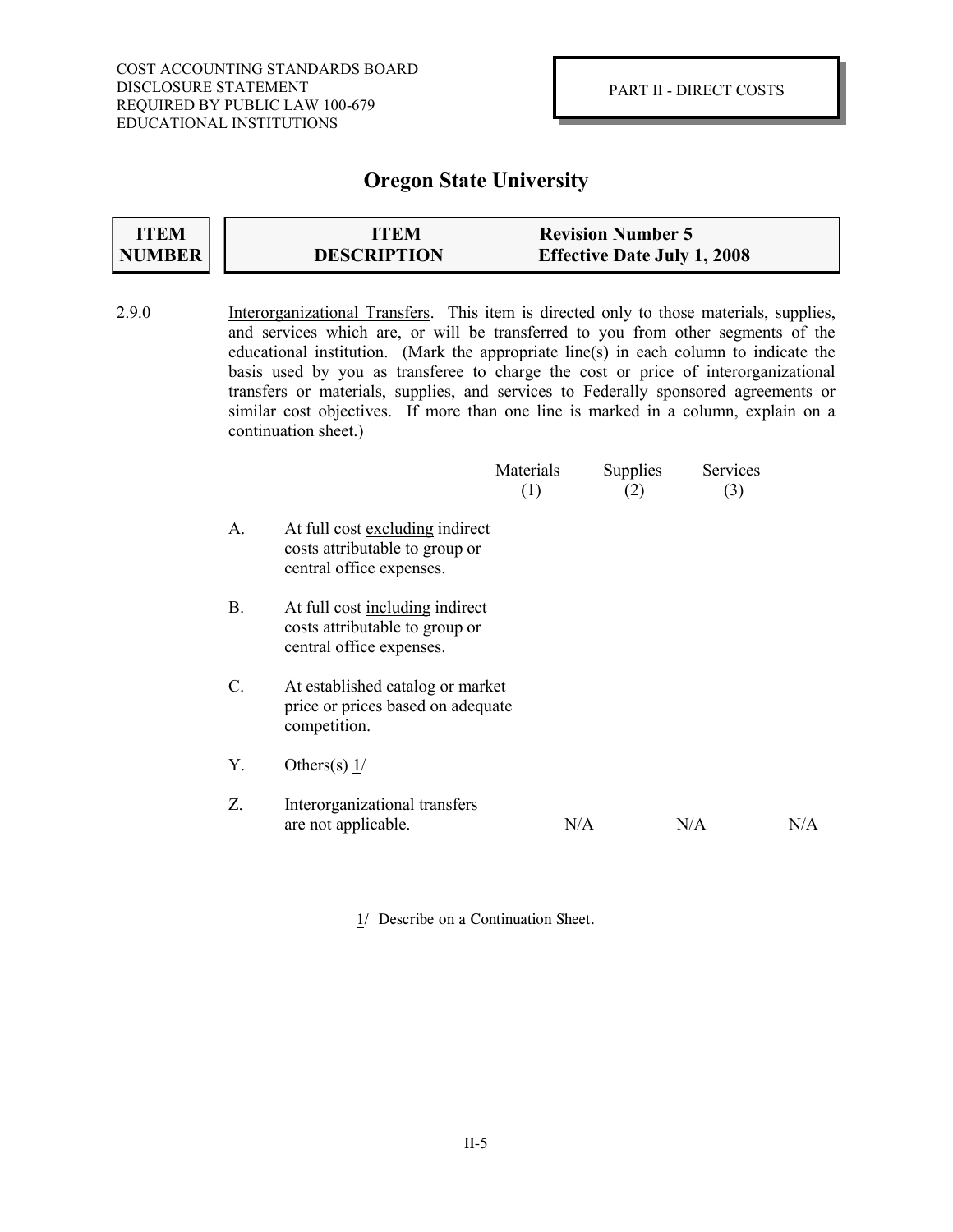COST ACCOUNTING STANDARDS BOARD
DISCLOSURE STATEMENT
REQUIRED BY PUBLIC LAW 100-679
EDUCATIONAL INSTITUTIONS

PART II - DIRECT COSTS

# Oregon State University

| ITEM NUMBER | ITEM DESCRIPTION | Revision Number 5<br>Effective Date July 1, 2008 |
|---|---|---|

2.9.0 Interorganizational Transfers. This item is directed only to those materials, supplies, and services which are, or will be transferred to you from other segments of the educational institution. (Mark the appropriate line(s) in each column to indicate the basis used by you as transferee to charge the cost or price of interorganizational transfers or materials, supplies, and services to Federally sponsored agreements or similar cost objectives. If more than one line is marked in a column, explain on a continuation sheet.)

| | | Materials (1) | Supplies (2) | Services (3) |
|---|---|---|---|---|
| A. | At full cost excluding indirect costs attributable to group or central office expenses. | | | |
| B. | At full cost including indirect costs attributable to group or central office expenses. | | | |
| C. | At established catalog or market price or prices based on adequate competition. | | | |
| Y. | Others(s) 1/ | | | |
| Z. | Interorganizational transfers are not applicable. | N/A | N/A | N/A |

1/ Describe on a Continuation Sheet.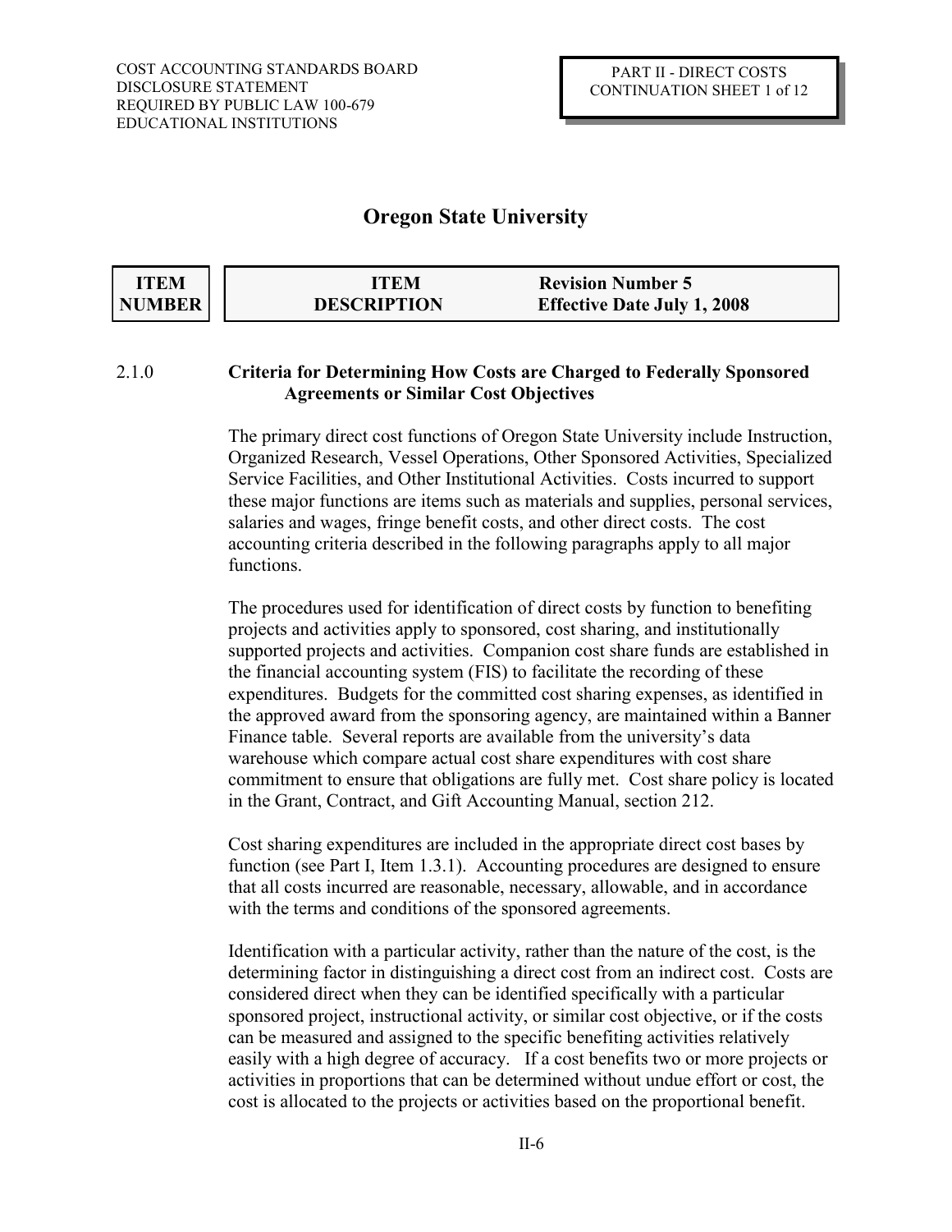# Oregon State University

| ITEM NUMBER | ITEM DESCRIPTION | Revision Number 5 Effective Date July 1, 2008 |
|---|---|---|

2.1.0 **Criteria for Determining How Costs are Charged to Federally Sponsored Agreements or Similar Cost Objectives**

The primary direct cost functions of Oregon State University include Instruction, Organized Research, Vessel Operations, Other Sponsored Activities, Specialized Service Facilities, and Other Institutional Activities. Costs incurred to support these major functions are items such as materials and supplies, personal services, salaries and wages, fringe benefit costs, and other direct costs. The cost accounting criteria described in the following paragraphs apply to all major functions.

The procedures used for identification of direct costs by function to benefiting projects and activities apply to sponsored, cost sharing, and institutionally supported projects and activities. Companion cost share funds are established in the financial accounting system (FIS) to facilitate the recording of these expenditures. Budgets for the committed cost sharing expenses, as identified in the approved award from the sponsoring agency, are maintained within a Banner Finance table. Several reports are available from the university's data warehouse which compare actual cost share expenditures with cost share commitment to ensure that obligations are fully met. Cost share policy is located in the Grant, Contract, and Gift Accounting Manual, section 212.

Cost sharing expenditures are included in the appropriate direct cost bases by function (see Part I, Item 1.3.1). Accounting procedures are designed to ensure that all costs incurred are reasonable, necessary, allowable, and in accordance with the terms and conditions of the sponsored agreements.

Identification with a particular activity, rather than the nature of the cost, is the determining factor in distinguishing a direct cost from an indirect cost. Costs are considered direct when they can be identified specifically with a particular sponsored project, instructional activity, or similar cost objective, or if the costs can be measured and assigned to the specific benefiting activities relatively easily with a high degree of accuracy. If a cost benefits two or more projects or activities in proportions that can be determined without undue effort or cost, the cost is allocated to the projects or activities based on the proportional benefit.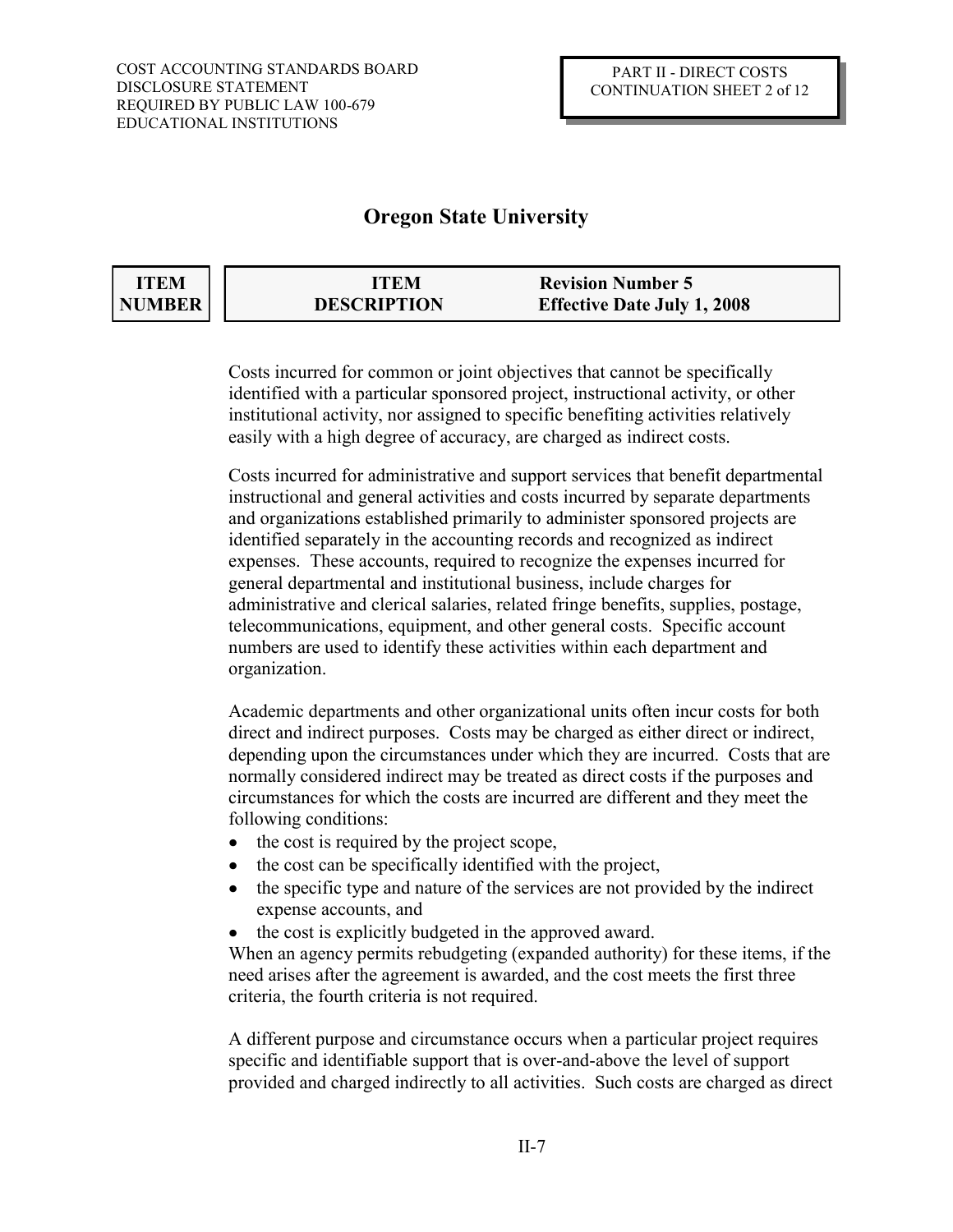| ITEM NUMBER | ITEM DESCRIPTION | Revision Number 5 Effective Date July 1, 2008 |
|---|---|---|

Costs incurred for common or joint objectives that cannot be specifically identified with a particular sponsored project, instructional activity, or other institutional activity, nor assigned to specific benefiting activities relatively easily with a high degree of accuracy, are charged as indirect costs.

Costs incurred for administrative and support services that benefit departmental instructional and general activities and costs incurred by separate departments and organizations established primarily to administer sponsored projects are identified separately in the accounting records and recognized as indirect expenses. These accounts, required to recognize the expenses incurred for general departmental and institutional business, include charges for administrative and clerical salaries, related fringe benefits, supplies, postage, telecommunications, equipment, and other general costs. Specific account numbers are used to identify these activities within each department and organization.

Academic departments and other organizational units often incur costs for both direct and indirect purposes. Costs may be charged as either direct or indirect, depending upon the circumstances under which they are incurred. Costs that are normally considered indirect may be treated as direct costs if the purposes and circumstances for which the costs are incurred are different and they meet the following conditions:

- the cost is required by the project scope,
- the cost can be specifically identified with the project,
- the specific type and nature of the services are not provided by the indirect expense accounts, and
- the cost is explicitly budgeted in the approved award.

When an agency permits rebudgeting (expanded authority) for these items, if the need arises after the agreement is awarded, and the cost meets the first three criteria, the fourth criteria is not required.

A different purpose and circumstance occurs when a particular project requires specific and identifiable support that is over-and-above the level of support provided and charged indirectly to all activities. Such costs are charged as direct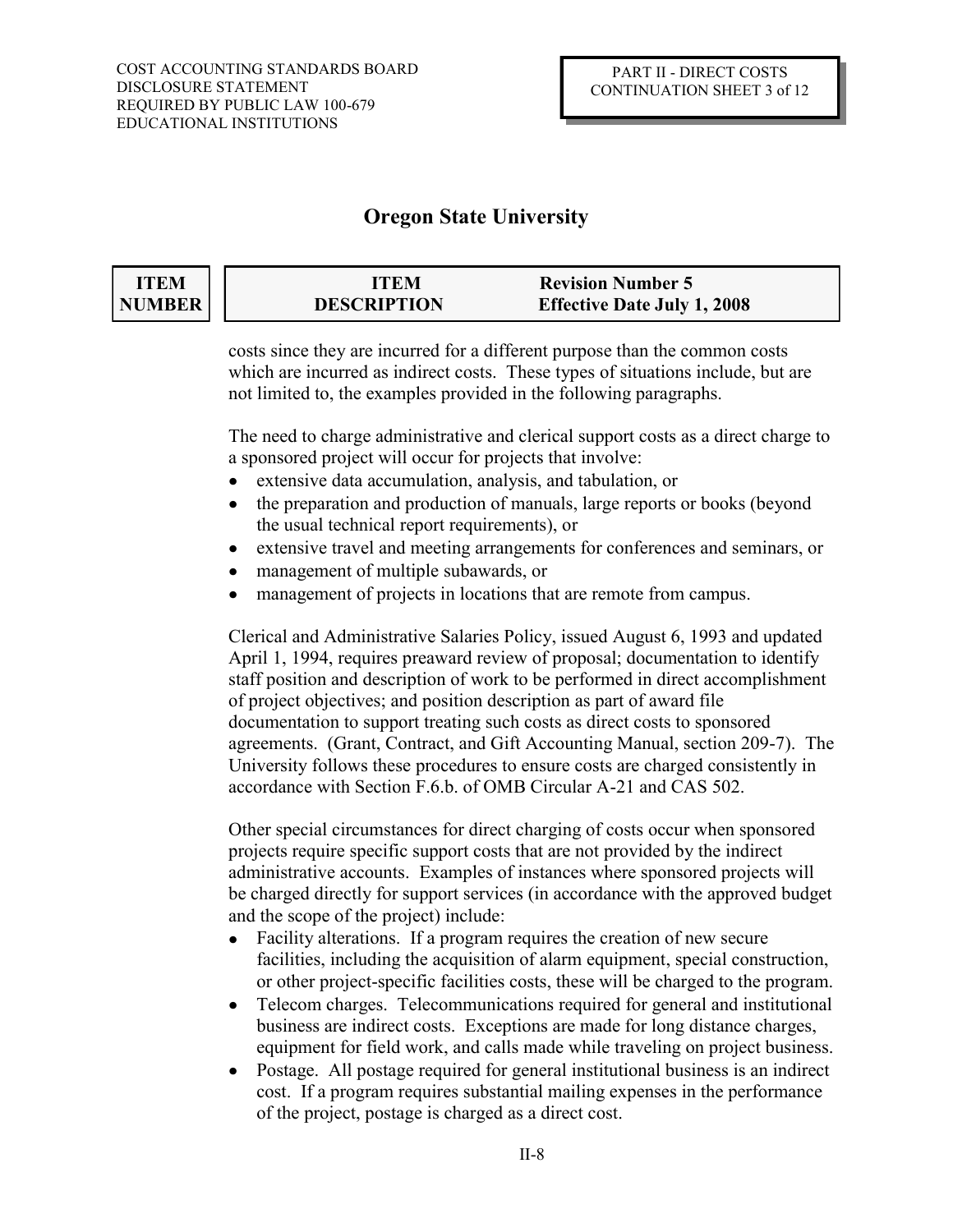## Oregon State University

| ITEM NUMBER | ITEM DESCRIPTION | Revision Number 5 Effective Date July 1, 2008 |
|---|---|---|

costs since they are incurred for a different purpose than the common costs which are incurred as indirect costs. These types of situations include, but are not limited to, the examples provided in the following paragraphs.

The need to charge administrative and clerical support costs as a direct charge to a sponsored project will occur for projects that involve:

- extensive data accumulation, analysis, and tabulation, or
- the preparation and production of manuals, large reports or books (beyond the usual technical report requirements), or
- extensive travel and meeting arrangements for conferences and seminars, or
- management of multiple subawards, or
- management of projects in locations that are remote from campus.

Clerical and Administrative Salaries Policy, issued August 6, 1993 and updated April 1, 1994, requires preaward review of proposal; documentation to identify staff position and description of work to be performed in direct accomplishment of project objectives; and position description as part of award file documentation to support treating such costs as direct costs to sponsored agreements. (Grant, Contract, and Gift Accounting Manual, section 209-7). The University follows these procedures to ensure costs are charged consistently in accordance with Section F.6.b. of OMB Circular A-21 and CAS 502.

Other special circumstances for direct charging of costs occur when sponsored projects require specific support costs that are not provided by the indirect administrative accounts. Examples of instances where sponsored projects will be charged directly for support services (in accordance with the approved budget and the scope of the project) include:

- Facility alterations. If a program requires the creation of new secure facilities, including the acquisition of alarm equipment, special construction, or other project-specific facilities costs, these will be charged to the program.
- Telecom charges. Telecommunications required for general and institutional business are indirect costs. Exceptions are made for long distance charges, equipment for field work, and calls made while traveling on project business.
- Postage. All postage required for general institutional business is an indirect cost. If a program requires substantial mailing expenses in the performance of the project, postage is charged as a direct cost.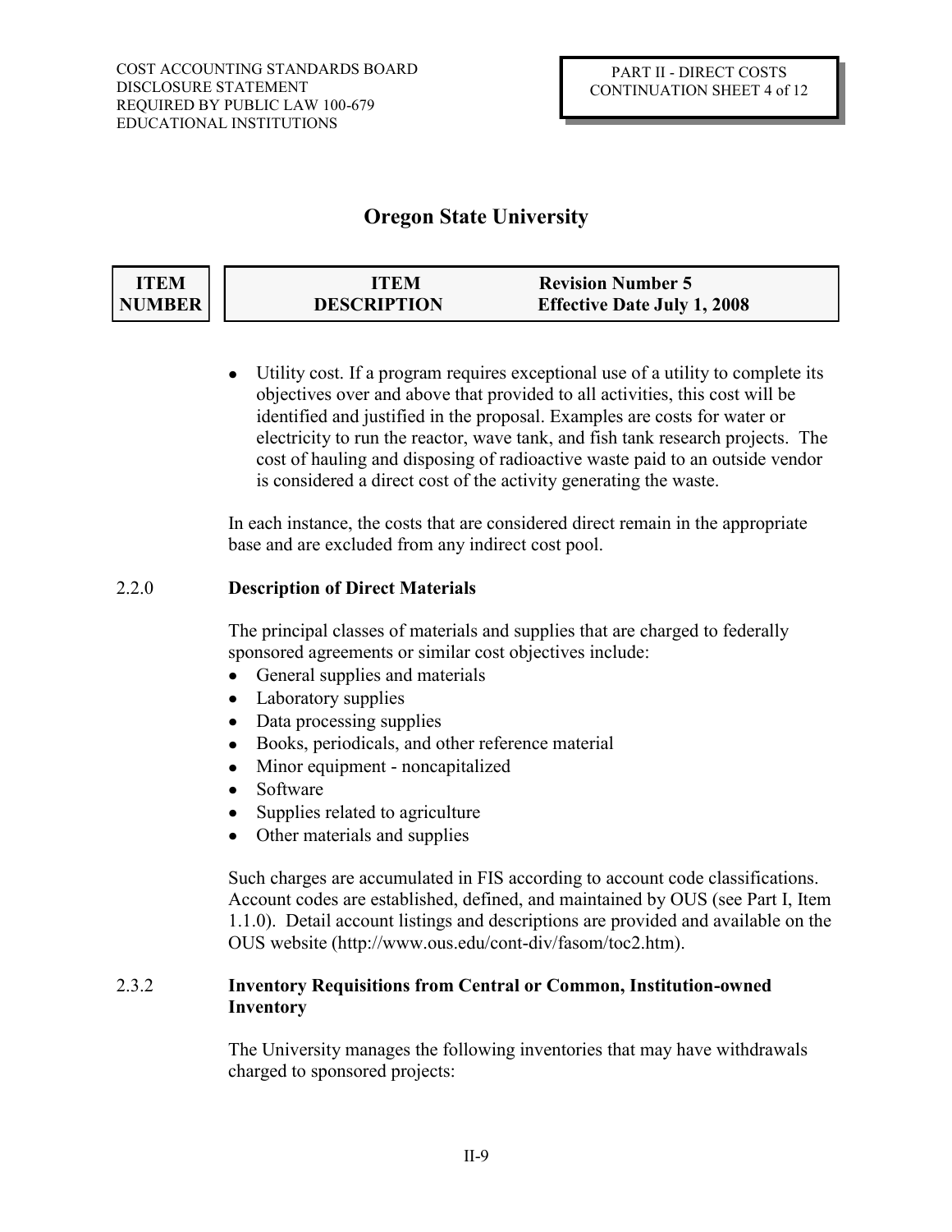# Oregon State University

| ITEM NUMBER | ITEM DESCRIPTION | Revision Number 5 Effective Date July 1, 2008 |
|---|---|---|

- Utility cost. If a program requires exceptional use of a utility to complete its objectives over and above that provided to all activities, this cost will be identified and justified in the proposal. Examples are costs for water or electricity to run the reactor, wave tank, and fish tank research projects. The cost of hauling and disposing of radioactive waste paid to an outside vendor is considered a direct cost of the activity generating the waste.

In each instance, the costs that are considered direct remain in the appropriate base and are excluded from any indirect cost pool.

2.2.0 **Description of Direct Materials**

The principal classes of materials and supplies that are charged to federally sponsored agreements or similar cost objectives include:

- General supplies and materials
- Laboratory supplies
- Data processing supplies
- Books, periodicals, and other reference material
- Minor equipment - noncapitalized
- Software
- Supplies related to agriculture
- Other materials and supplies

Such charges are accumulated in FIS according to account code classifications. Account codes are established, defined, and maintained by OUS (see Part I, Item 1.1.0). Detail account listings and descriptions are provided and available on the OUS website (http://www.ous.edu/cont-div/fasom/toc2.htm).

2.3.2 **Inventory Requisitions from Central or Common, Institution-owned Inventory**

The University manages the following inventories that may have withdrawals charged to sponsored projects: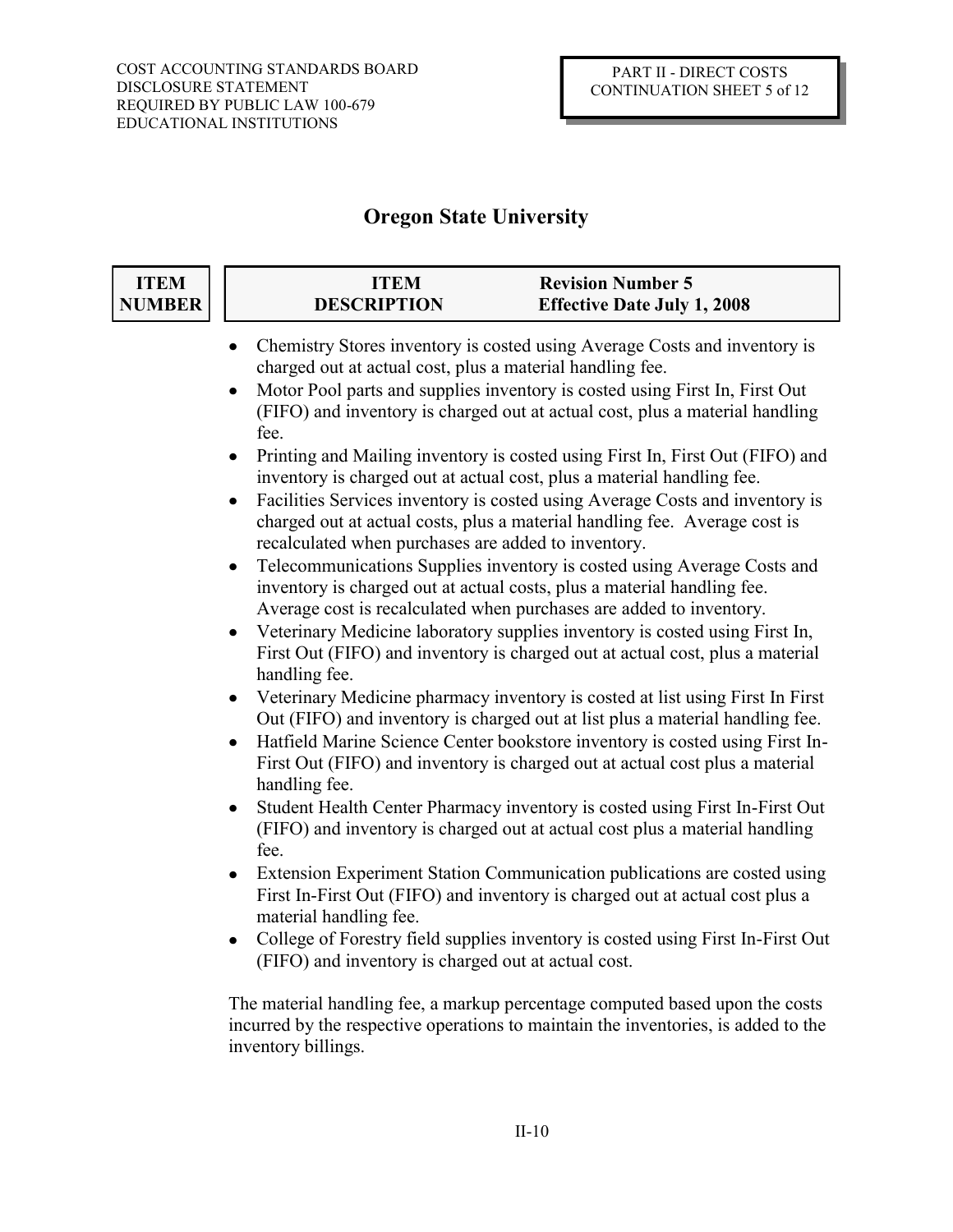# Oregon State University

| ITEM NUMBER | ITEM DESCRIPTION | Revision Number 5 Effective Date July 1, 2008 |
|---|---|---|

- Chemistry Stores inventory is costed using Average Costs and inventory is charged out at actual cost, plus a material handling fee.
- Motor Pool parts and supplies inventory is costed using First In, First Out (FIFO) and inventory is charged out at actual cost, plus a material handling fee.
- Printing and Mailing inventory is costed using First In, First Out (FIFO) and inventory is charged out at actual cost, plus a material handling fee.
- Facilities Services inventory is costed using Average Costs and inventory is charged out at actual costs, plus a material handling fee. Average cost is recalculated when purchases are added to inventory.
- Telecommunications Supplies inventory is costed using Average Costs and inventory is charged out at actual costs, plus a material handling fee. Average cost is recalculated when purchases are added to inventory.
- Veterinary Medicine laboratory supplies inventory is costed using First In, First Out (FIFO) and inventory is charged out at actual cost, plus a material handling fee.
- Veterinary Medicine pharmacy inventory is costed at list using First In First Out (FIFO) and inventory is charged out at list plus a material handling fee.
- Hatfield Marine Science Center bookstore inventory is costed using First In-First Out (FIFO) and inventory is charged out at actual cost plus a material handling fee.
- Student Health Center Pharmacy inventory is costed using First In-First Out (FIFO) and inventory is charged out at actual cost plus a material handling fee.
- Extension Experiment Station Communication publications are costed using First In-First Out (FIFO) and inventory is charged out at actual cost plus a material handling fee.
- College of Forestry field supplies inventory is costed using First In-First Out (FIFO) and inventory is charged out at actual cost.

The material handling fee, a markup percentage computed based upon the costs incurred by the respective operations to maintain the inventories, is added to the inventory billings.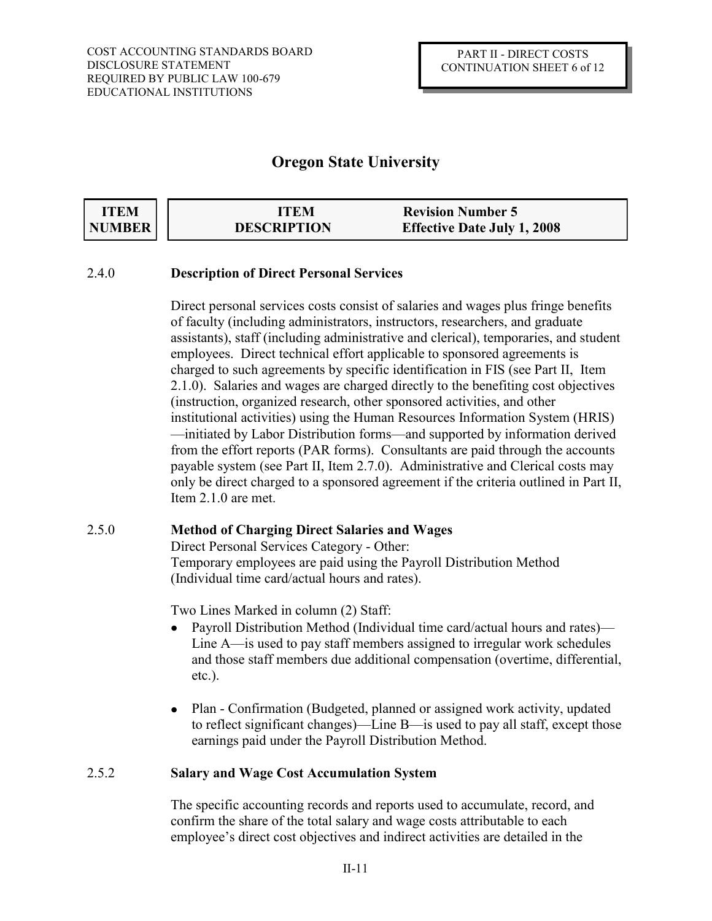# Oregon State University

| ITEM NUMBER | ITEM DESCRIPTION | Revision Number 5 Effective Date July 1, 2008 |
|---|---|---|

2.4.0 **Description of Direct Personal Services**

Direct personal services costs consist of salaries and wages plus fringe benefits of faculty (including administrators, instructors, researchers, and graduate assistants), staff (including administrative and clerical), temporaries, and student employees. Direct technical effort applicable to sponsored agreements is charged to such agreements by specific identification in FIS (see Part II, Item 2.1.0). Salaries and wages are charged directly to the benefiting cost objectives (instruction, organized research, other sponsored activities, and other institutional activities) using the Human Resources Information System (HRIS)—initiated by Labor Distribution forms—and supported by information derived from the effort reports (PAR forms). Consultants are paid through the accounts payable system (see Part II, Item 2.7.0). Administrative and Clerical costs may only be direct charged to a sponsored agreement if the criteria outlined in Part II, Item 2.1.0 are met.

2.5.0 **Method of Charging Direct Salaries and Wages**

Direct Personal Services Category - Other:
Temporary employees are paid using the Payroll Distribution Method (Individual time card/actual hours and rates).

Two Lines Marked in column (2) Staff:

- Payroll Distribution Method (Individual time card/actual hours and rates)—Line A—is used to pay staff members assigned to irregular work schedules and those staff members due additional compensation (overtime, differential, etc.).
- Plan - Confirmation (Budgeted, planned or assigned work activity, updated to reflect significant changes)—Line B—is used to pay all staff, except those earnings paid under the Payroll Distribution Method.

2.5.2 **Salary and Wage Cost Accumulation System**

The specific accounting records and reports used to accumulate, record, and confirm the share of the total salary and wage costs attributable to each employee's direct cost objectives and indirect activities are detailed in the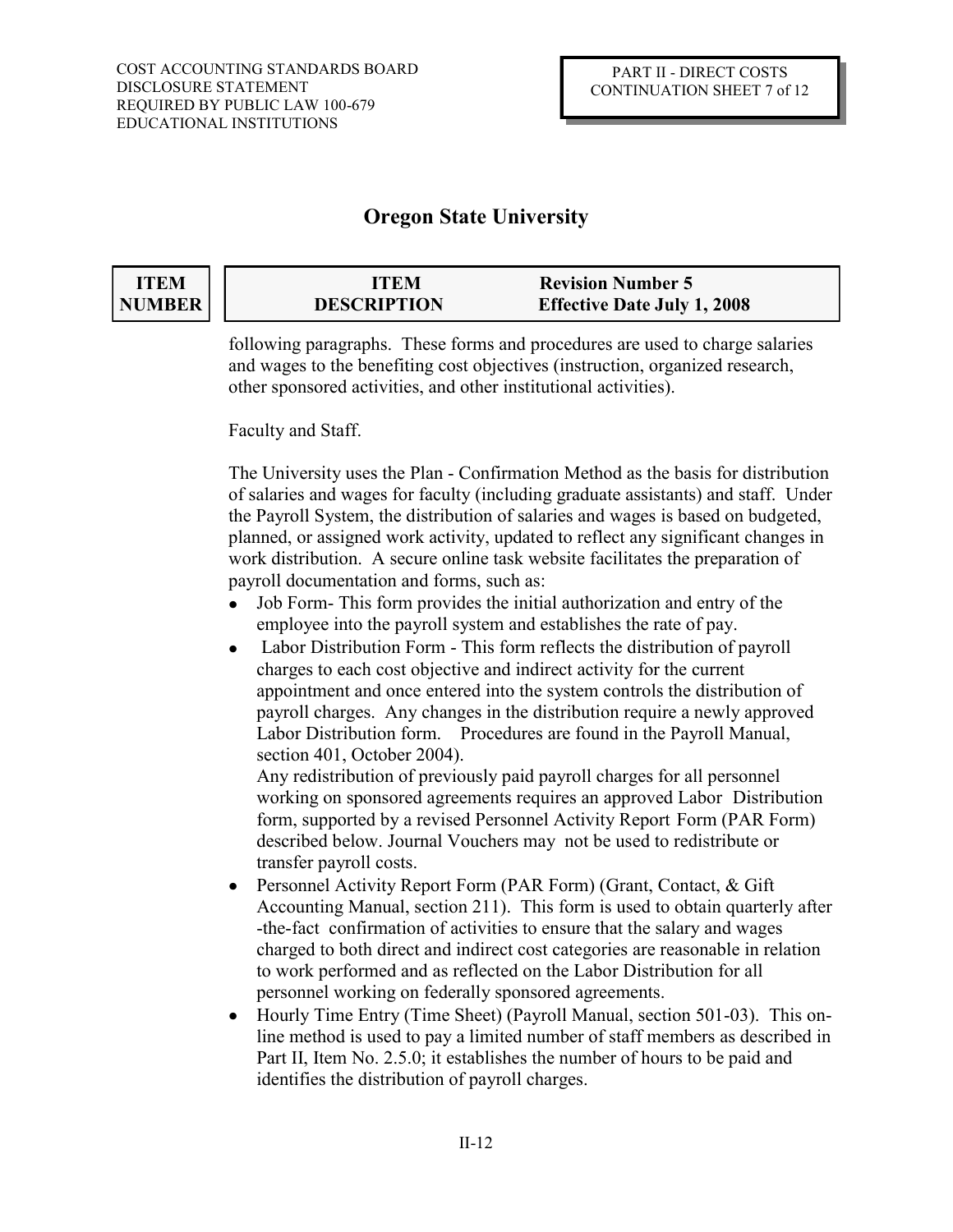following paragraphs. These forms and procedures are used to charge salaries and wages to the benefiting cost objectives (instruction, organized research, other sponsored activities, and other institutional activities).

Faculty and Staff.

The University uses the Plan - Confirmation Method as the basis for distribution of salaries and wages for faculty (including graduate assistants) and staff. Under the Payroll System, the distribution of salaries and wages is based on budgeted, planned, or assigned work activity, updated to reflect any significant changes in work distribution. A secure online task website facilitates the preparation of payroll documentation and forms, such as:

- Job Form- This form provides the initial authorization and entry of the employee into the payroll system and establishes the rate of pay.
- Labor Distribution Form - This form reflects the distribution of payroll charges to each cost objective and indirect activity for the current appointment and once entered into the system controls the distribution of payroll charges. Any changes in the distribution require a newly approved Labor Distribution form. Procedures are found in the Payroll Manual, section 401, October 2004).

  Any redistribution of previously paid payroll charges for all personnel working on sponsored agreements requires an approved Labor Distribution form, supported by a revised Personnel Activity Report Form (PAR Form) described below. Journal Vouchers may not be used to redistribute or transfer payroll costs.
- Personnel Activity Report Form (PAR Form) (Grant, Contact, & Gift Accounting Manual, section 211). This form is used to obtain quarterly after -the-fact confirmation of activities to ensure that the salary and wages charged to both direct and indirect cost categories are reasonable in relation to work performed and as reflected on the Labor Distribution for all personnel working on federally sponsored agreements.
- Hourly Time Entry (Time Sheet) (Payroll Manual, section 501-03). This on-line method is used to pay a limited number of staff members as described in Part II, Item No. 2.5.0; it establishes the number of hours to be paid and identifies the distribution of payroll charges.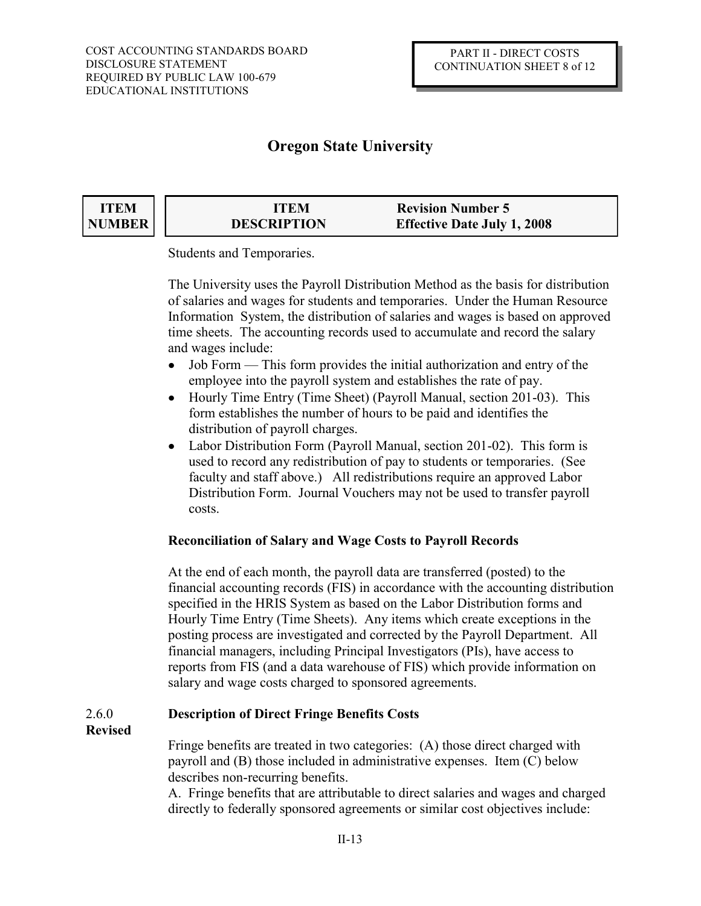| ITEM NUMBER | ITEM DESCRIPTION | Revision Number 5 Effective Date July 1, 2008 |
|---|---|---|

Students and Temporaries.

The University uses the Payroll Distribution Method as the basis for distribution of salaries and wages for students and temporaries. Under the Human Resource Information System, the distribution of salaries and wages is based on approved time sheets. The accounting records used to accumulate and record the salary and wages include:

- Job Form — This form provides the initial authorization and entry of the employee into the payroll system and establishes the rate of pay.
- Hourly Time Entry (Time Sheet) (Payroll Manual, section 201-03). This form establishes the number of hours to be paid and identifies the distribution of payroll charges.
- Labor Distribution Form (Payroll Manual, section 201-02). This form is used to record any redistribution of pay to students or temporaries. (See faculty and staff above.) All redistributions require an approved Labor Distribution Form. Journal Vouchers may not be used to transfer payroll costs.

**Reconciliation of Salary and Wage Costs to Payroll Records**

At the end of each month, the payroll data are transferred (posted) to the financial accounting records (FIS) in accordance with the accounting distribution specified in the HRIS System as based on the Labor Distribution forms and Hourly Time Entry (Time Sheets). Any items which create exceptions in the posting process are investigated and corrected by the Payroll Department. All financial managers, including Principal Investigators (PIs), have access to reports from FIS (and a data warehouse of FIS) which provide information on salary and wage costs charged to sponsored agreements.

2.6.0 **Revised** **Description of Direct Fringe Benefits Costs**

Fringe benefits are treated in two categories: (A) those direct charged with payroll and (B) those included in administrative expenses. Item (C) below describes non-recurring benefits.

A. Fringe benefits that are attributable to direct salaries and wages and charged directly to federally sponsored agreements or similar cost objectives include: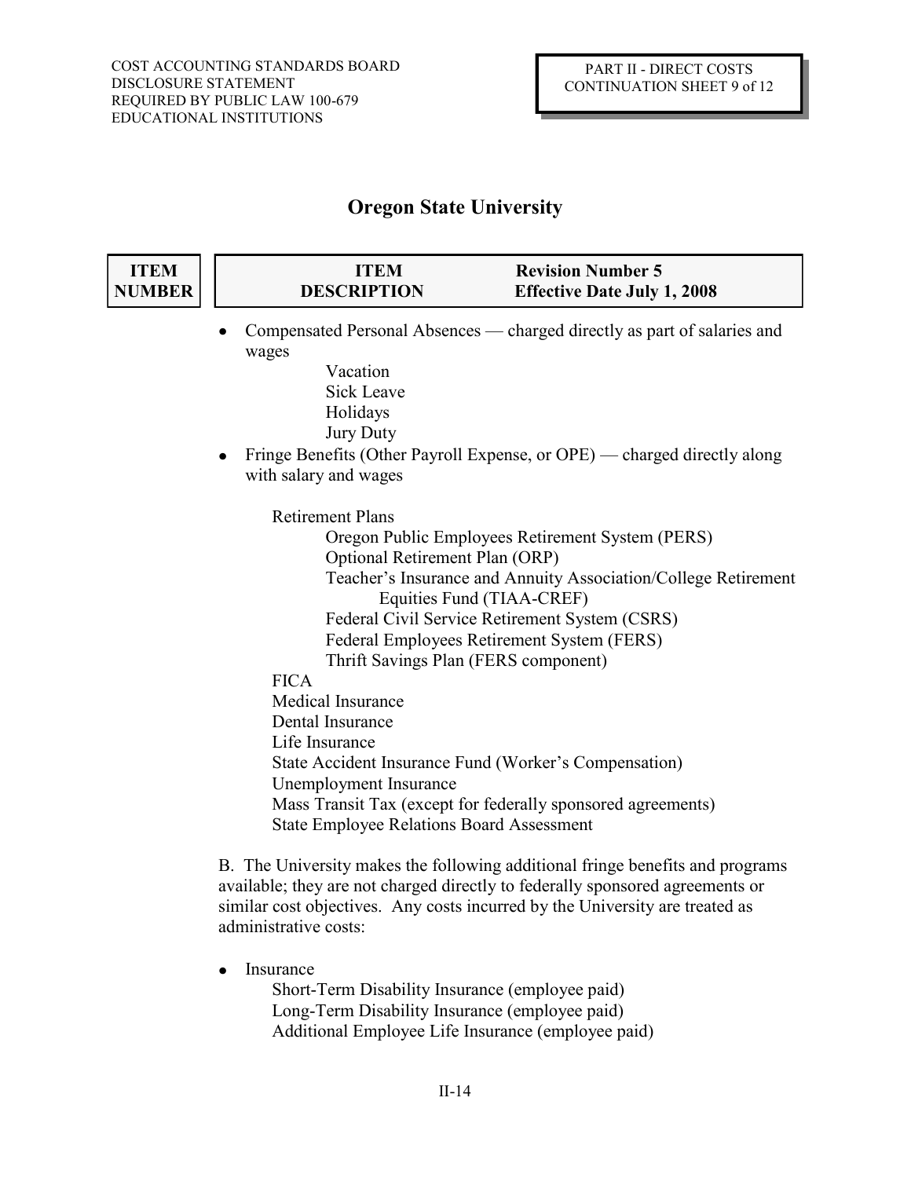# Oregon State University

| ITEM NUMBER | ITEM DESCRIPTION | Revision Number 5<br>Effective Date July 1, 2008 |
| --- | --- | --- |

- Compensated Personal Absences — charged directly as part of salaries and wages
  - Vacation
  - Sick Leave
  - Holidays
  - Jury Duty
- Fringe Benefits (Other Payroll Expense, or OPE) — charged directly along with salary and wages
  - Retirement Plans
    - Oregon Public Employees Retirement System (PERS)
    - Optional Retirement Plan (ORP)
    - Teacher's Insurance and Annuity Association/College Retirement Equities Fund (TIAA-CREF)
    - Federal Civil Service Retirement System (CSRS)
    - Federal Employees Retirement System (FERS)
    - Thrift Savings Plan (FERS component)
  - FICA
  - Medical Insurance
  - Dental Insurance
  - Life Insurance
  - State Accident Insurance Fund (Worker's Compensation)
  - Unemployment Insurance
  - Mass Transit Tax (except for federally sponsored agreements)
  - State Employee Relations Board Assessment

B. The University makes the following additional fringe benefits and programs available; they are not charged directly to federally sponsored agreements or similar cost objectives. Any costs incurred by the University are treated as administrative costs:

- Insurance
  - Short-Term Disability Insurance (employee paid)
  - Long-Term Disability Insurance (employee paid)
  - Additional Employee Life Insurance (employee paid)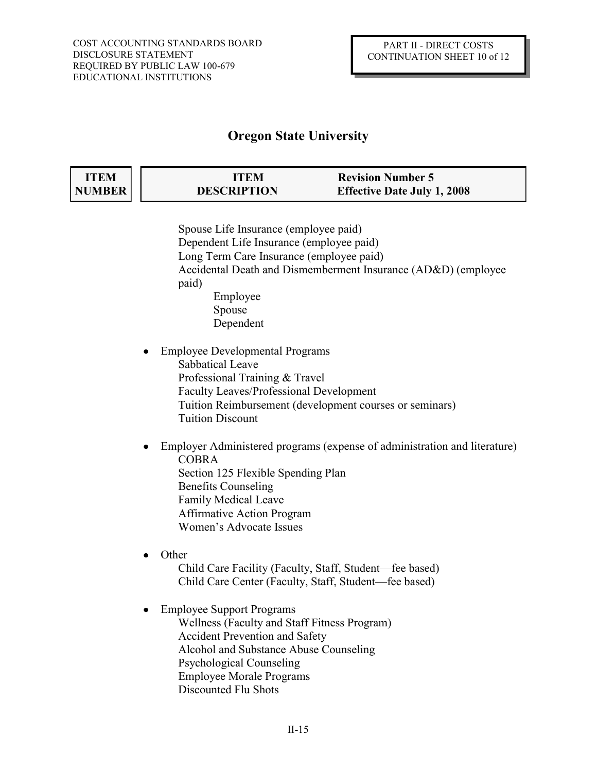# Oregon State University

| ITEM NUMBER | ITEM DESCRIPTION | Revision Number 5 Effective Date July 1, 2008 |
|---|---|---|

Spouse Life Insurance (employee paid)
Dependent Life Insurance (employee paid)
Long Term Care Insurance (employee paid)
Accidental Death and Dismemberment Insurance (AD&D) (employee paid)

- Employee
- Spouse
- Dependent

- Employee Developmental Programs
  - Sabbatical Leave
  - Professional Training & Travel
  - Faculty Leaves/Professional Development
  - Tuition Reimbursement (development courses or seminars)
  - Tuition Discount

- Employer Administered programs (expense of administration and literature)
  - COBRA
  - Section 125 Flexible Spending Plan
  - Benefits Counseling
  - Family Medical Leave
  - Affirmative Action Program
  - Women's Advocate Issues

- Other
  - Child Care Facility (Faculty, Staff, Student—fee based)
  - Child Care Center (Faculty, Staff, Student—fee based)

- Employee Support Programs
  - Wellness (Faculty and Staff Fitness Program)
  - Accident Prevention and Safety
  - Alcohol and Substance Abuse Counseling
  - Psychological Counseling
  - Employee Morale Programs
  - Discounted Flu Shots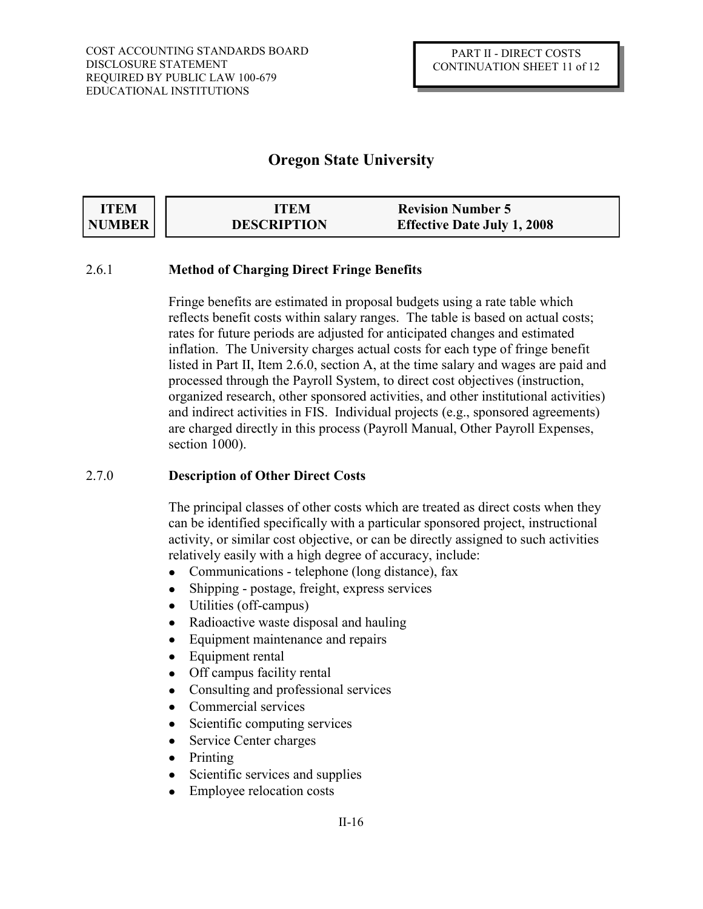# Oregon State University

| ITEM NUMBER | ITEM DESCRIPTION | Revision Number 5 Effective Date July 1, 2008 |
|---|---|---|

2.6.1 **Method of Charging Direct Fringe Benefits**

Fringe benefits are estimated in proposal budgets using a rate table which reflects benefit costs within salary ranges. The table is based on actual costs; rates for future periods are adjusted for anticipated changes and estimated inflation. The University charges actual costs for each type of fringe benefit listed in Part II, Item 2.6.0, section A, at the time salary and wages are paid and processed through the Payroll System, to direct cost objectives (instruction, organized research, other sponsored activities, and other institutional activities) and indirect activities in FIS. Individual projects (e.g., sponsored agreements) are charged directly in this process (Payroll Manual, Other Payroll Expenses, section 1000).

2.7.0 **Description of Other Direct Costs**

The principal classes of other costs which are treated as direct costs when they can be identified specifically with a particular sponsored project, instructional activity, or similar cost objective, or can be directly assigned to such activities relatively easily with a high degree of accuracy, include:

- Communications - telephone (long distance), fax
- Shipping - postage, freight, express services
- Utilities (off-campus)
- Radioactive waste disposal and hauling
- Equipment maintenance and repairs
- Equipment rental
- Off campus facility rental
- Consulting and professional services
- Commercial services
- Scientific computing services
- Service Center charges
- Printing
- Scientific services and supplies
- Employee relocation costs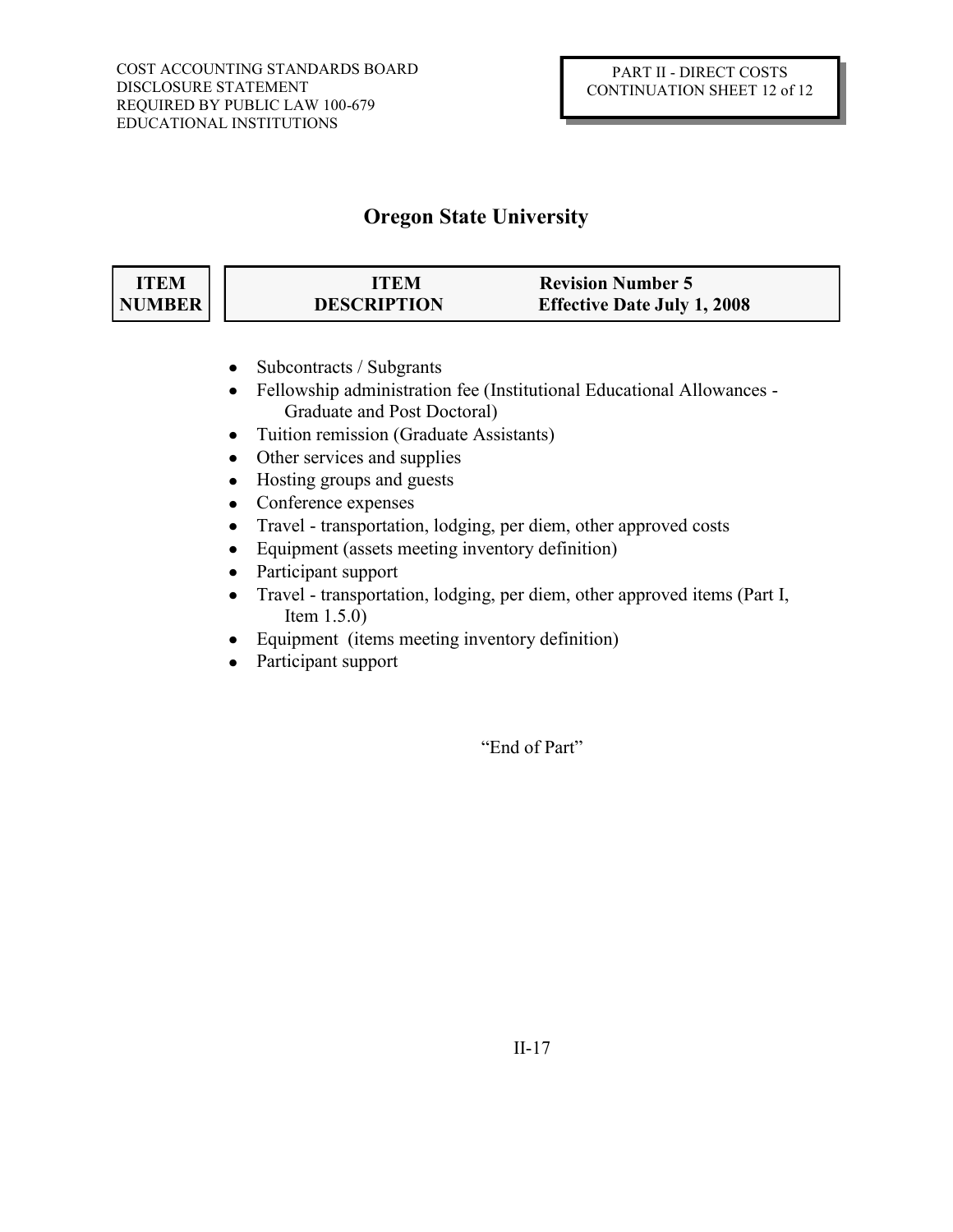COST ACCOUNTING STANDARDS BOARD
DISCLOSURE STATEMENT
REQUIRED BY PUBLIC LAW 100-679
EDUCATIONAL INSTITUTIONS

PART II - DIRECT COSTS
CONTINUATION SHEET 12 of 12

# Oregon State University

| ITEM NUMBER | ITEM DESCRIPTION | Revision Number 5 Effective Date July 1, 2008 |
|---|---|---|

- Subcontracts / Subgrants
- Fellowship administration fee (Institutional Educational Allowances - Graduate and Post Doctoral)
- Tuition remission (Graduate Assistants)
- Other services and supplies
- Hosting groups and guests
- Conference expenses
- Travel - transportation, lodging, per diem, other approved costs
- Equipment (assets meeting inventory definition)
- Participant support
- Travel - transportation, lodging, per diem, other approved items (Part I, Item 1.5.0)
- Equipment (items meeting inventory definition)
- Participant support

"End of Part"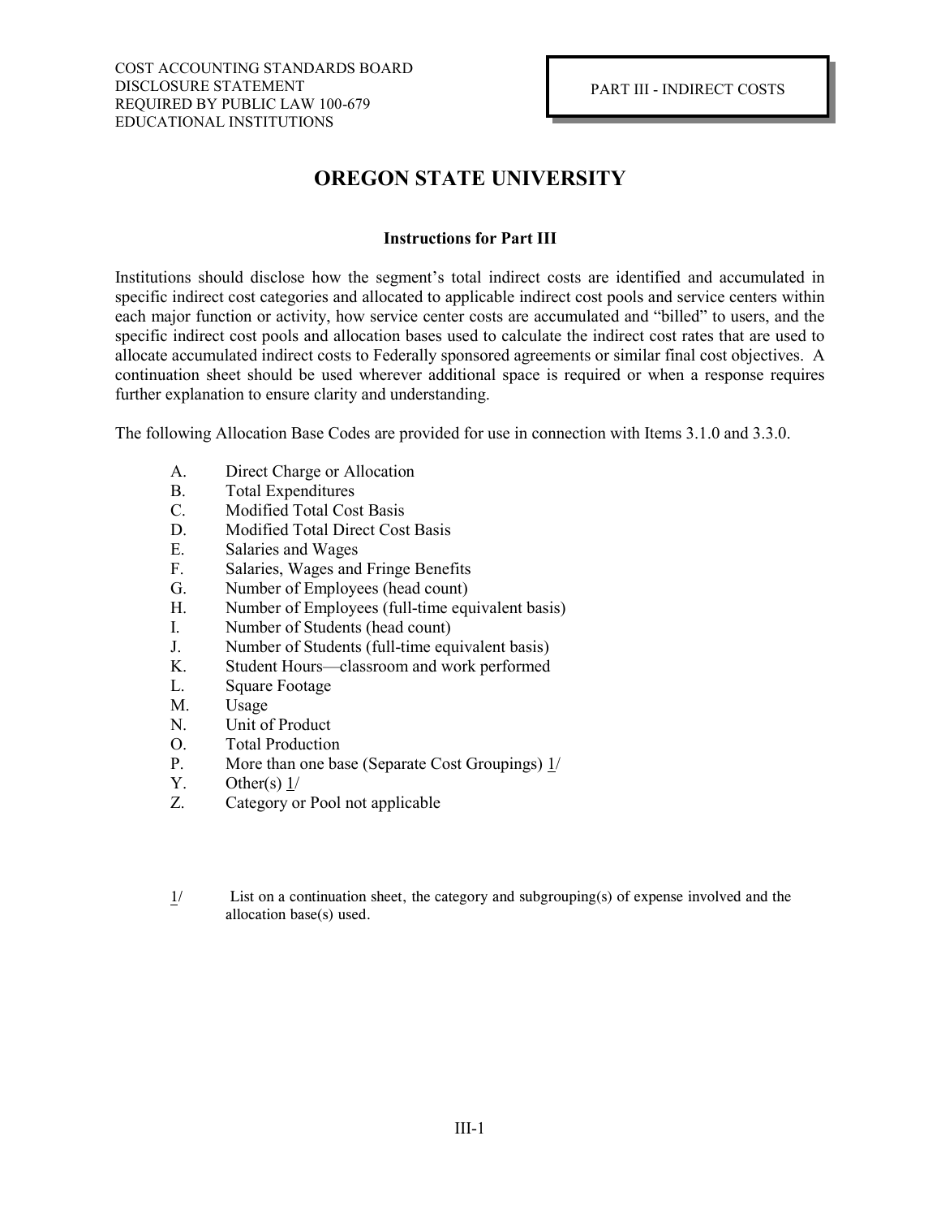COST ACCOUNTING STANDARDS BOARD
DISCLOSURE STATEMENT
REQUIRED BY PUBLIC LAW 100-679
EDUCATIONAL INSTITUTIONS

PART III - INDIRECT COSTS

# OREGON STATE UNIVERSITY

### Instructions for Part III

Institutions should disclose how the segment's total indirect costs are identified and accumulated in specific indirect cost categories and allocated to applicable indirect cost pools and service centers within each major function or activity, how service center costs are accumulated and "billed" to users, and the specific indirect cost pools and allocation bases used to calculate the indirect cost rates that are used to allocate accumulated indirect costs to Federally sponsored agreements or similar final cost objectives. A continuation sheet should be used wherever additional space is required or when a response requires further explanation to ensure clarity and understanding.

The following Allocation Base Codes are provided for use in connection with Items 3.1.0 and 3.3.0.

A. Direct Charge or Allocation
B. Total Expenditures
C. Modified Total Cost Basis
D. Modified Total Direct Cost Basis
E. Salaries and Wages
F. Salaries, Wages and Fringe Benefits
G. Number of Employees (head count)
H. Number of Employees (full-time equivalent basis)
I. Number of Students (head count)
J. Number of Students (full-time equivalent basis)
K. Student Hours—classroom and work performed
L. Square Footage
M. Usage
N. Unit of Product
O. Total Production
P. More than one base (Separate Cost Groupings) 1/
Y. Other(s) 1/
Z. Category or Pool not applicable

1/ List on a continuation sheet, the category and subgrouping(s) of expense involved and the allocation base(s) used.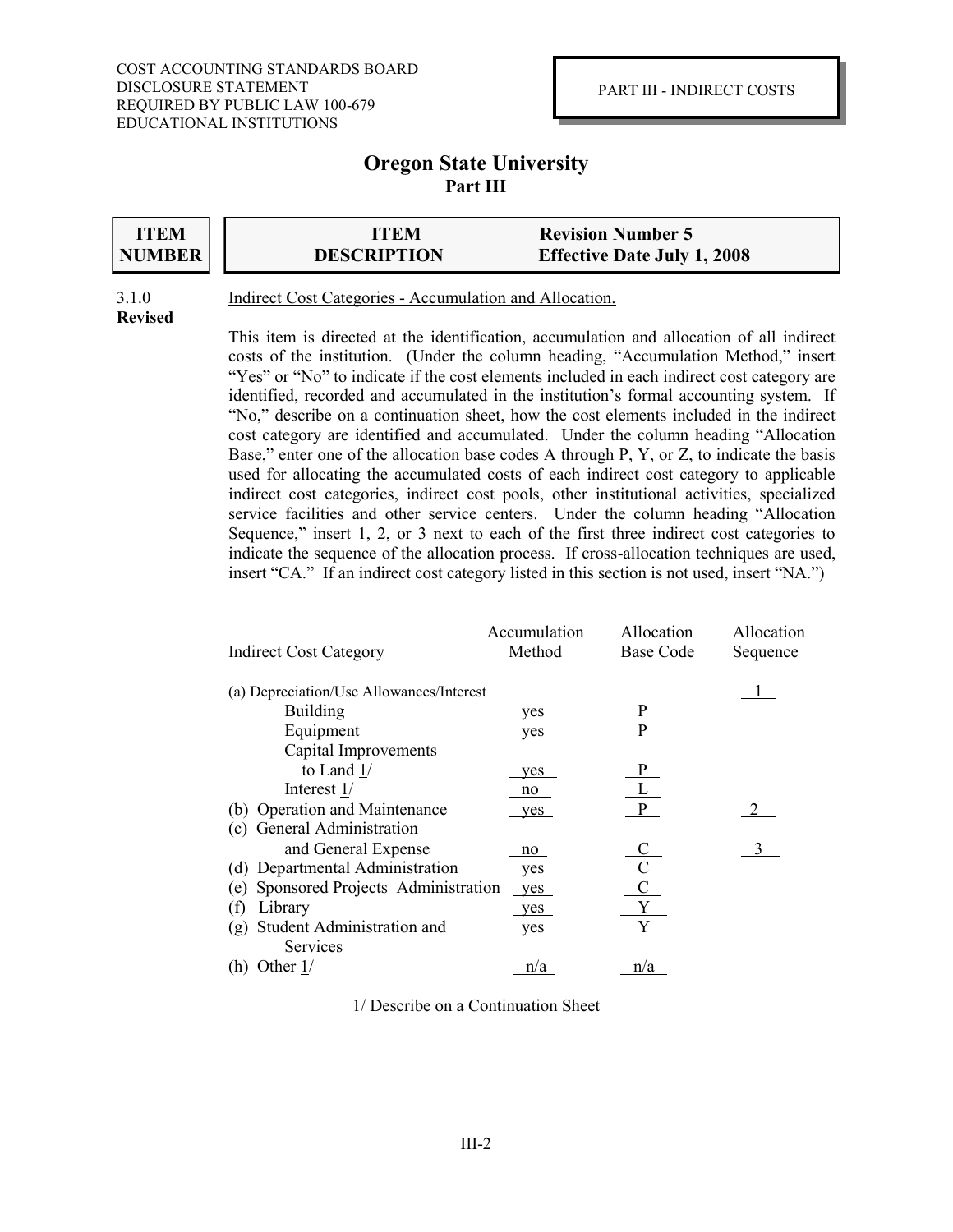COST ACCOUNTING STANDARDS BOARD
DISCLOSURE STATEMENT
REQUIRED BY PUBLIC LAW 100-679
EDUCATIONAL INSTITUTIONS

PART III - INDIRECT COSTS

# Oregon State University
## Part III

| ITEM NUMBER | ITEM DESCRIPTION | Revision Number 5 Effective Date July 1, 2008 |
|---|---|---|

3.1.0
**Revised**

Indirect Cost Categories - Accumulation and Allocation.

This item is directed at the identification, accumulation and allocation of all indirect costs of the institution. (Under the column heading, "Accumulation Method," insert "Yes" or "No" to indicate if the cost elements included in each indirect cost category are identified, recorded and accumulated in the institution's formal accounting system. If "No," describe on a continuation sheet, how the cost elements included in the indirect cost category are identified and accumulated. Under the column heading "Allocation Base," enter one of the allocation base codes A through P, Y, or Z, to indicate the basis used for allocating the accumulated costs of each indirect cost category to applicable indirect cost categories, indirect cost pools, other institutional activities, specialized service facilities and other service centers. Under the column heading "Allocation Sequence," insert 1, 2, or 3 next to each of the first three indirect cost categories to indicate the sequence of the allocation process. If cross-allocation techniques are used, insert "CA." If an indirect cost category listed in this section is not used, insert "NA.")

| Indirect Cost Category | Accumulation Method | Allocation Base Code | Allocation Sequence |
|---|---|---|---|
| (a) Depreciation/Use Allowances/Interest | | | 1 |
| Building | yes | P | |
| Equipment | yes | P | |
| Capital Improvements to Land 1/ | yes | P | |
| Interest 1/ | no | L | |
| (b) Operation and Maintenance | yes | P | 2 |
| (c) General Administration and General Expense | no | C | 3 |
| (d) Departmental Administration | yes | C | |
| (e) Sponsored Projects Administration | yes | C | |
| (f) Library | yes | Y | |
| (g) Student Administration and Services | yes | Y | |
| (h) Other 1/ | n/a | n/a | |

1/ Describe on a Continuation Sheet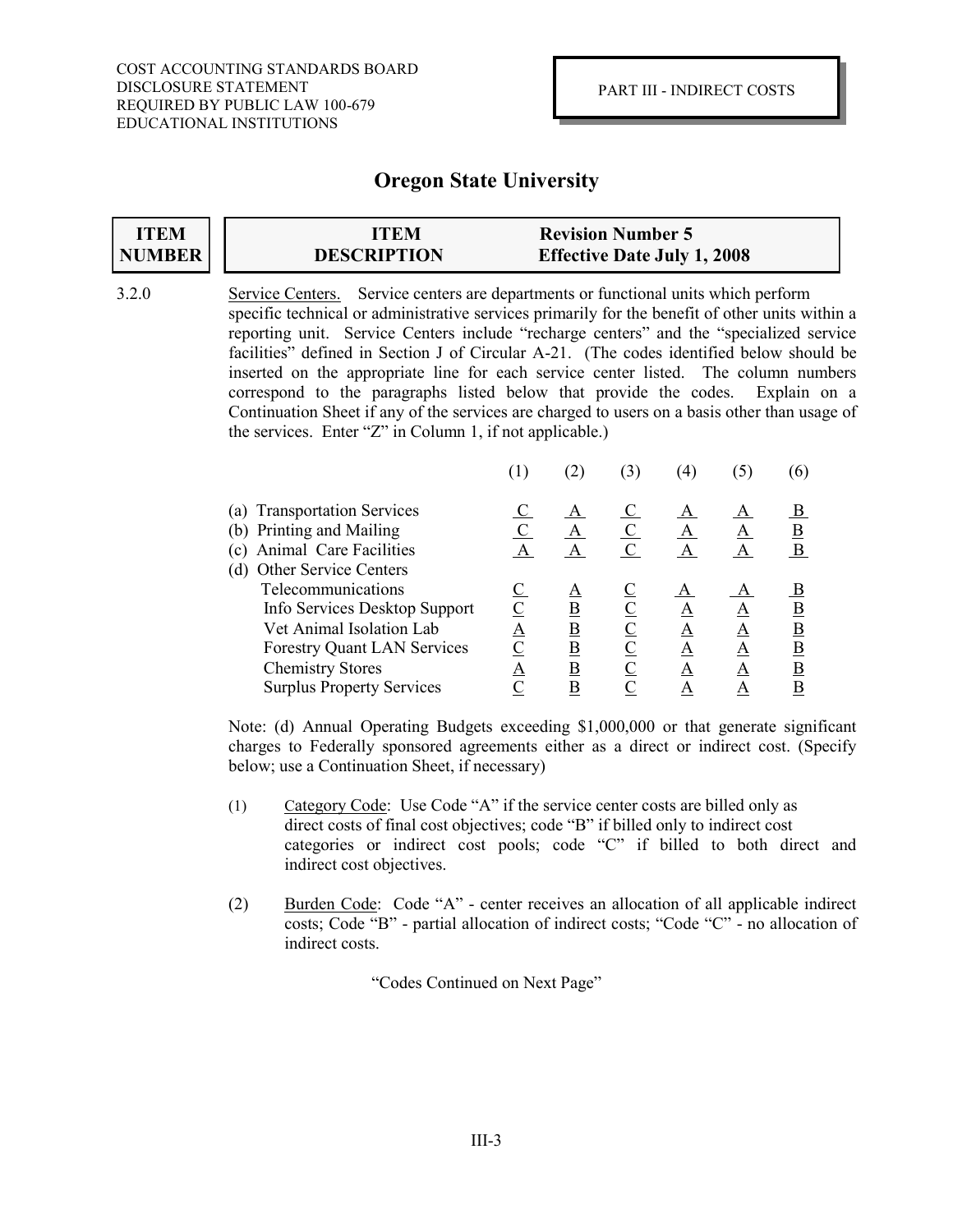COST ACCOUNTING STANDARDS BOARD
DISCLOSURE STATEMENT
REQUIRED BY PUBLIC LAW 100-679
EDUCATIONAL INSTITUTIONS

PART III - INDIRECT COSTS

# Oregon State University

| ITEM NUMBER | ITEM DESCRIPTION | Revision Number 5 Effective Date July 1, 2008 |
|---|---|---|

3.2.0 Service Centers. Service centers are departments or functional units which perform specific technical or administrative services primarily for the benefit of other units within a reporting unit. Service Centers include "recharge centers" and the "specialized service facilities" defined in Section J of Circular A-21. (The codes identified below should be inserted on the appropriate line for each service center listed. The column numbers correspond to the paragraphs listed below that provide the codes. Explain on a Continuation Sheet if any of the services are charged to users on a basis other than usage of the services. Enter "Z" in Column 1, if not applicable.)

| | (1) | (2) | (3) | (4) | (5) | (6) |
|---|---|---|---|---|---|---|
| (a) Transportation Services | C | A | C | A | A | B |
| (b) Printing and Mailing | C | A | C | A | A | B |
| (c) Animal Care Facilities | A | A | C | A | A | B |
| (d) Other Service Centers | | | | | | |
| Telecommunications | C | A | C | A | A | B |
| Info Services Desktop Support | C | B | C | A | A | B |
| Vet Animal Isolation Lab | A | B | C | A | A | B |
| Forestry Quant LAN Services | C | B | C | A | A | B |
| Chemistry Stores | A | B | C | A | A | B |
| Surplus Property Services | C | B | C | A | A | B |

Note: (d) Annual Operating Budgets exceeding $1,000,000 or that generate significant charges to Federally sponsored agreements either as a direct or indirect cost. (Specify below; use a Continuation Sheet, if necessary)

(1) Category Code: Use Code "A" if the service center costs are billed only as direct costs of final cost objectives; code "B" if billed only to indirect cost categories or indirect cost pools; code "C" if billed to both direct and indirect cost objectives.

(2) Burden Code: Code "A" - center receives an allocation of all applicable indirect costs; Code "B" - partial allocation of indirect costs; "Code "C" - no allocation of indirect costs.

"Codes Continued on Next Page"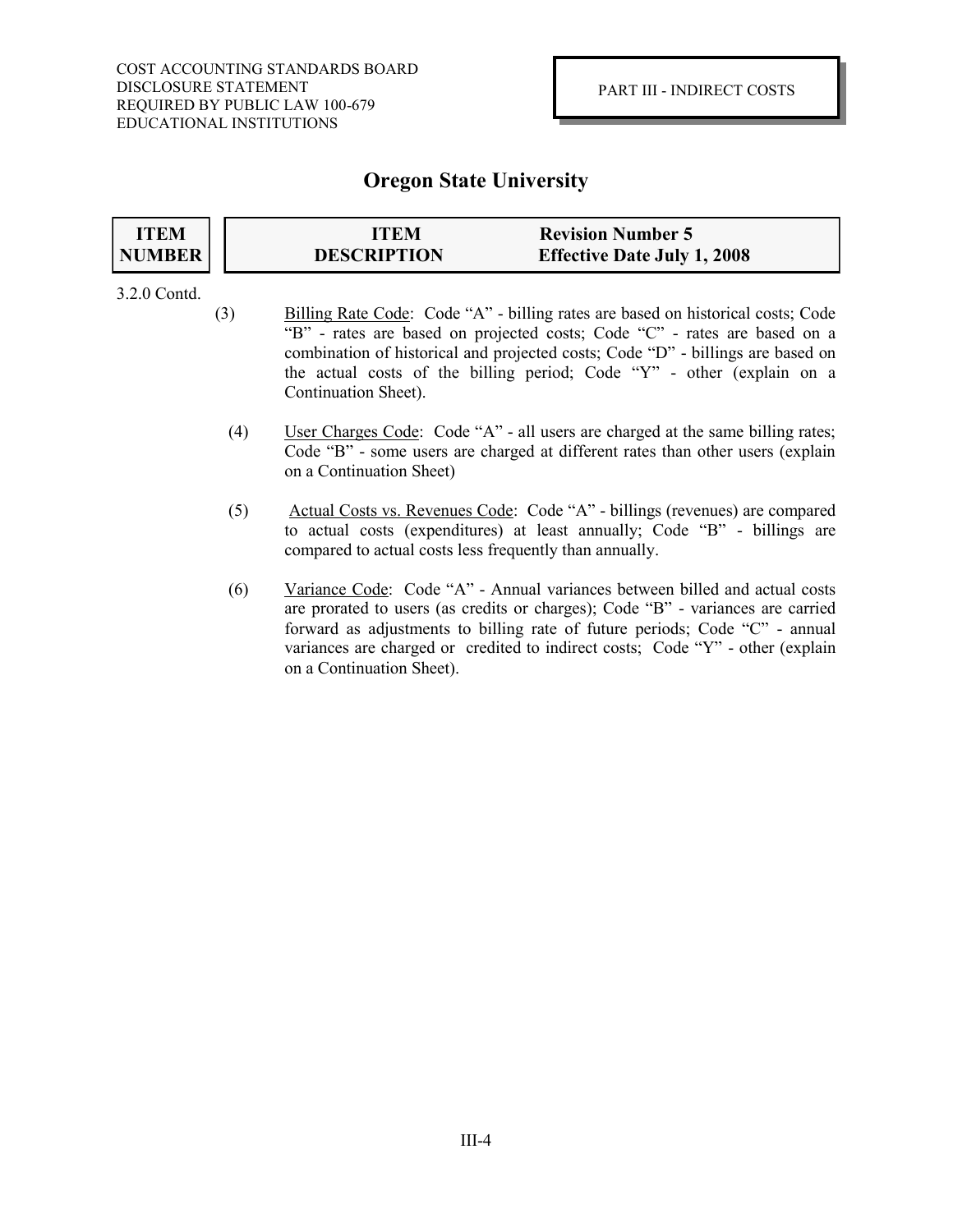# Oregon State University

| ITEM NUMBER | ITEM DESCRIPTION | Revision Number 5 Effective Date July 1, 2008 |
|---|---|---|

3.2.0 Contd.

(3) Billing Rate Code: Code "A" - billing rates are based on historical costs; Code "B" - rates are based on projected costs; Code "C" - rates are based on a combination of historical and projected costs; Code "D" - billings are based on the actual costs of the billing period; Code "Y" - other (explain on a Continuation Sheet).

(4) User Charges Code: Code "A" - all users are charged at the same billing rates; Code "B" - some users are charged at different rates than other users (explain on a Continuation Sheet)

(5) Actual Costs vs. Revenues Code: Code "A" - billings (revenues) are compared to actual costs (expenditures) at least annually; Code "B" - billings are compared to actual costs less frequently than annually.

(6) Variance Code: Code "A" - Annual variances between billed and actual costs are prorated to users (as credits or charges); Code "B" - variances are carried forward as adjustments to billing rate of future periods; Code "C" - annual variances are charged or credited to indirect costs; Code "Y" - other (explain on a Continuation Sheet).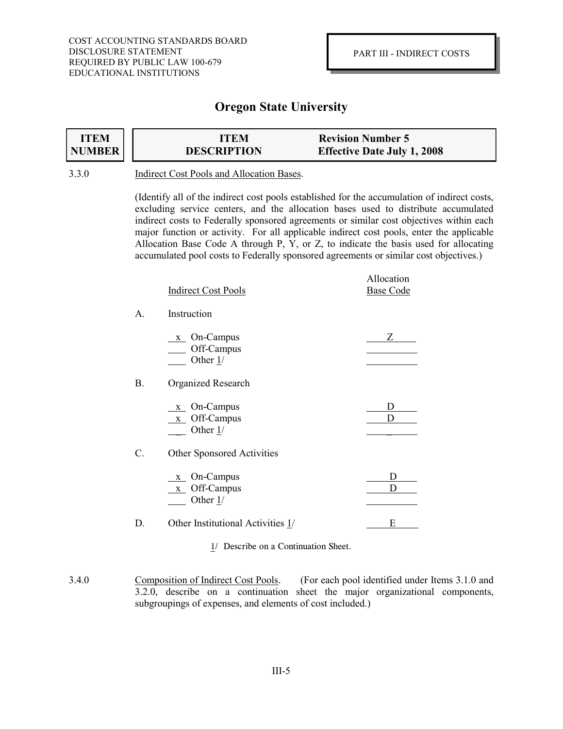COST ACCOUNTING STANDARDS BOARD
DISCLOSURE STATEMENT
REQUIRED BY PUBLIC LAW 100-679
EDUCATIONAL INSTITUTIONS

PART III - INDIRECT COSTS

# Oregon State University

| ITEM NUMBER | ITEM DESCRIPTION | Revision Number 5 Effective Date July 1, 2008 |
|---|---|---|

**3.3.0** Indirect Cost Pools and Allocation Bases.

(Identify all of the indirect cost pools established for the accumulation of indirect costs, excluding service centers, and the allocation bases used to distribute accumulated indirect costs to Federally sponsored agreements or similar cost objectives within each major function or activity. For all applicable indirect cost pools, enter the applicable Allocation Base Code A through P, Y, or Z, to indicate the basis used for allocating accumulated pool costs to Federally sponsored agreements or similar cost objectives.)

| | Indirect Cost Pools | Allocation Base Code |
|---|---|---|
| A. | Instruction | |
| | x On-Campus | Z |
| | ___ Off-Campus | |
| | ___ Other 1/ | |
| B. | Organized Research | |
| | x On-Campus | D |
| | x Off-Campus | D |
| | ___ Other 1/ | _ |
| C. | Other Sponsored Activities | |
| | x On-Campus | D |
| | x Off-Campus | D |
| | ___ Other 1/ | |
| D. | Other Institutional Activities 1/ | E |

1/ Describe on a Continuation Sheet.

**3.4.0** Composition of Indirect Cost Pools. (For each pool identified under Items 3.1.0 and 3.2.0, describe on a continuation sheet the major organizational components, subgroupings of expenses, and elements of cost included.)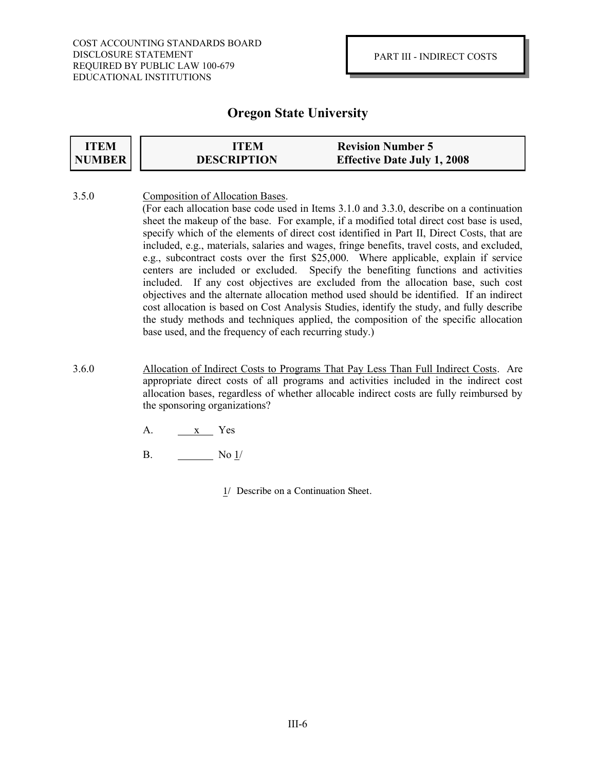COST ACCOUNTING STANDARDS BOARD
DISCLOSURE STATEMENT
REQUIRED BY PUBLIC LAW 100-679
EDUCATIONAL INSTITUTIONS

PART III - INDIRECT COSTS

# Oregon State University

| ITEM NUMBER | ITEM DESCRIPTION | Revision Number 5 Effective Date July 1, 2008 |
|---|---|---|

3.5.0 Composition of Allocation Bases.

(For each allocation base code used in Items 3.1.0 and 3.3.0, describe on a continuation sheet the makeup of the base. For example, if a modified total direct cost base is used, specify which of the elements of direct cost identified in Part II, Direct Costs, that are included, e.g., materials, salaries and wages, fringe benefits, travel costs, and excluded, e.g., subcontract costs over the first $25,000. Where applicable, explain if service centers are included or excluded. Specify the benefiting functions and activities included. If any cost objectives are excluded from the allocation base, such cost objectives and the alternate allocation method used should be identified. If an indirect cost allocation is based on Cost Analysis Studies, identify the study, and fully describe the study methods and techniques applied, the composition of the specific allocation base used, and the frequency of each recurring study.)

3.6.0 Allocation of Indirect Costs to Programs That Pay Less Than Full Indirect Costs. Are appropriate direct costs of all programs and activities included in the indirect cost allocation bases, regardless of whether allocable indirect costs are fully reimbursed by the sponsoring organizations?

A. x Yes

B. ______ No 1/

1/ Describe on a Continuation Sheet.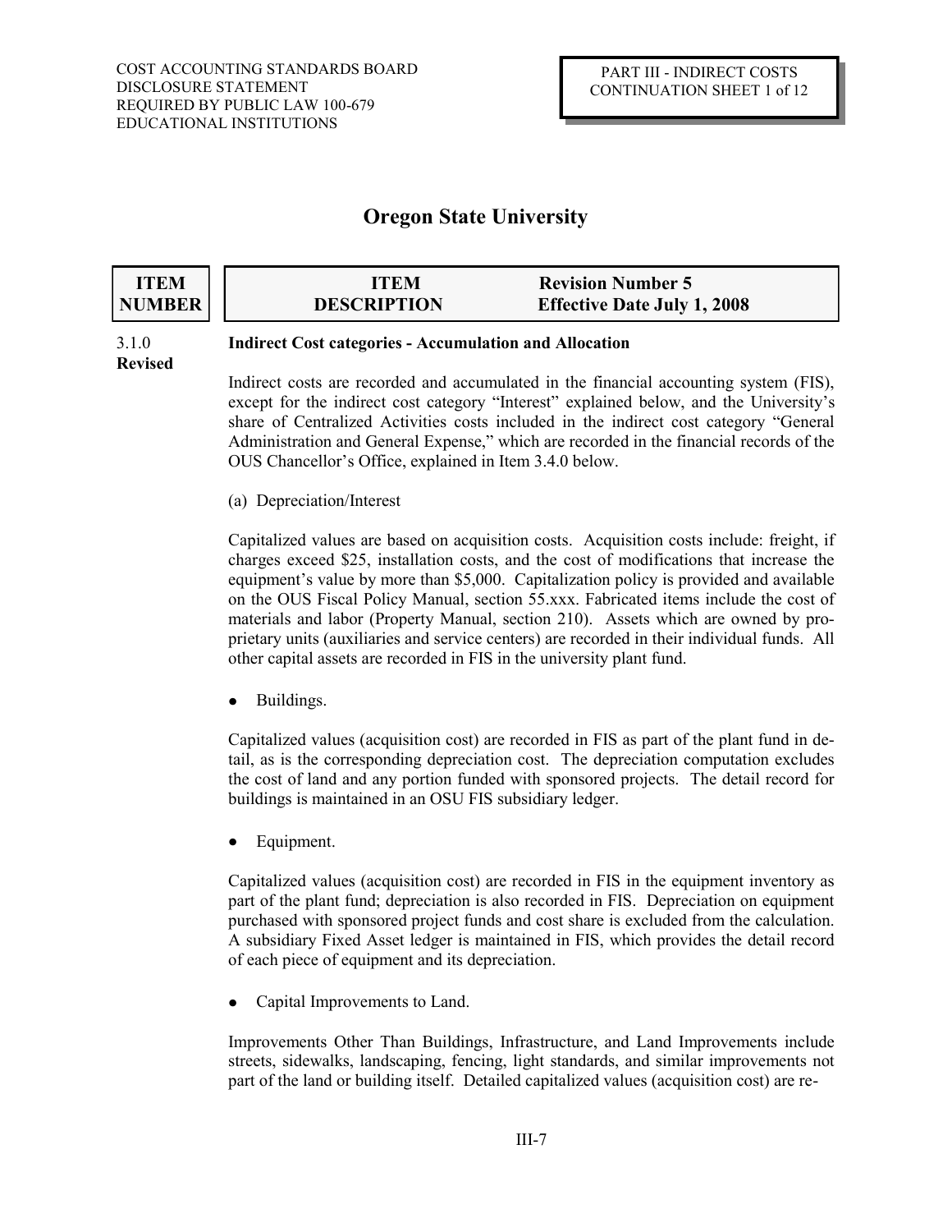# Oregon State University

| ITEM NUMBER | ITEM DESCRIPTION | Revision Number 5 Effective Date July 1, 2008 |
|---|---|---|

3.1.0 **Revised**

**Indirect Cost categories - Accumulation and Allocation**

Indirect costs are recorded and accumulated in the financial accounting system (FIS), except for the indirect cost category "Interest" explained below, and the University's share of Centralized Activities costs included in the indirect cost category "General Administration and General Expense," which are recorded in the financial records of the OUS Chancellor's Office, explained in Item 3.4.0 below.

(a) Depreciation/Interest

Capitalized values are based on acquisition costs. Acquisition costs include: freight, if charges exceed $25, installation costs, and the cost of modifications that increase the equipment's value by more than $5,000. Capitalization policy is provided and available on the OUS Fiscal Policy Manual, section 55.xxx. Fabricated items include the cost of materials and labor (Property Manual, section 210). Assets which are owned by proprietary units (auxiliaries and service centers) are recorded in their individual funds. All other capital assets are recorded in FIS in the university plant fund.

- Buildings.

Capitalized values (acquisition cost) are recorded in FIS as part of the plant fund in detail, as is the corresponding depreciation cost. The depreciation computation excludes the cost of land and any portion funded with sponsored projects. The detail record for buildings is maintained in an OSU FIS subsidiary ledger.

- Equipment.

Capitalized values (acquisition cost) are recorded in FIS in the equipment inventory as part of the plant fund; depreciation is also recorded in FIS. Depreciation on equipment purchased with sponsored project funds and cost share is excluded from the calculation. A subsidiary Fixed Asset ledger is maintained in FIS, which provides the detail record of each piece of equipment and its depreciation.

- Capital Improvements to Land.

Improvements Other Than Buildings, Infrastructure, and Land Improvements include streets, sidewalks, landscaping, fencing, light standards, and similar improvements not part of the land or building itself. Detailed capitalized values (acquisition cost) are re-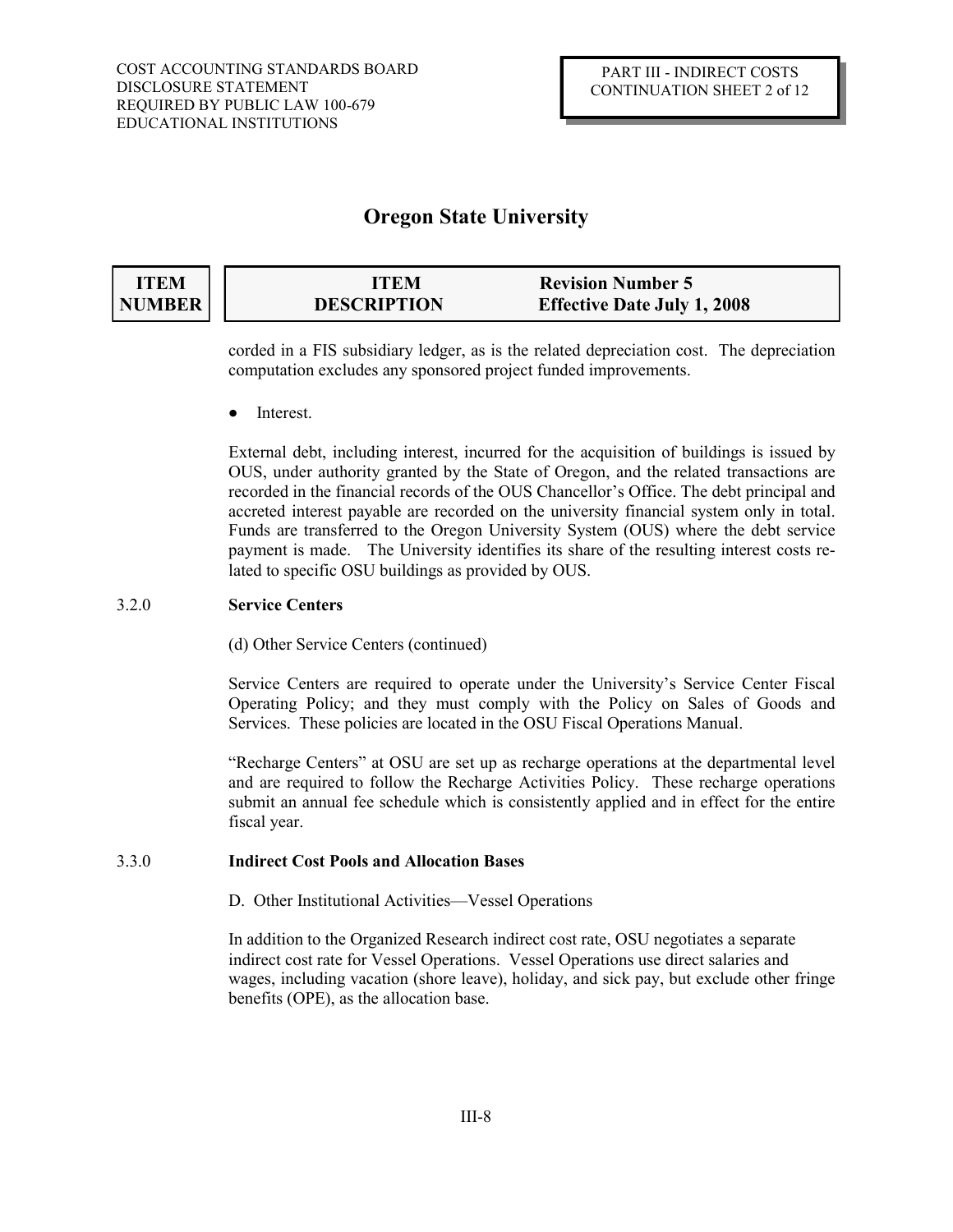| ITEM NUMBER | ITEM DESCRIPTION | Revision Number 5 Effective Date July 1, 2008 |
|---|---|---|

corded in a FIS subsidiary ledger, as is the related depreciation cost. The depreciation computation excludes any sponsored project funded improvements.

- Interest.

External debt, including interest, incurred for the acquisition of buildings is issued by OUS, under authority granted by the State of Oregon, and the related transactions are recorded in the financial records of the OUS Chancellor's Office. The debt principal and accreted interest payable are recorded on the university financial system only in total. Funds are transferred to the Oregon University System (OUS) where the debt service payment is made. The University identifies its share of the resulting interest costs related to specific OSU buildings as provided by OUS.

3.2.0 **Service Centers**

(d) Other Service Centers (continued)

Service Centers are required to operate under the University's Service Center Fiscal Operating Policy; and they must comply with the Policy on Sales of Goods and Services. These policies are located in the OSU Fiscal Operations Manual.

"Recharge Centers" at OSU are set up as recharge operations at the departmental level and are required to follow the Recharge Activities Policy. These recharge operations submit an annual fee schedule which is consistently applied and in effect for the entire fiscal year.

3.3.0 **Indirect Cost Pools and Allocation Bases**

D. Other Institutional Activities—Vessel Operations

In addition to the Organized Research indirect cost rate, OSU negotiates a separate indirect cost rate for Vessel Operations. Vessel Operations use direct salaries and wages, including vacation (shore leave), holiday, and sick pay, but exclude other fringe benefits (OPE), as the allocation base.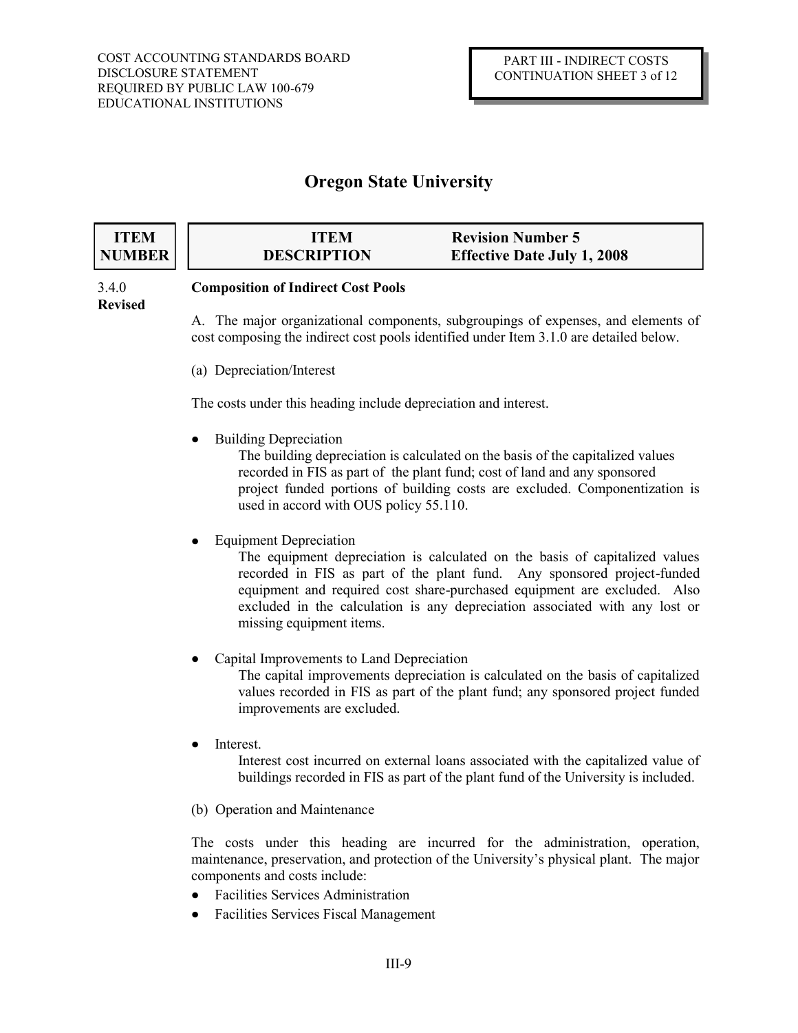# Oregon State University

| ITEM NUMBER | ITEM DESCRIPTION | Revision Number 5 Effective Date July 1, 2008 |
|---|---|---|

3.4.0 **Revised**

**Composition of Indirect Cost Pools**

A. The major organizational components, subgroupings of expenses, and elements of cost composing the indirect cost pools identified under Item 3.1.0 are detailed below.

(a) Depreciation/Interest

The costs under this heading include depreciation and interest.

- Building Depreciation
  The building depreciation is calculated on the basis of the capitalized values recorded in FIS as part of the plant fund; cost of land and any sponsored project funded portions of building costs are excluded. Componentization is used in accord with OUS policy 55.110.

- Equipment Depreciation
  The equipment depreciation is calculated on the basis of capitalized values recorded in FIS as part of the plant fund. Any sponsored project-funded equipment and required cost share-purchased equipment are excluded. Also excluded in the calculation is any depreciation associated with any lost or missing equipment items.

- Capital Improvements to Land Depreciation
  The capital improvements depreciation is calculated on the basis of capitalized values recorded in FIS as part of the plant fund; any sponsored project funded improvements are excluded.

- Interest.
  Interest cost incurred on external loans associated with the capitalized value of buildings recorded in FIS as part of the plant fund of the University is included.

(b) Operation and Maintenance

The costs under this heading are incurred for the administration, operation, maintenance, preservation, and protection of the University's physical plant. The major components and costs include:

- Facilities Services Administration
- Facilities Services Fiscal Management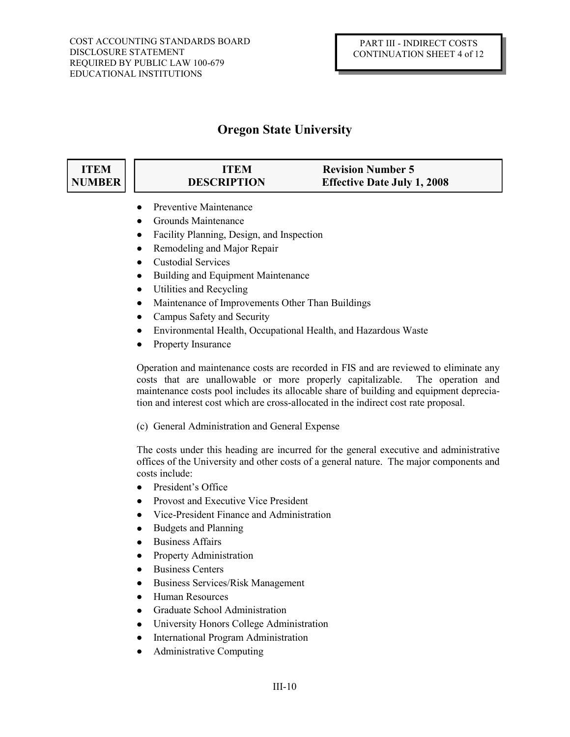# Oregon State University

| ITEM NUMBER | ITEM DESCRIPTION | Revision Number 5 Effective Date July 1, 2008 |
|---|---|---|

- Preventive Maintenance
- Grounds Maintenance
- Facility Planning, Design, and Inspection
- Remodeling and Major Repair
- Custodial Services
- Building and Equipment Maintenance
- Utilities and Recycling
- Maintenance of Improvements Other Than Buildings
- Campus Safety and Security
- Environmental Health, Occupational Health, and Hazardous Waste
- Property Insurance

Operation and maintenance costs are recorded in FIS and are reviewed to eliminate any costs that are unallowable or more properly capitalizable. The operation and maintenance costs pool includes its allocable share of building and equipment depreciation and interest cost which are cross-allocated in the indirect cost rate proposal.

(c) General Administration and General Expense

The costs under this heading are incurred for the general executive and administrative offices of the University and other costs of a general nature. The major components and costs include:

- President's Office
- Provost and Executive Vice President
- Vice-President Finance and Administration
- Budgets and Planning
- Business Affairs
- Property Administration
- Business Centers
- Business Services/Risk Management
- Human Resources
- Graduate School Administration
- University Honors College Administration
- International Program Administration
- Administrative Computing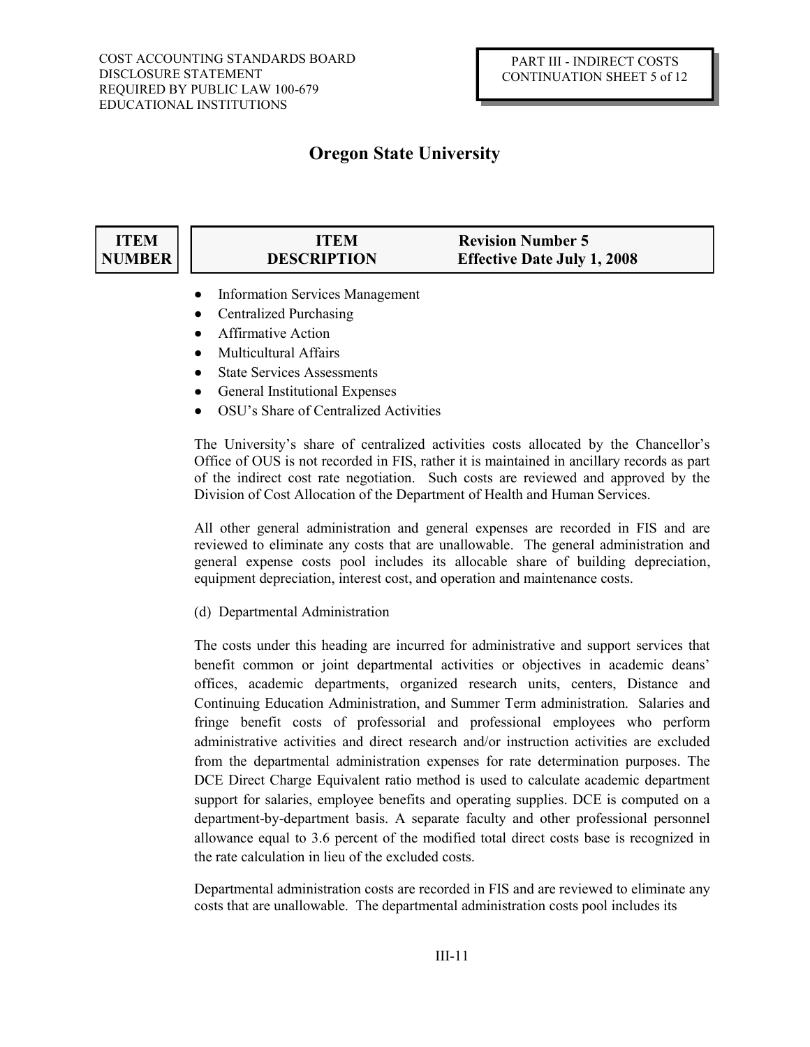| ITEM NUMBER | ITEM DESCRIPTION | Revision Number 5 Effective Date July 1, 2008 |
|---|---|---|

- Information Services Management
- Centralized Purchasing
- Affirmative Action
- Multicultural Affairs
- State Services Assessments
- General Institutional Expenses
- OSU's Share of Centralized Activities

The University's share of centralized activities costs allocated by the Chancellor's Office of OUS is not recorded in FIS, rather it is maintained in ancillary records as part of the indirect cost rate negotiation. Such costs are reviewed and approved by the Division of Cost Allocation of the Department of Health and Human Services.

All other general administration and general expenses are recorded in FIS and are reviewed to eliminate any costs that are unallowable. The general administration and general expense costs pool includes its allocable share of building depreciation, equipment depreciation, interest cost, and operation and maintenance costs.

(d) Departmental Administration

The costs under this heading are incurred for administrative and support services that benefit common or joint departmental activities or objectives in academic deans' offices, academic departments, organized research units, centers, Distance and Continuing Education Administration, and Summer Term administration. Salaries and fringe benefit costs of professorial and professional employees who perform administrative activities and direct research and/or instruction activities are excluded from the departmental administration expenses for rate determination purposes. The DCE Direct Charge Equivalent ratio method is used to calculate academic department support for salaries, employee benefits and operating supplies. DCE is computed on a department-by-department basis. A separate faculty and other professional personnel allowance equal to 3.6 percent of the modified total direct costs base is recognized in the rate calculation in lieu of the excluded costs.

Departmental administration costs are recorded in FIS and are reviewed to eliminate any costs that are unallowable. The departmental administration costs pool includes its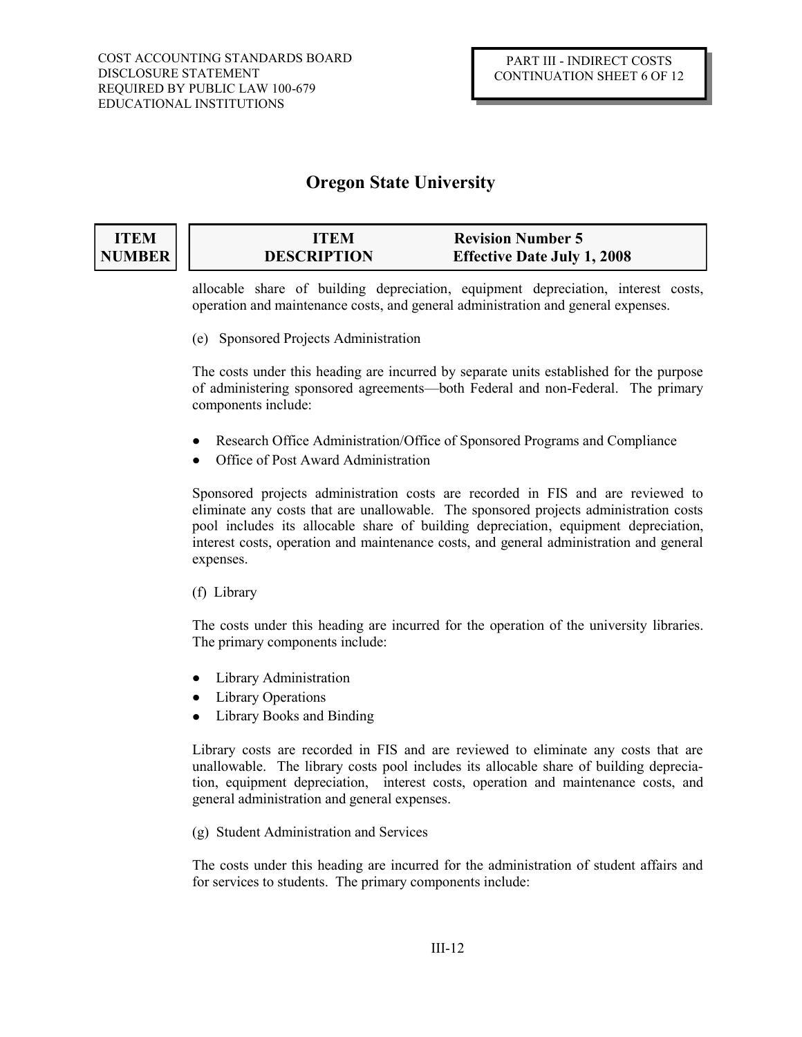| ITEM NUMBER | ITEM DESCRIPTION | Revision Number 5 Effective Date July 1, 2008 |
|---|---|---|

allocable share of building depreciation, equipment depreciation, interest costs, operation and maintenance costs, and general administration and general expenses.

(e) Sponsored Projects Administration

The costs under this heading are incurred by separate units established for the purpose of administering sponsored agreements—both Federal and non-Federal. The primary components include:

- Research Office Administration/Office of Sponsored Programs and Compliance
- Office of Post Award Administration

Sponsored projects administration costs are recorded in FIS and are reviewed to eliminate any costs that are unallowable. The sponsored projects administration costs pool includes its allocable share of building depreciation, equipment depreciation, interest costs, operation and maintenance costs, and general administration and general expenses.

(f) Library

The costs under this heading are incurred for the operation of the university libraries. The primary components include:

- Library Administration
- Library Operations
- Library Books and Binding

Library costs are recorded in FIS and are reviewed to eliminate any costs that are unallowable. The library costs pool includes its allocable share of building depreciation, equipment depreciation, interest costs, operation and maintenance costs, and general administration and general expenses.

(g) Student Administration and Services

The costs under this heading are incurred for the administration of student affairs and for services to students. The primary components include: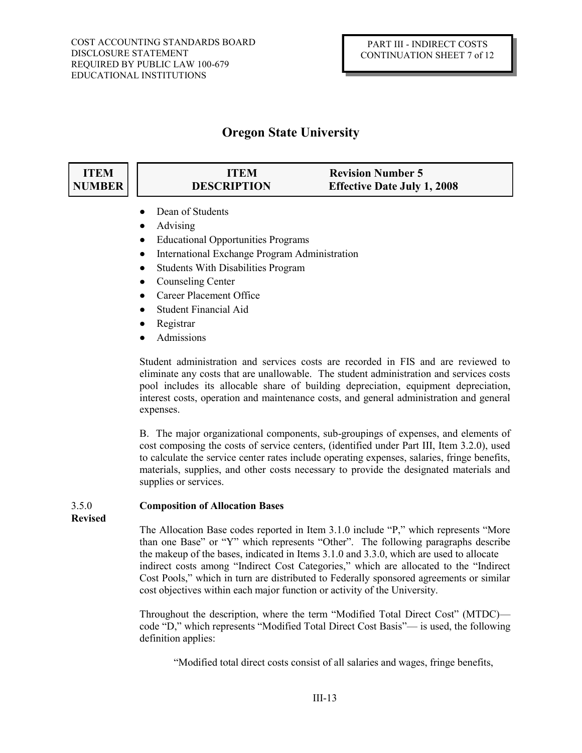# Oregon State University

| ITEM NUMBER | ITEM DESCRIPTION | Revision Number 5 Effective Date July 1, 2008 |
|---|---|---|

- Dean of Students
- Advising
- Educational Opportunities Programs
- International Exchange Program Administration
- Students With Disabilities Program
- Counseling Center
- Career Placement Office
- Student Financial Aid
- Registrar
- Admissions

Student administration and services costs are recorded in FIS and are reviewed to eliminate any costs that are unallowable. The student administration and services costs pool includes its allocable share of building depreciation, equipment depreciation, interest costs, operation and maintenance costs, and general administration and general expenses.

B. The major organizational components, sub-groupings of expenses, and elements of cost composing the costs of service centers, (identified under Part III, Item 3.2.0), used to calculate the service center rates include operating expenses, salaries, fringe benefits, materials, supplies, and other costs necessary to provide the designated materials and supplies or services.

**3.5.0 Revised** **Composition of Allocation Bases**

The Allocation Base codes reported in Item 3.1.0 include "P," which represents "More than one Base" or "Y" which represents "Other". The following paragraphs describe the makeup of the bases, indicated in Items 3.1.0 and 3.3.0, which are used to allocate indirect costs among "Indirect Cost Categories," which are allocated to the "Indirect Cost Pools," which in turn are distributed to Federally sponsored agreements or similar cost objectives within each major function or activity of the University.

Throughout the description, where the term "Modified Total Direct Cost" (MTDC)—code "D," which represents "Modified Total Direct Cost Basis"— is used, the following definition applies:

> "Modified total direct costs consist of all salaries and wages, fringe benefits,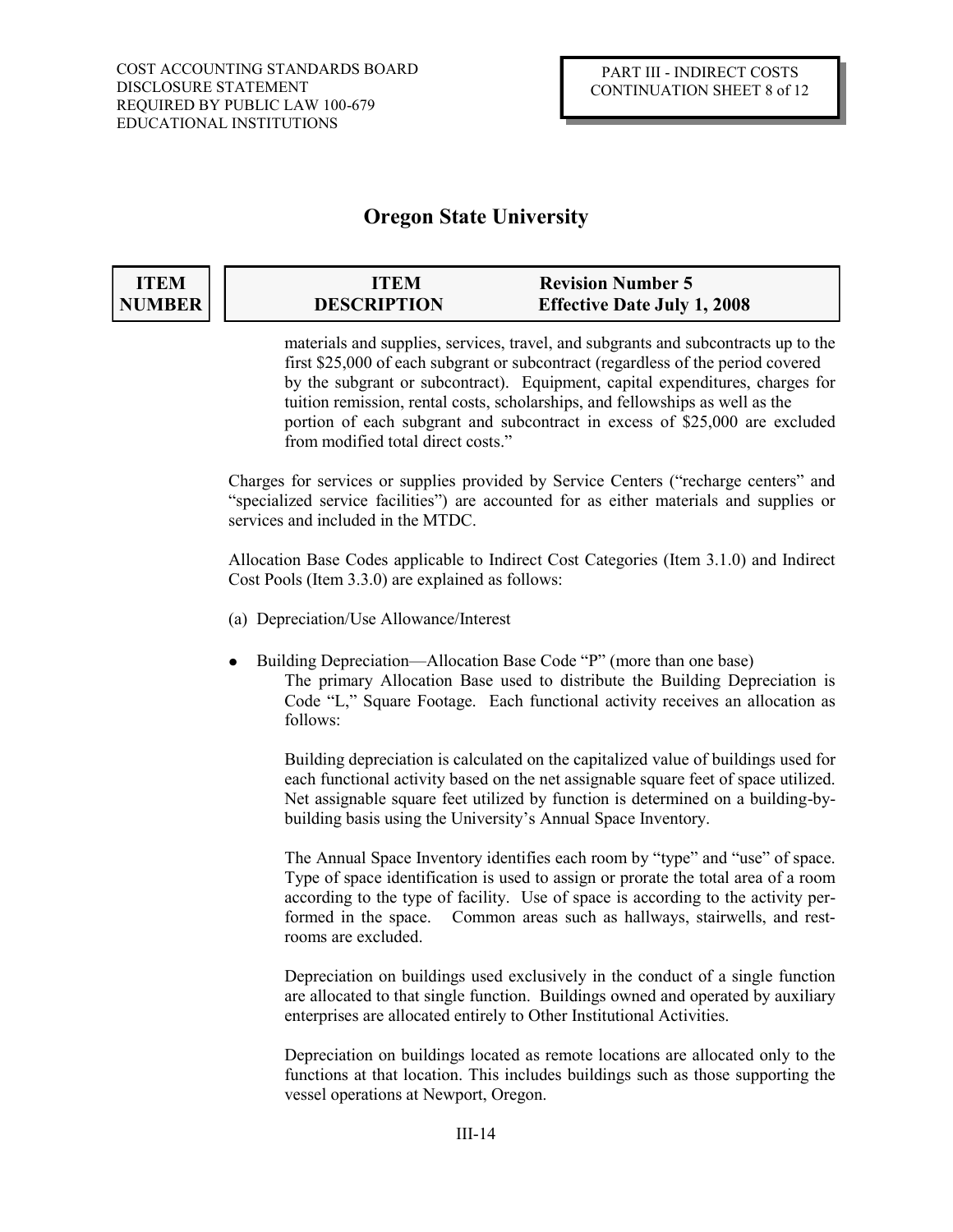# Oregon State University

| ITEM NUMBER | ITEM DESCRIPTION | Revision Number 5 Effective Date July 1, 2008 |
|---|---|---|

materials and supplies, services, travel, and subgrants and subcontracts up to the first $25,000 of each subgrant or subcontract (regardless of the period covered by the subgrant or subcontract). Equipment, capital expenditures, charges for tuition remission, rental costs, scholarships, and fellowships as well as the portion of each subgrant and subcontract in excess of $25,000 are excluded from modified total direct costs."

Charges for services or supplies provided by Service Centers ("recharge centers" and "specialized service facilities") are accounted for as either materials and supplies or services and included in the MTDC.

Allocation Base Codes applicable to Indirect Cost Categories (Item 3.1.0) and Indirect Cost Pools (Item 3.3.0) are explained as follows:

(a) Depreciation/Use Allowance/Interest

- Building Depreciation—Allocation Base Code "P" (more than one base)

  The primary Allocation Base used to distribute the Building Depreciation is Code "L," Square Footage. Each functional activity receives an allocation as follows:

  Building depreciation is calculated on the capitalized value of buildings used for each functional activity based on the net assignable square feet of space utilized. Net assignable square feet utilized by function is determined on a building-by-building basis using the University's Annual Space Inventory.

  The Annual Space Inventory identifies each room by "type" and "use" of space. Type of space identification is used to assign or prorate the total area of a room according to the type of facility. Use of space is according to the activity performed in the space. Common areas such as hallways, stairwells, and restrooms are excluded.

  Depreciation on buildings used exclusively in the conduct of a single function are allocated to that single function. Buildings owned and operated by auxiliary enterprises are allocated entirely to Other Institutional Activities.

  Depreciation on buildings located as remote locations are allocated only to the functions at that location. This includes buildings such as those supporting the vessel operations at Newport, Oregon.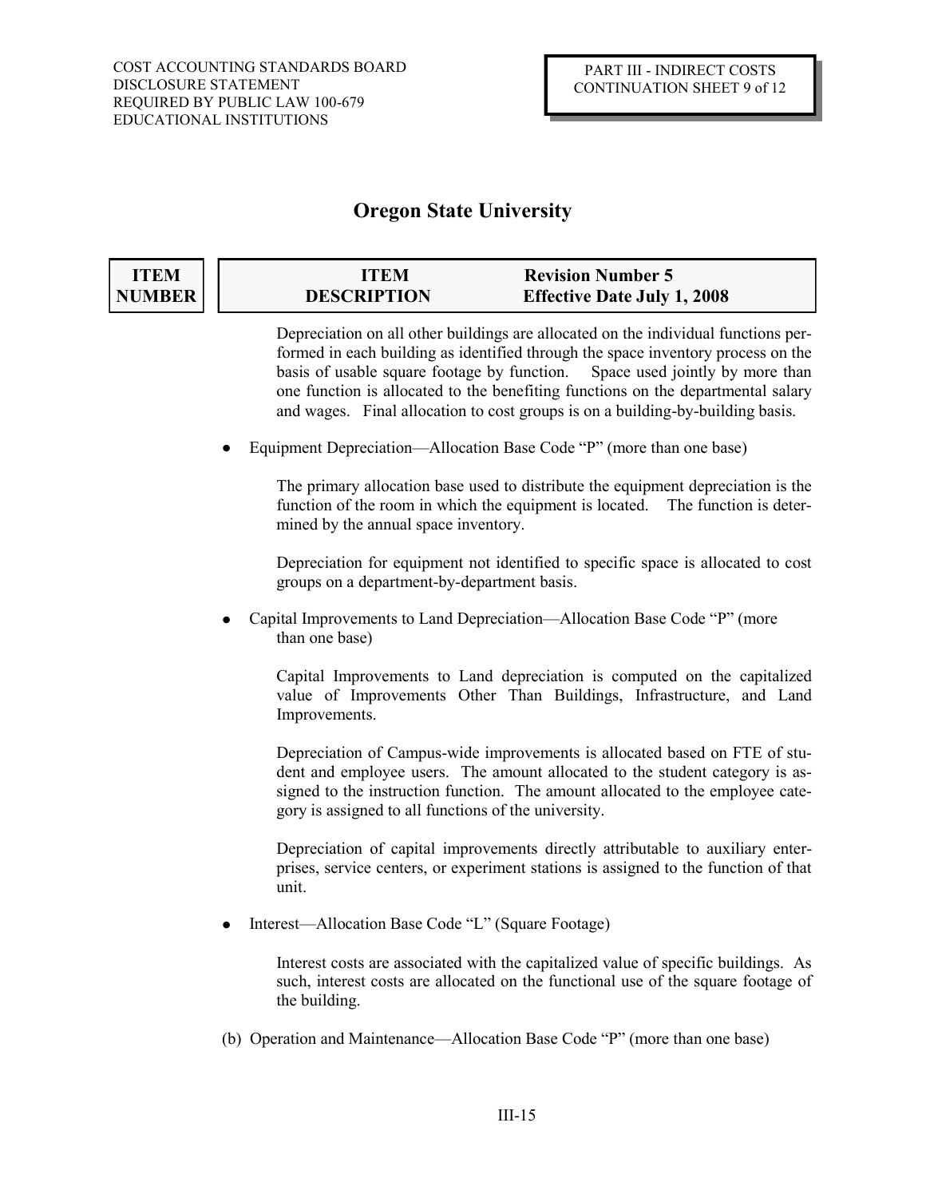# Oregon State University

| ITEM NUMBER | ITEM DESCRIPTION | Revision Number 5 Effective Date July 1, 2008 |
|---|---|---|

Depreciation on all other buildings are allocated on the individual functions performed in each building as identified through the space inventory process on the basis of usable square footage by function. Space used jointly by more than one function is allocated to the benefiting functions on the departmental salary and wages. Final allocation to cost groups is on a building-by-building basis.

- Equipment Depreciation—Allocation Base Code "P" (more than one base)

  The primary allocation base used to distribute the equipment depreciation is the function of the room in which the equipment is located. The function is determined by the annual space inventory.

  Depreciation for equipment not identified to specific space is allocated to cost groups on a department-by-department basis.

- Capital Improvements to Land Depreciation—Allocation Base Code "P" (more than one base)

  Capital Improvements to Land depreciation is computed on the capitalized value of Improvements Other Than Buildings, Infrastructure, and Land Improvements.

  Depreciation of Campus-wide improvements is allocated based on FTE of student and employee users. The amount allocated to the student category is assigned to the instruction function. The amount allocated to the employee category is assigned to all functions of the university.

  Depreciation of capital improvements directly attributable to auxiliary enterprises, service centers, or experiment stations is assigned to the function of that unit.

- Interest—Allocation Base Code "L" (Square Footage)

  Interest costs are associated with the capitalized value of specific buildings. As such, interest costs are allocated on the functional use of the square footage of the building.

(b) Operation and Maintenance—Allocation Base Code "P" (more than one base)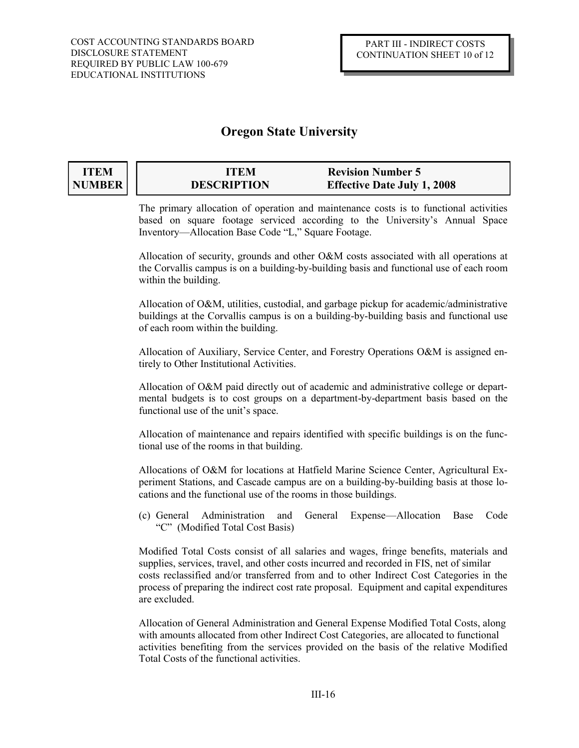# Oregon State University

| ITEM NUMBER | ITEM DESCRIPTION | Revision Number 5 Effective Date July 1, 2008 |
|---|---|---|

The primary allocation of operation and maintenance costs is to functional activities based on square footage serviced according to the University's Annual Space Inventory—Allocation Base Code "L," Square Footage.

Allocation of security, grounds and other O&M costs associated with all operations at the Corvallis campus is on a building-by-building basis and functional use of each room within the building.

Allocation of O&M, utilities, custodial, and garbage pickup for academic/administrative buildings at the Corvallis campus is on a building-by-building basis and functional use of each room within the building.

Allocation of Auxiliary, Service Center, and Forestry Operations O&M is assigned entirely to Other Institutional Activities.

Allocation of O&M paid directly out of academic and administrative college or departmental budgets is to cost groups on a department-by-department basis based on the functional use of the unit's space.

Allocation of maintenance and repairs identified with specific buildings is on the functional use of the rooms in that building.

Allocations of O&M for locations at Hatfield Marine Science Center, Agricultural Experiment Stations, and Cascade campus are on a building-by-building basis at those locations and the functional use of the rooms in those buildings.

(c) General Administration and General Expense—Allocation Base Code "C" (Modified Total Cost Basis)

Modified Total Costs consist of all salaries and wages, fringe benefits, materials and supplies, services, travel, and other costs incurred and recorded in FIS, net of similar costs reclassified and/or transferred from and to other Indirect Cost Categories in the process of preparing the indirect cost rate proposal. Equipment and capital expenditures are excluded.

Allocation of General Administration and General Expense Modified Total Costs, along with amounts allocated from other Indirect Cost Categories, are allocated to functional activities benefiting from the services provided on the basis of the relative Modified Total Costs of the functional activities.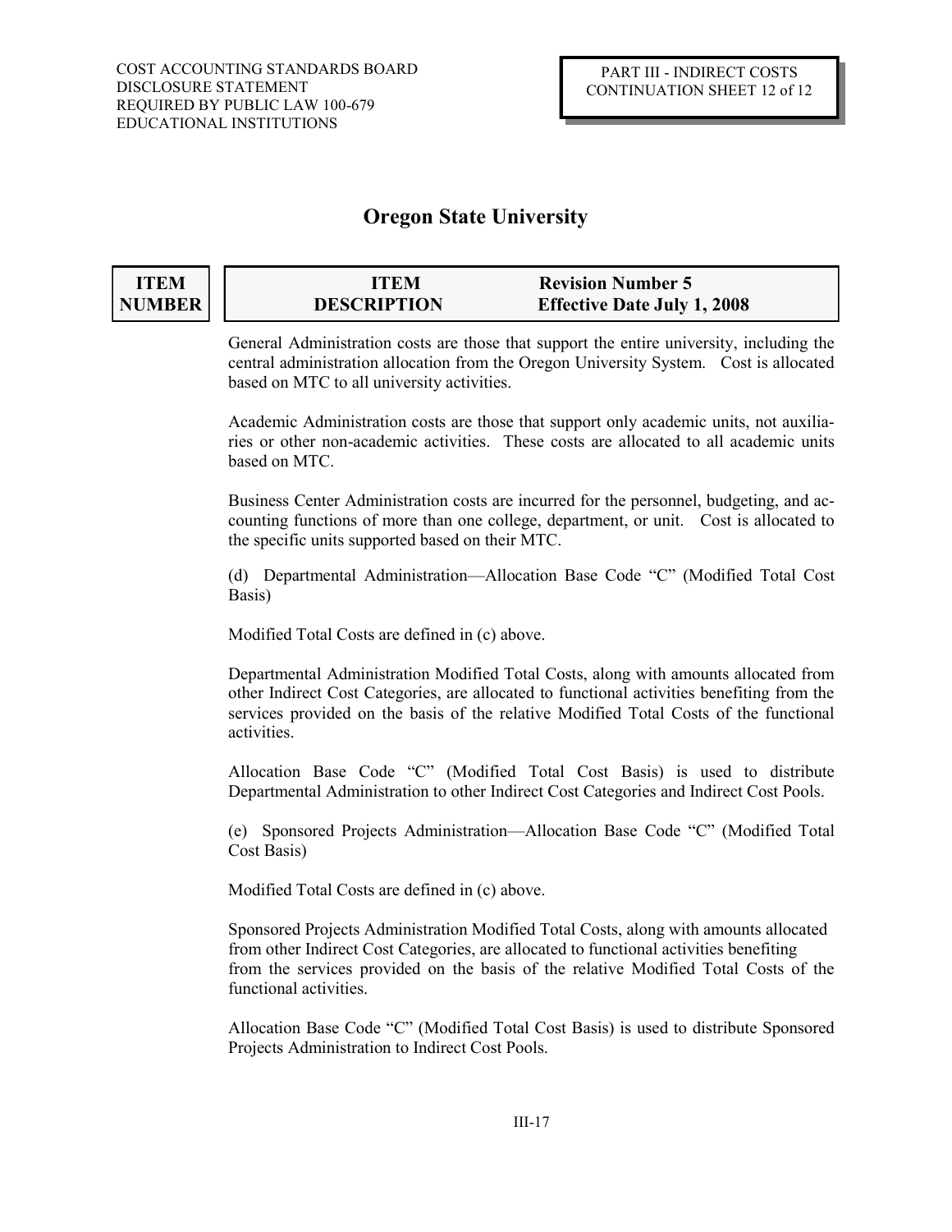**Oregon State University**

| ITEM NUMBER | ITEM DESCRIPTION | Revision Number 5 Effective Date July 1, 2008 |
|---|---|---|

General Administration costs are those that support the entire university, including the central administration allocation from the Oregon University System. Cost is allocated based on MTC to all university activities.

Academic Administration costs are those that support only academic units, not auxiliaries or other non-academic activities. These costs are allocated to all academic units based on MTC.

Business Center Administration costs are incurred for the personnel, budgeting, and accounting functions of more than one college, department, or unit. Cost is allocated to the specific units supported based on their MTC.

(d) Departmental Administration—Allocation Base Code "C" (Modified Total Cost Basis)

Modified Total Costs are defined in (c) above.

Departmental Administration Modified Total Costs, along with amounts allocated from other Indirect Cost Categories, are allocated to functional activities benefiting from the services provided on the basis of the relative Modified Total Costs of the functional activities.

Allocation Base Code "C" (Modified Total Cost Basis) is used to distribute Departmental Administration to other Indirect Cost Categories and Indirect Cost Pools.

(e) Sponsored Projects Administration—Allocation Base Code "C" (Modified Total Cost Basis)

Modified Total Costs are defined in (c) above.

Sponsored Projects Administration Modified Total Costs, along with amounts allocated from other Indirect Cost Categories, are allocated to functional activities benefiting from the services provided on the basis of the relative Modified Total Costs of the functional activities.

Allocation Base Code "C" (Modified Total Cost Basis) is used to distribute Sponsored Projects Administration to Indirect Cost Pools.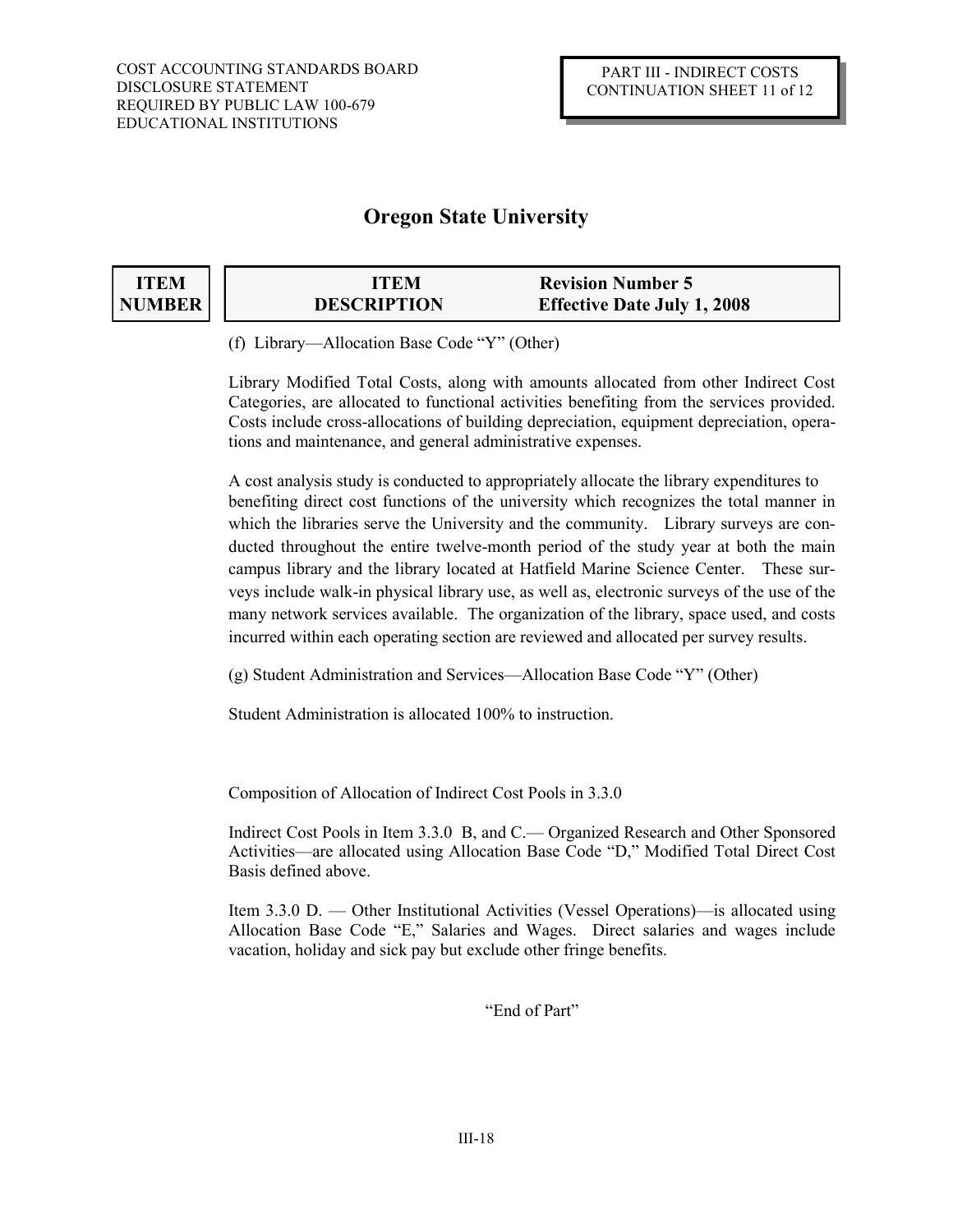# Oregon State University

| ITEM NUMBER | ITEM DESCRIPTION | Revision Number 5 Effective Date July 1, 2008 |
|---|---|---|

(f) Library—Allocation Base Code "Y" (Other)

Library Modified Total Costs, along with amounts allocated from other Indirect Cost Categories, are allocated to functional activities benefiting from the services provided. Costs include cross-allocations of building depreciation, equipment depreciation, operations and maintenance, and general administrative expenses.

A cost analysis study is conducted to appropriately allocate the library expenditures to benefiting direct cost functions of the university which recognizes the total manner in which the libraries serve the University and the community. Library surveys are conducted throughout the entire twelve-month period of the study year at both the main campus library and the library located at Hatfield Marine Science Center. These surveys include walk-in physical library use, as well as, electronic surveys of the use of the many network services available. The organization of the library, space used, and costs incurred within each operating section are reviewed and allocated per survey results.

(g) Student Administration and Services—Allocation Base Code "Y" (Other)

Student Administration is allocated 100% to instruction.

Composition of Allocation of Indirect Cost Pools in 3.3.0

Indirect Cost Pools in Item 3.3.0 B, and C.— Organized Research and Other Sponsored Activities—are allocated using Allocation Base Code "D," Modified Total Direct Cost Basis defined above.

Item 3.3.0 D. — Other Institutional Activities (Vessel Operations)—is allocated using Allocation Base Code "E," Salaries and Wages. Direct salaries and wages include vacation, holiday and sick pay but exclude other fringe benefits.

"End of Part"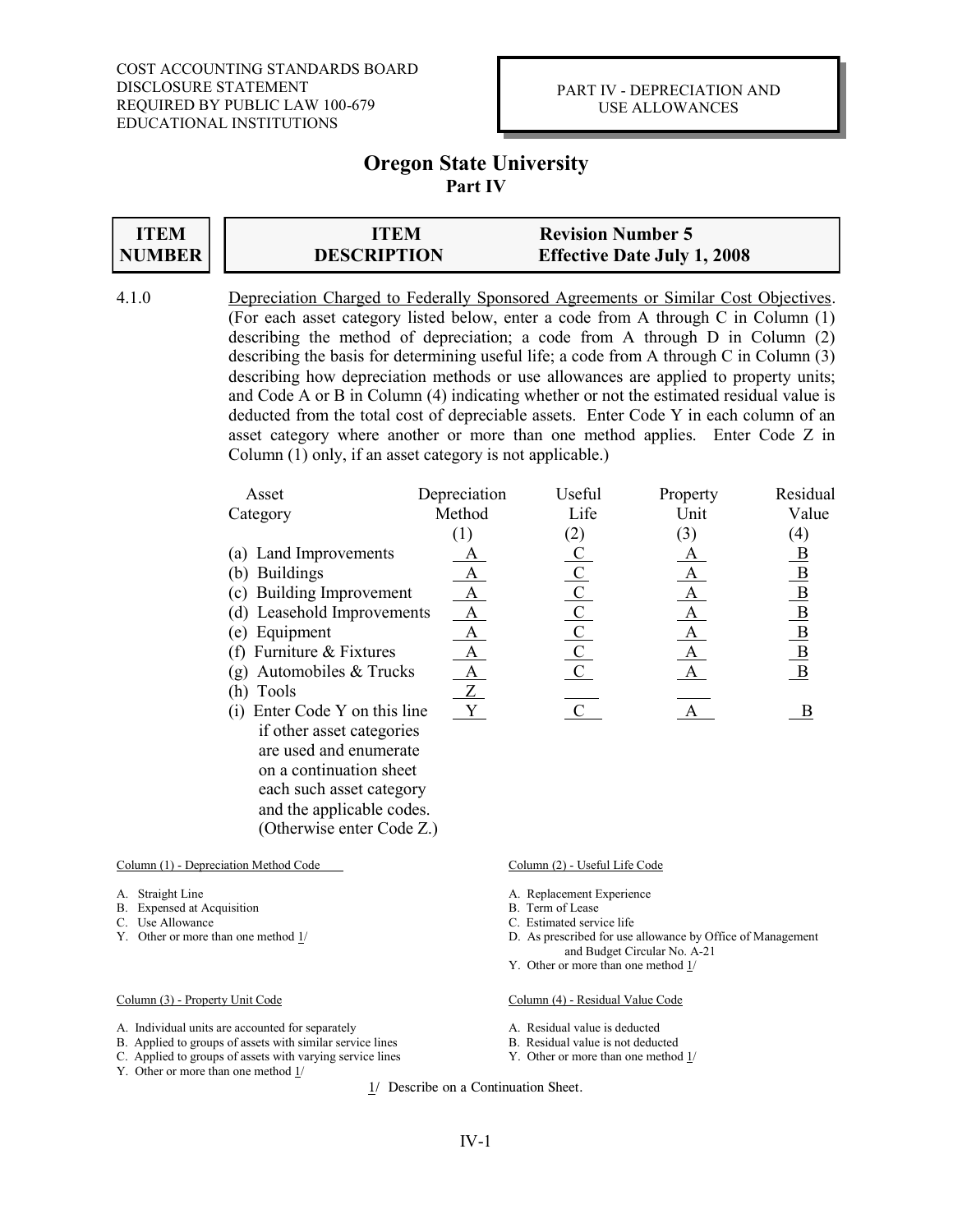COST ACCOUNTING STANDARDS BOARD
DISCLOSURE STATEMENT
REQUIRED BY PUBLIC LAW 100-679
EDUCATIONAL INSTITUTIONS

PART IV - DEPRECIATION AND USE ALLOWANCES

# Oregon State University
## Part IV

| ITEM NUMBER | ITEM DESCRIPTION | Revision Number 5 Effective Date July 1, 2008 |
|---|---|---|

4.1.0 Depreciation Charged to Federally Sponsored Agreements or Similar Cost Objectives. (For each asset category listed below, enter a code from A through C in Column (1) describing the method of depreciation; a code from A through D in Column (2) describing the basis for determining useful life; a code from A through C in Column (3) describing how depreciation methods or use allowances are applied to property units; and Code A or B in Column (4) indicating whether or not the estimated residual value is deducted from the total cost of depreciable assets. Enter Code Y in each column of an asset category where another or more than one method applies. Enter Code Z in Column (1) only, if an asset category is not applicable.)

| Asset Category | Depreciation Method (1) | Useful Life (2) | Property Unit (3) | Residual Value (4) |
|---|---|---|---|---|
| (a) Land Improvements | A | C | A | B |
| (b) Buildings | A | C | A | B |
| (c) Building Improvement | A | C | A | B |
| (d) Leasehold Improvements | A | C | A | B |
| (e) Equipment | A | C | A | B |
| (f) Furniture & Fixtures | A | C | A | B |
| (g) Automobiles & Trucks | A | C | A | B |
| (h) Tools | Z | | | |
| (i) Enter Code Y on this line if other asset categories are used and enumerate on a continuation sheet each such asset category and the applicable codes. (Otherwise enter Code Z.) | Y | C | A | B |

Column (1) - Depreciation Method Code

A. Straight Line
B. Expensed at Acquisition
C. Use Allowance
Y. Other or more than one method 1/

Column (2) - Useful Life Code

A. Replacement Experience
B. Term of Lease
C. Estimated service life
D. As prescribed for use allowance by Office of Management and Budget Circular No. A-21
Y. Other or more than one method 1/

Column (3) - Property Unit Code

A. Individual units are accounted for separately
B. Applied to groups of assets with similar service lines
C. Applied to groups of assets with varying service lines
Y. Other or more than one method 1/

Column (4) - Residual Value Code

A. Residual value is deducted
B. Residual value is not deducted
Y. Other or more than one method 1/

1/ Describe on a Continuation Sheet.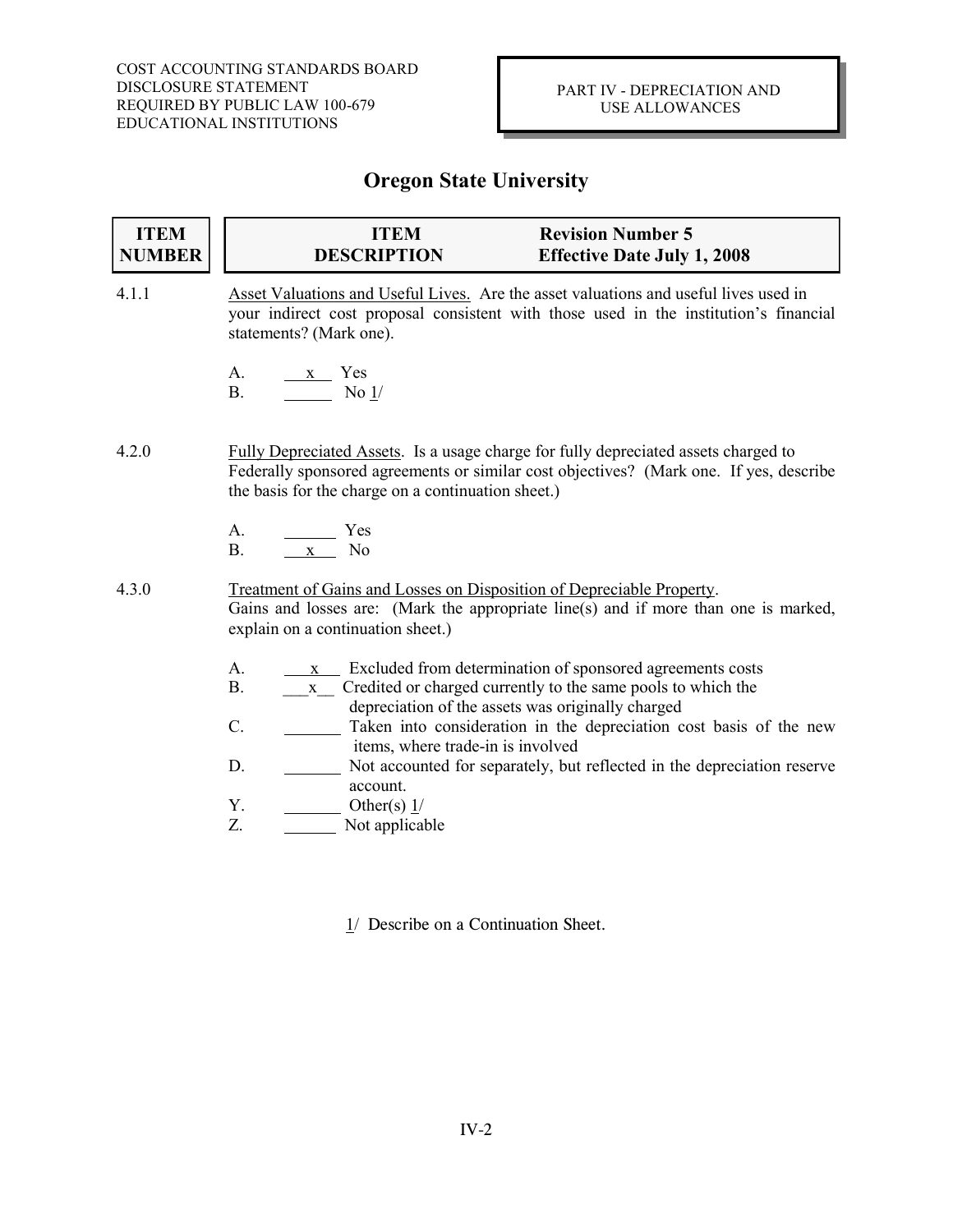COST ACCOUNTING STANDARDS BOARD
DISCLOSURE STATEMENT
REQUIRED BY PUBLIC LAW 100-679
EDUCATIONAL INSTITUTIONS

PART IV - DEPRECIATION AND USE ALLOWANCES

# Oregon State University

| ITEM NUMBER | ITEM DESCRIPTION | Revision Number 5 Effective Date July 1, 2008 |
|---|---|---|

**4.1.1** Asset Valuations and Useful Lives. Are the asset valuations and useful lives used in your indirect cost proposal consistent with those used in the institution's financial statements? (Mark one).

A. __x__ Yes
B. ______ No 1/

**4.2.0** Fully Depreciated Assets. Is a usage charge for fully depreciated assets charged to Federally sponsored agreements or similar cost objectives? (Mark one. If yes, describe the basis for the charge on a continuation sheet.)

A. ______ Yes
B. __x__ No

**4.3.0** Treatment of Gains and Losses on Disposition of Depreciable Property.
Gains and losses are: (Mark the appropriate line(s) and if more than one is marked, explain on a continuation sheet.)

A. __x__ Excluded from determination of sponsored agreements costs
B. __x__ Credited or charged currently to the same pools to which the depreciation of the assets was originally charged
C. ______ Taken into consideration in the depreciation cost basis of the new items, where trade-in is involved
D. ______ Not accounted for separately, but reflected in the depreciation reserve account.
Y. ______ Other(s) 1/
Z. ______ Not applicable

1/ Describe on a Continuation Sheet.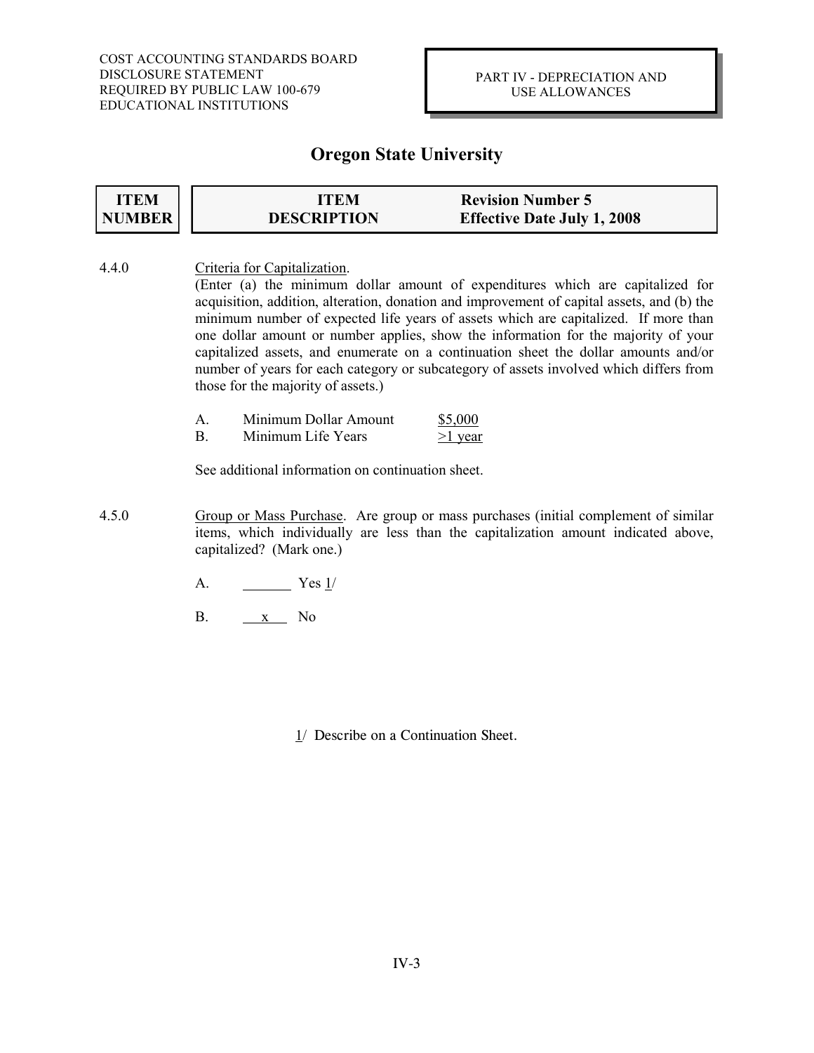COST ACCOUNTING STANDARDS BOARD
DISCLOSURE STATEMENT
REQUIRED BY PUBLIC LAW 100-679
EDUCATIONAL INSTITUTIONS

PART IV - DEPRECIATION AND USE ALLOWANCES

# Oregon State University

| ITEM NUMBER | ITEM DESCRIPTION | Revision Number 5 Effective Date July 1, 2008 |
|---|---|---|

4.4.0 Criteria for Capitalization.

(Enter (a) the minimum dollar amount of expenditures which are capitalized for acquisition, addition, alteration, donation and improvement of capital assets, and (b) the minimum number of expected life years of assets which are capitalized. If more than one dollar amount or number applies, show the information for the majority of your capitalized assets, and enumerate on a continuation sheet the dollar amounts and/or number of years for each category or subcategory of assets involved which differs from those for the majority of assets.)

A. Minimum Dollar Amount $5,000
B. Minimum Life Years >1 year

See additional information on continuation sheet.

4.5.0 Group or Mass Purchase. Are group or mass purchases (initial complement of similar items, which individually are less than the capitalization amount indicated above, capitalized? (Mark one.)

A. ______ Yes 1/

B. __x__ No

1/ Describe on a Continuation Sheet.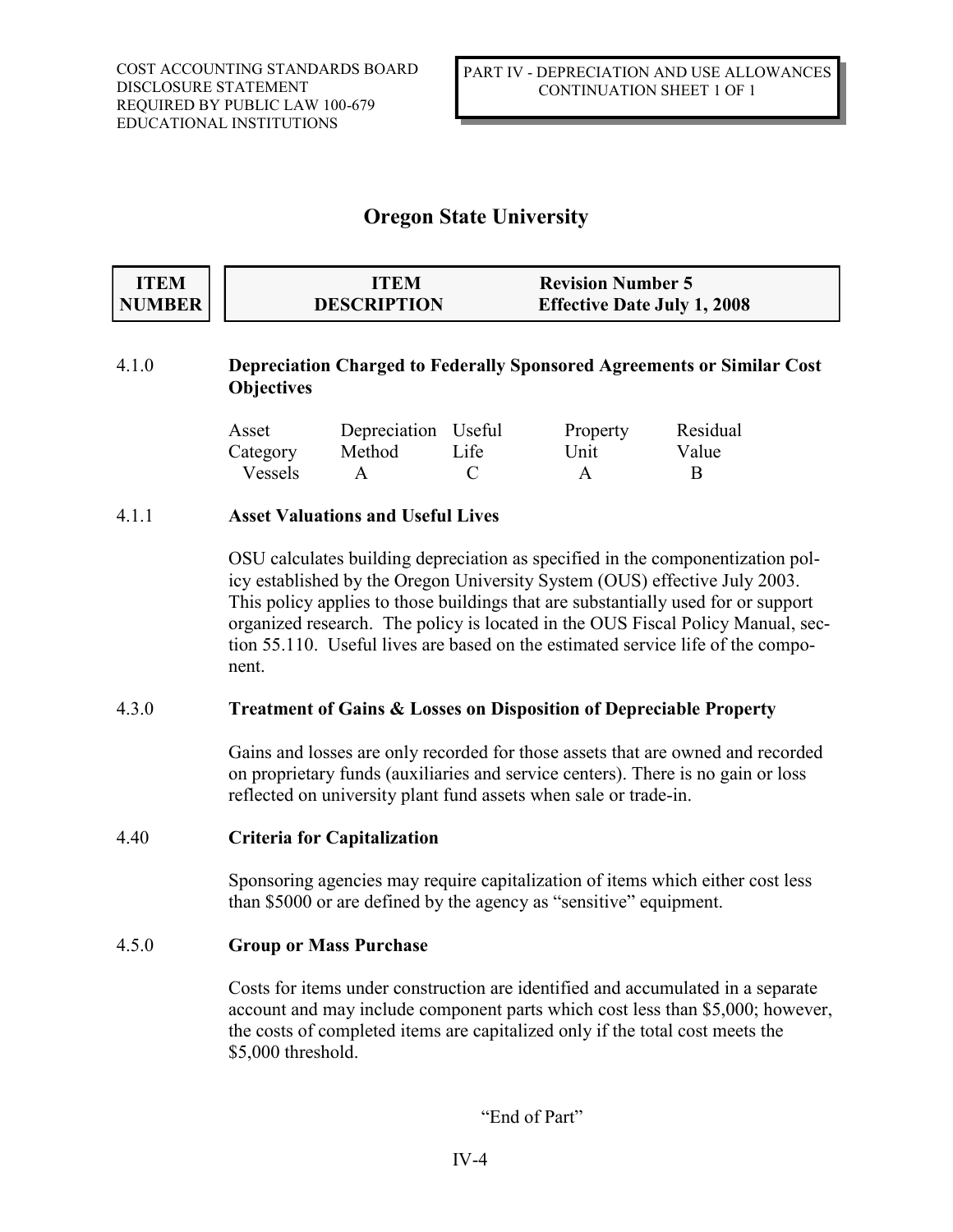COST ACCOUNTING STANDARDS BOARD
DISCLOSURE STATEMENT
REQUIRED BY PUBLIC LAW 100-679
EDUCATIONAL INSTITUTIONS

PART IV - DEPRECIATION AND USE ALLOWANCES
CONTINUATION SHEET 1 OF 1

# Oregon State University

| ITEM NUMBER | ITEM DESCRIPTION | Revision Number 5 Effective Date July 1, 2008 |
|---|---|---|

4.1.0 **Depreciation Charged to Federally Sponsored Agreements or Similar Cost Objectives**

| Asset Category | Depreciation Method | Useful Life | Property Unit | Residual Value |
|---|---|---|---|---|
| Vessels | A | C | A | B |

4.1.1 **Asset Valuations and Useful Lives**

OSU calculates building depreciation as specified in the componentization policy established by the Oregon University System (OUS) effective July 2003. This policy applies to those buildings that are substantially used for or support organized research. The policy is located in the OUS Fiscal Policy Manual, section 55.110. Useful lives are based on the estimated service life of the component.

4.3.0 **Treatment of Gains & Losses on Disposition of Depreciable Property**

Gains and losses are only recorded for those assets that are owned and recorded on proprietary funds (auxiliaries and service centers). There is no gain or loss reflected on university plant fund assets when sale or trade-in.

4.40 **Criteria for Capitalization**

Sponsoring agencies may require capitalization of items which either cost less than $5000 or are defined by the agency as "sensitive" equipment.

4.5.0 **Group or Mass Purchase**

Costs for items under construction are identified and accumulated in a separate account and may include component parts which cost less than $5,000; however, the costs of completed items are capitalized only if the total cost meets the $5,000 threshold.

"End of Part"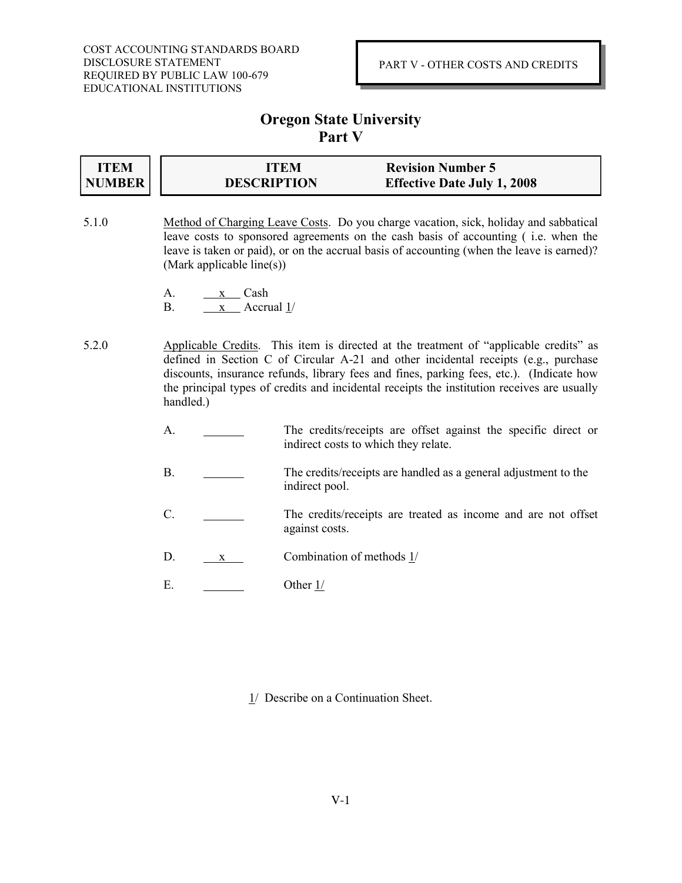COST ACCOUNTING STANDARDS BOARD
DISCLOSURE STATEMENT
REQUIRED BY PUBLIC LAW 100-679
EDUCATIONAL INSTITUTIONS

PART V - OTHER COSTS AND CREDITS

# Oregon State University
## Part V

| ITEM NUMBER | ITEM DESCRIPTION | Revision Number 5 Effective Date July 1, 2008 |
|---|---|---|

5.1.0 Method of Charging Leave Costs. Do you charge vacation, sick, holiday and sabbatical leave costs to sponsored agreements on the cash basis of accounting ( i.e. when the leave is taken or paid), or on the accrual basis of accounting (when the leave is earned)? (Mark applicable line(s))

A. \_\_x\_\_ Cash
B. \_\_x\_\_ Accrual 1/

5.2.0 Applicable Credits. This item is directed at the treatment of "applicable credits" as defined in Section C of Circular A-21 and other incidental receipts (e.g., purchase discounts, insurance refunds, library fees and fines, parking fees, etc.). (Indicate how the principal types of credits and incidental receipts the institution receives are usually handled.)

A. \_\_\_\_\_\_ The credits/receipts are offset against the specific direct or indirect costs to which they relate.

B. \_\_\_\_\_\_ The credits/receipts are handled as a general adjustment to the indirect pool.

C. \_\_\_\_\_\_ The credits/receipts are treated as income and are not offset against costs.

D. \_\_x\_\_ Combination of methods 1/

E. \_\_\_\_\_\_ Other 1/

1/ Describe on a Continuation Sheet.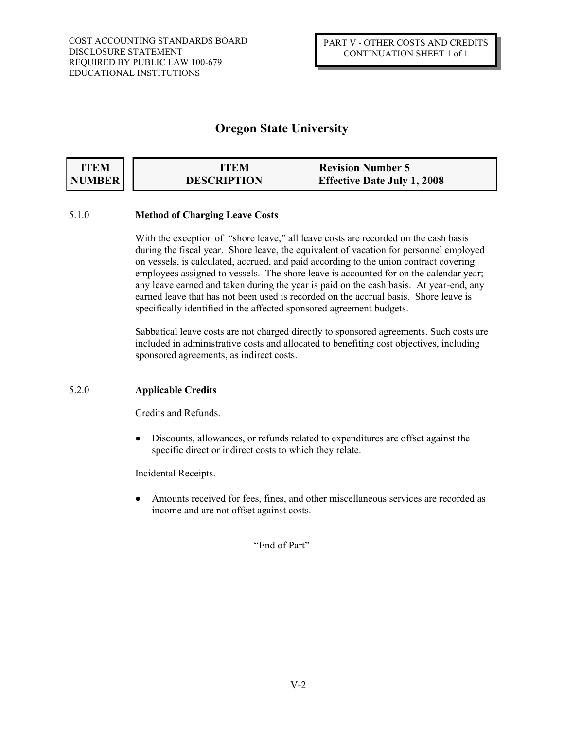COST ACCOUNTING STANDARDS BOARD
DISCLOSURE STATEMENT
REQUIRED BY PUBLIC LAW 100-679
EDUCATIONAL INSTITUTIONS

PART V - OTHER COSTS AND CREDITS
CONTINUATION SHEET 1 of 1

# Oregon State University

| ITEM NUMBER | ITEM DESCRIPTION | Revision Number 5<br>Effective Date July 1, 2008 |
|---|---|---|

5.1.0 **Method of Charging Leave Costs**

With the exception of "shore leave," all leave costs are recorded on the cash basis during the fiscal year. Shore leave, the equivalent of vacation for personnel employed on vessels, is calculated, accrued, and paid according to the union contract covering employees assigned to vessels. The shore leave is accounted for on the calendar year; any leave earned and taken during the year is paid on the cash basis. At year-end, any earned leave that has not been used is recorded on the accrual basis. Shore leave is specifically identified in the affected sponsored agreement budgets.

Sabbatical leave costs are not charged directly to sponsored agreements. Such costs are included in administrative costs and allocated to benefiting cost objectives, including sponsored agreements, as indirect costs.

5.2.0 **Applicable Credits**

Credits and Refunds.

- Discounts, allowances, or refunds related to expenditures are offset against the specific direct or indirect costs to which they relate.

Incidental Receipts.

- Amounts received for fees, fines, and other miscellaneous services are recorded as income and are not offset against costs.

"End of Part"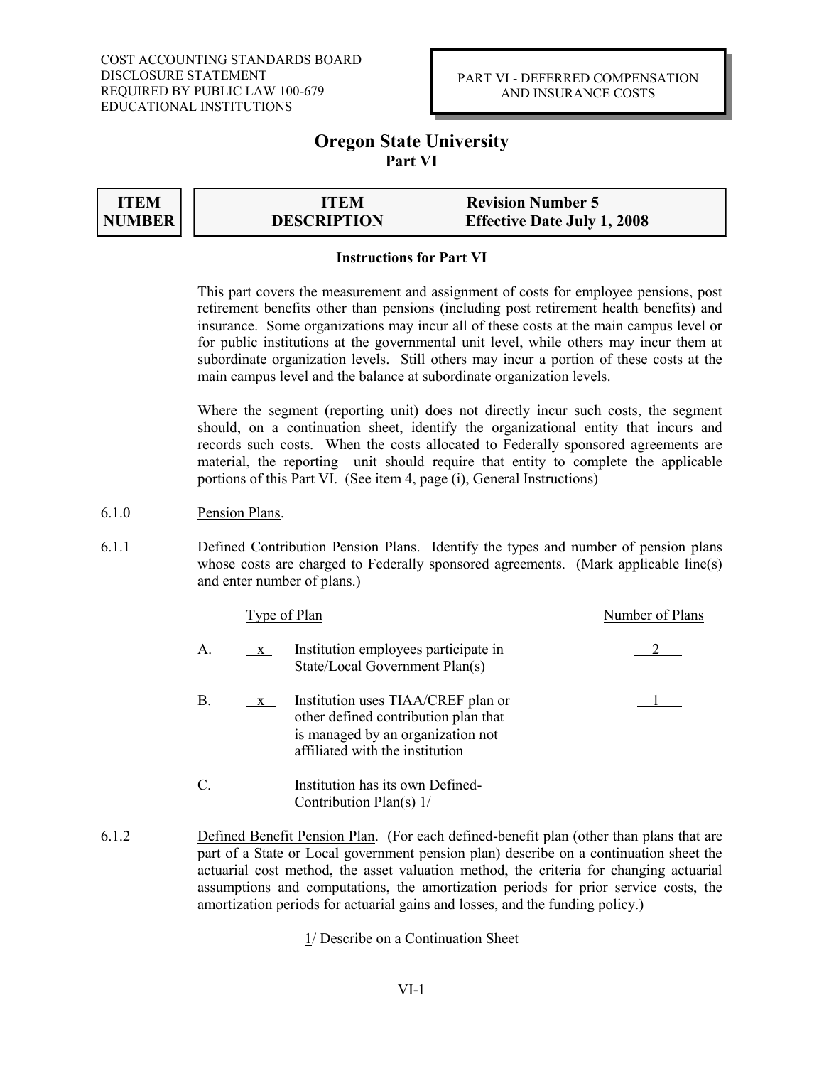COST ACCOUNTING STANDARDS BOARD
DISCLOSURE STATEMENT
REQUIRED BY PUBLIC LAW 100-679
EDUCATIONAL INSTITUTIONS

PART VI - DEFERRED COMPENSATION AND INSURANCE COSTS

# Oregon State University
## Part VI

| ITEM NUMBER | ITEM DESCRIPTION | Revision Number 5 Effective Date July 1, 2008 |
|---|---|---|

**Instructions for Part VI**

This part covers the measurement and assignment of costs for employee pensions, post retirement benefits other than pensions (including post retirement health benefits) and insurance. Some organizations may incur all of these costs at the main campus level or for public institutions at the governmental unit level, while others may incur them at subordinate organization levels. Still others may incur a portion of these costs at the main campus level and the balance at subordinate organization levels.

Where the segment (reporting unit) does not directly incur such costs, the segment should, on a continuation sheet, identify the organizational entity that incurs and records such costs. When the costs allocated to Federally sponsored agreements are material, the reporting unit should require that entity to complete the applicable portions of this Part VI. (See item 4, page (i), General Instructions)

6.1.0 Pension Plans.

6.1.1 Defined Contribution Pension Plans. Identify the types and number of pension plans whose costs are charged to Federally sponsored agreements. (Mark applicable line(s) and enter number of plans.)

| | | Type of Plan | Number of Plans |
|---|---|---|---|
| A. | x | Institution employees participate in State/Local Government Plan(s) | 2 |
| B. | x | Institution uses TIAA/CREF plan or other defined contribution plan that is managed by an organization not affiliated with the institution | 1 |
| C. | ___ | Institution has its own Defined-Contribution Plan(s) 1/ | ___ |

6.1.2 Defined Benefit Pension Plan. (For each defined-benefit plan (other than plans that are part of a State or Local government pension plan) describe on a continuation sheet the actuarial cost method, the asset valuation method, the criteria for changing actuarial assumptions and computations, the amortization periods for prior service costs, the amortization periods for actuarial gains and losses, and the funding policy.)

1/ Describe on a Continuation Sheet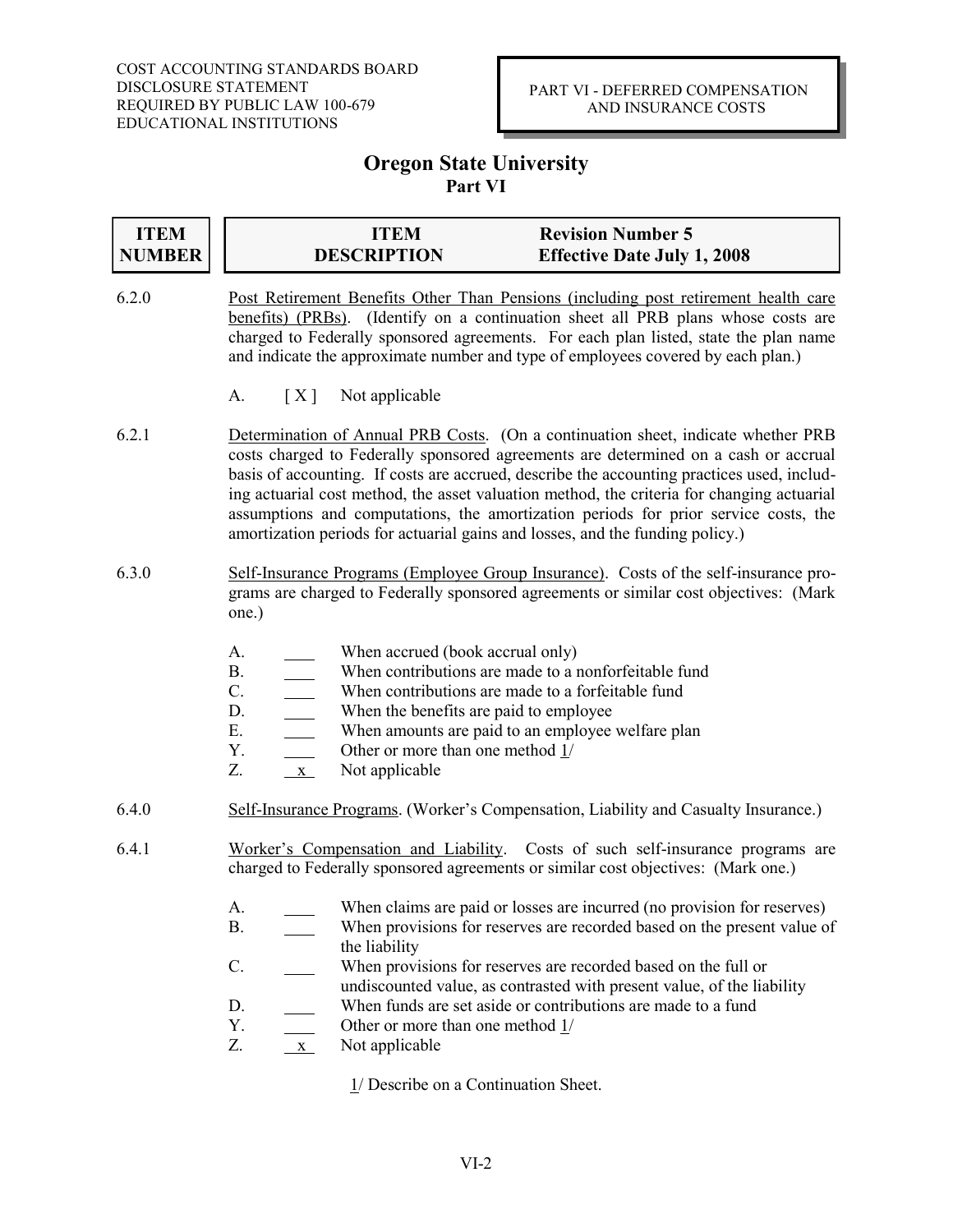COST ACCOUNTING STANDARDS BOARD
DISCLOSURE STATEMENT
REQUIRED BY PUBLIC LAW 100-679
EDUCATIONAL INSTITUTIONS

PART VI - DEFERRED COMPENSATION AND INSURANCE COSTS

# Oregon State University
## Part VI

| ITEM NUMBER | ITEM DESCRIPTION | Revision Number 5 Effective Date July 1, 2008 |
|---|---|---|

**6.2.0** Post Retirement Benefits Other Than Pensions (including post retirement health care benefits) (PRBs). (Identify on a continuation sheet all PRB plans whose costs are charged to Federally sponsored agreements. For each plan listed, state the plan name and indicate the approximate number and type of employees covered by each plan.)

A. [ X ] Not applicable

**6.2.1** Determination of Annual PRB Costs. (On a continuation sheet, indicate whether PRB costs charged to Federally sponsored agreements are determined on a cash or accrual basis of accounting. If costs are accrued, describe the accounting practices used, including actuarial cost method, the asset valuation method, the criteria for changing actuarial assumptions and computations, the amortization periods for prior service costs, the amortization periods for actuarial gains and losses, and the funding policy.)

**6.3.0** Self-Insurance Programs (Employee Group Insurance). Costs of the self-insurance programs are charged to Federally sponsored agreements or similar cost objectives: (Mark one.)

A. ___ When accrued (book accrual only)
B. ___ When contributions are made to a nonforfeitable fund
C. ___ When contributions are made to a forfeitable fund
D. ___ When the benefits are paid to employee
E. ___ When amounts are paid to an employee welfare plan
Y. ___ Other or more than one method 1/
Z. _x_ Not applicable

**6.4.0** Self-Insurance Programs. (Worker's Compensation, Liability and Casualty Insurance.)

**6.4.1** Worker's Compensation and Liability. Costs of such self-insurance programs are charged to Federally sponsored agreements or similar cost objectives: (Mark one.)

A. ___ When claims are paid or losses are incurred (no provision for reserves)
B. ___ When provisions for reserves are recorded based on the present value of the liability
C. ___ When provisions for reserves are recorded based on the full or undiscounted value, as contrasted with present value, of the liability
D. ___ When funds are set aside or contributions are made to a fund
Y. ___ Other or more than one method 1/
Z. _x_ Not applicable

1/ Describe on a Continuation Sheet.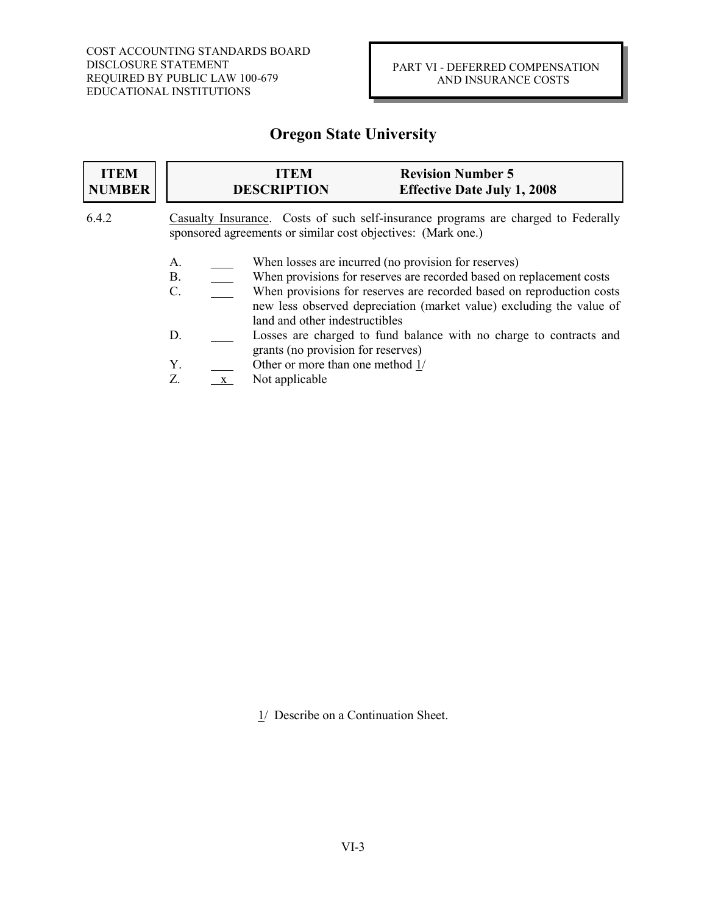COST ACCOUNTING STANDARDS BOARD
DISCLOSURE STATEMENT
REQUIRED BY PUBLIC LAW 100-679
EDUCATIONAL INSTITUTIONS

PART VI - DEFERRED COMPENSATION AND INSURANCE COSTS

# Oregon State University

| ITEM NUMBER | ITEM DESCRIPTION | Revision Number 5 Effective Date July 1, 2008 |
|---|---|---|

6.4.2 Casualty Insurance. Costs of such self-insurance programs are charged to Federally sponsored agreements or similar cost objectives: (Mark one.)

A. \_\_\_\_ When losses are incurred (no provision for reserves)
B. \_\_\_\_ When provisions for reserves are recorded based on replacement costs
C. \_\_\_\_ When provisions for reserves are recorded based on reproduction costs new less observed depreciation (market value) excluding the value of land and other indestructibles
D. \_\_\_\_ Losses are charged to fund balance with no charge to contracts and grants (no provision for reserves)
Y. \_\_\_\_ Other or more than one method 1/
Z. \_\_x\_\_ Not applicable

1/ Describe on a Continuation Sheet.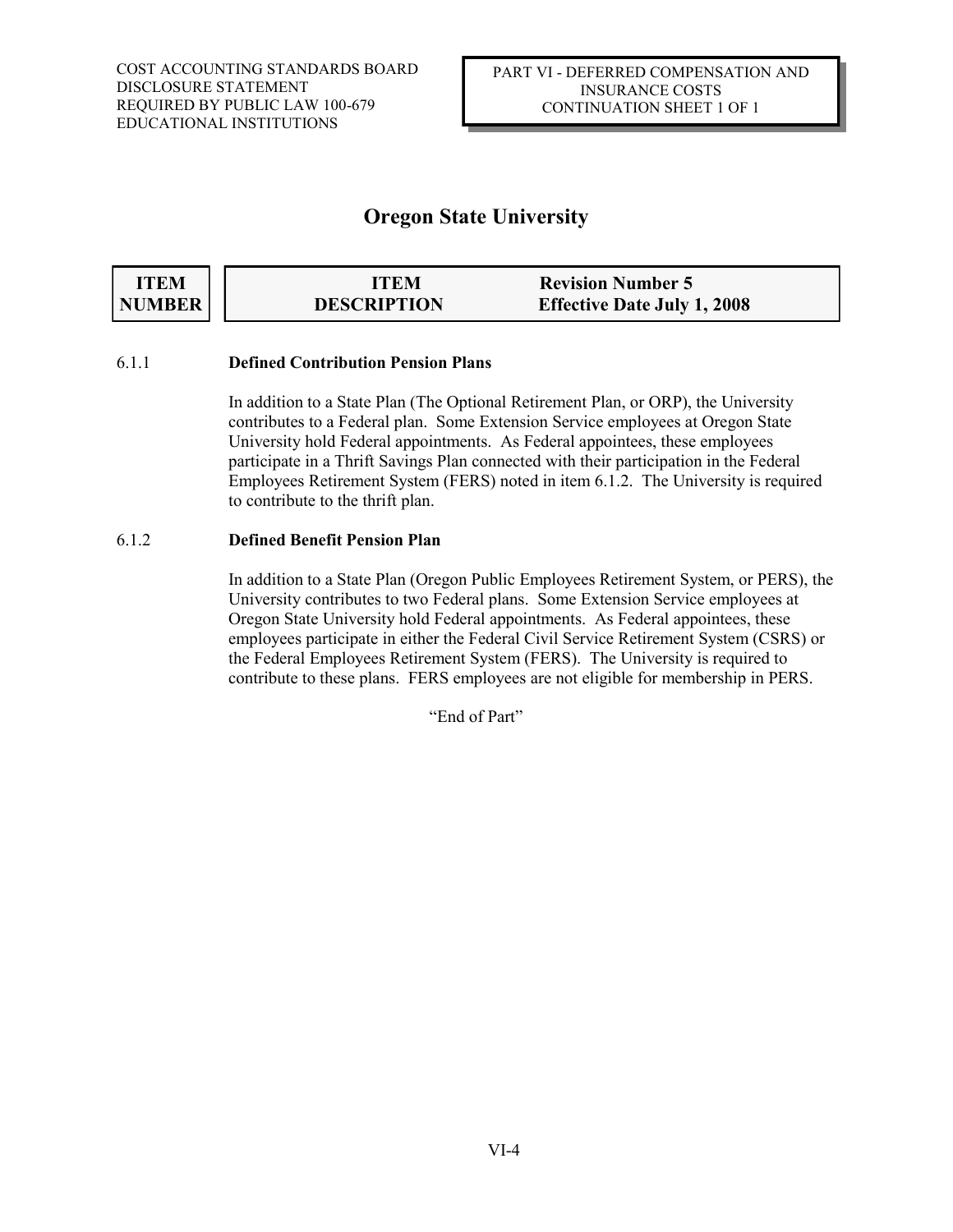COST ACCOUNTING STANDARDS BOARD
DISCLOSURE STATEMENT
REQUIRED BY PUBLIC LAW 100-679
EDUCATIONAL INSTITUTIONS

PART VI - DEFERRED COMPENSATION AND INSURANCE COSTS
CONTINUATION SHEET 1 OF 1

# Oregon State University

| ITEM NUMBER | ITEM DESCRIPTION | Revision Number 5 Effective Date July 1, 2008 |
|---|---|---|

6.1.1 **Defined Contribution Pension Plans**

In addition to a State Plan (The Optional Retirement Plan, or ORP), the University contributes to a Federal plan. Some Extension Service employees at Oregon State University hold Federal appointments. As Federal appointees, these employees participate in a Thrift Savings Plan connected with their participation in the Federal Employees Retirement System (FERS) noted in item 6.1.2. The University is required to contribute to the thrift plan.

6.1.2 **Defined Benefit Pension Plan**

In addition to a State Plan (Oregon Public Employees Retirement System, or PERS), the University contributes to two Federal plans. Some Extension Service employees at Oregon State University hold Federal appointments. As Federal appointees, these employees participate in either the Federal Civil Service Retirement System (CSRS) or the Federal Employees Retirement System (FERS). The University is required to contribute to these plans. FERS employees are not eligible for membership in PERS.

"End of Part"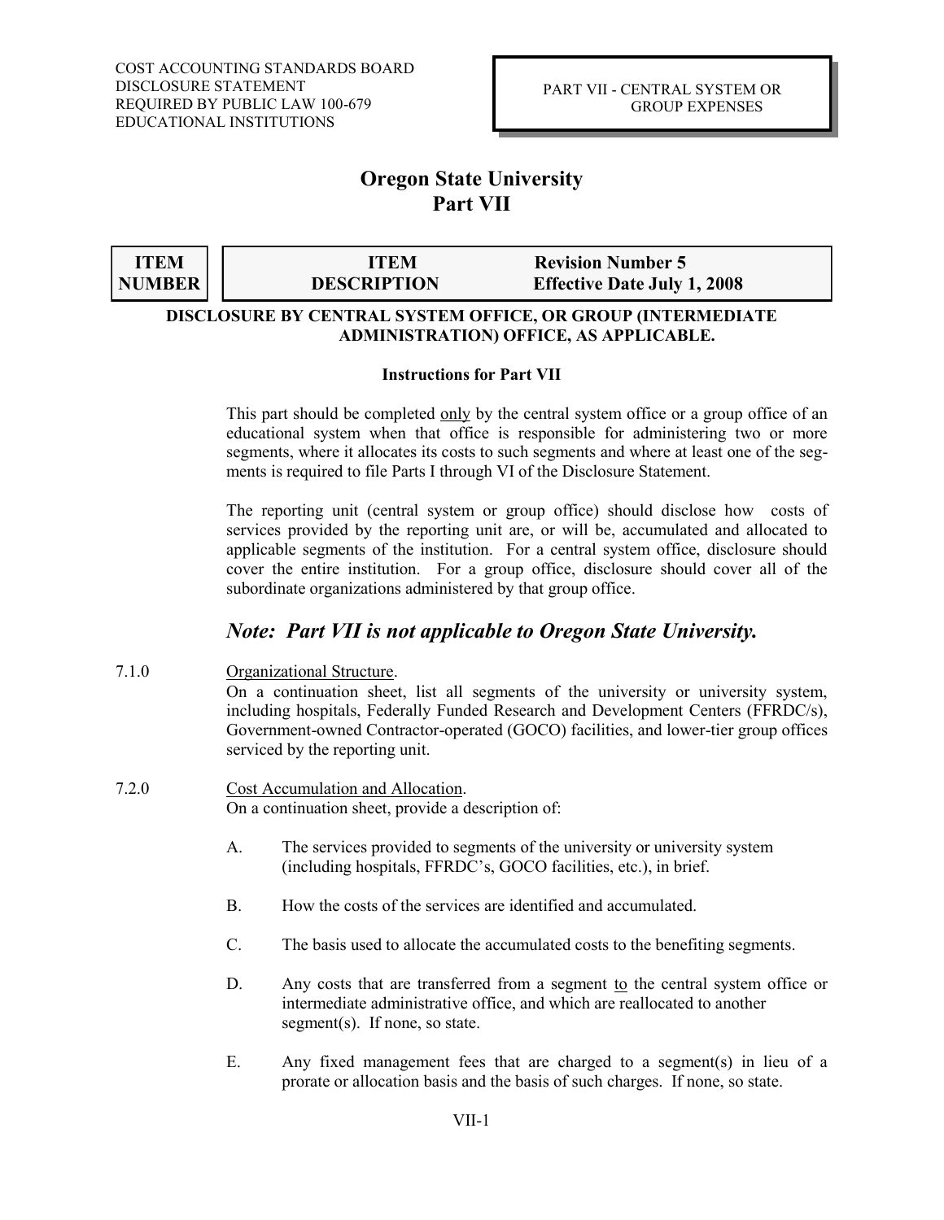COST ACCOUNTING STANDARDS BOARD
DISCLOSURE STATEMENT
REQUIRED BY PUBLIC LAW 100-679
EDUCATIONAL INSTITUTIONS

PART VII - CENTRAL SYSTEM OR GROUP EXPENSES

# Oregon State University
# Part VII

| ITEM NUMBER | ITEM DESCRIPTION | Revision Number 5 Effective Date July 1, 2008 |
|---|---|---|

**DISCLOSURE BY CENTRAL SYSTEM OFFICE, OR GROUP (INTERMEDIATE ADMINISTRATION) OFFICE, AS APPLICABLE.**

**Instructions for Part VII**

This part should be completed only by the central system office or a group office of an educational system when that office is responsible for administering two or more segments, where it allocates its costs to such segments and where at least one of the segments is required to file Parts I through VI of the Disclosure Statement.

The reporting unit (central system or group office) should disclose how costs of services provided by the reporting unit are, or will be, accumulated and allocated to applicable segments of the institution. For a central system office, disclosure should cover the entire institution. For a group office, disclosure should cover all of the subordinate organizations administered by that group office.

## *Note: Part VII is not applicable to Oregon State University.*

7.1.0 Organizational Structure.
On a continuation sheet, list all segments of the university or university system, including hospitals, Federally Funded Research and Development Centers (FFRDC/s), Government-owned Contractor-operated (GOCO) facilities, and lower-tier group offices serviced by the reporting unit.

7.2.0 Cost Accumulation and Allocation.
On a continuation sheet, provide a description of:

A. The services provided to segments of the university or university system (including hospitals, FFRDC's, GOCO facilities, etc.), in brief.

B. How the costs of the services are identified and accumulated.

C. The basis used to allocate the accumulated costs to the benefiting segments.

D. Any costs that are transferred from a segment to the central system office or intermediate administrative office, and which are reallocated to another segment(s). If none, so state.

E. Any fixed management fees that are charged to a segment(s) in lieu of a prorate or allocation basis and the basis of such charges. If none, so state.